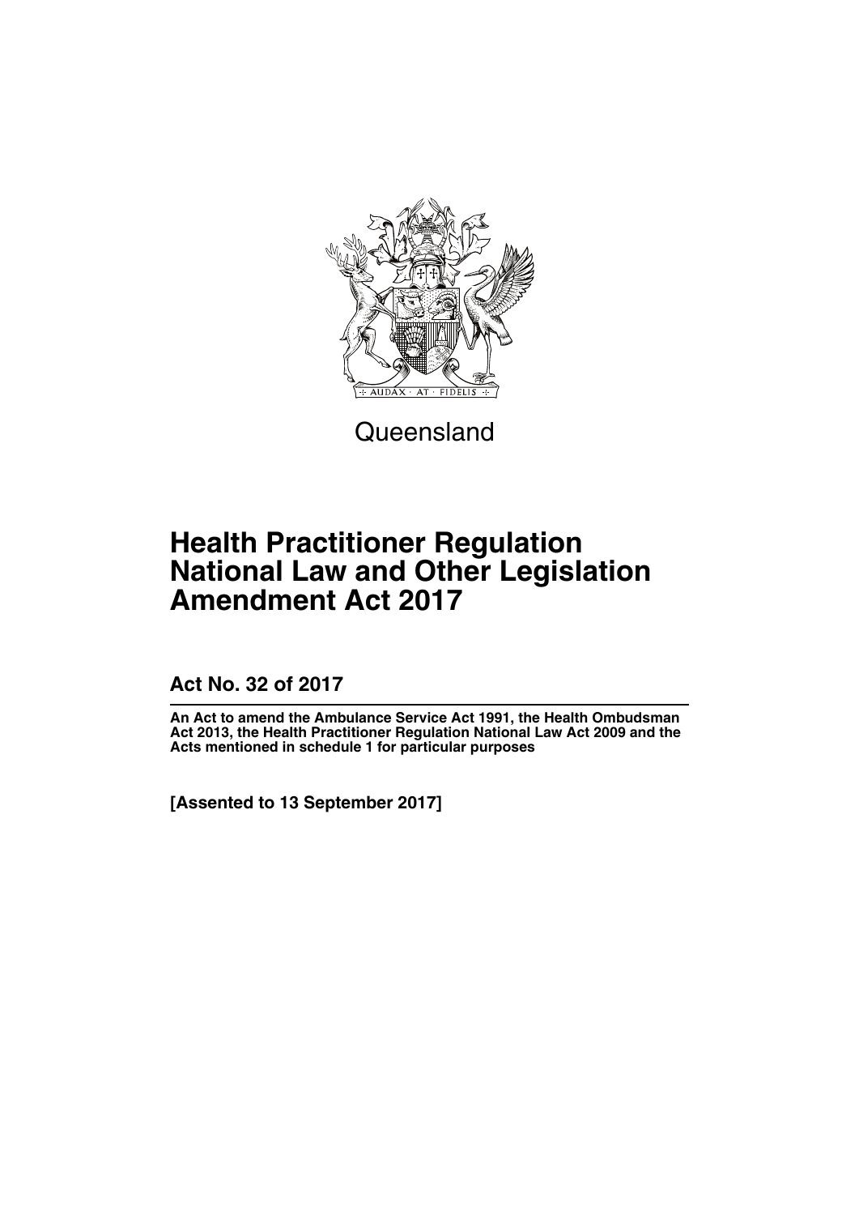Queensland

# Health Practitioner Regulation National Law and Other Legislation Amendment Act 2017

## Act No. 32 of 2017

**An Act to amend the Ambulance Service Act 1991, the Health Ombudsman Act 2013, the Health Practitioner Regulation National Law Act 2009 and the Acts mentioned in schedule 1 for particular purposes**

**[Assented to 13 September 2017]**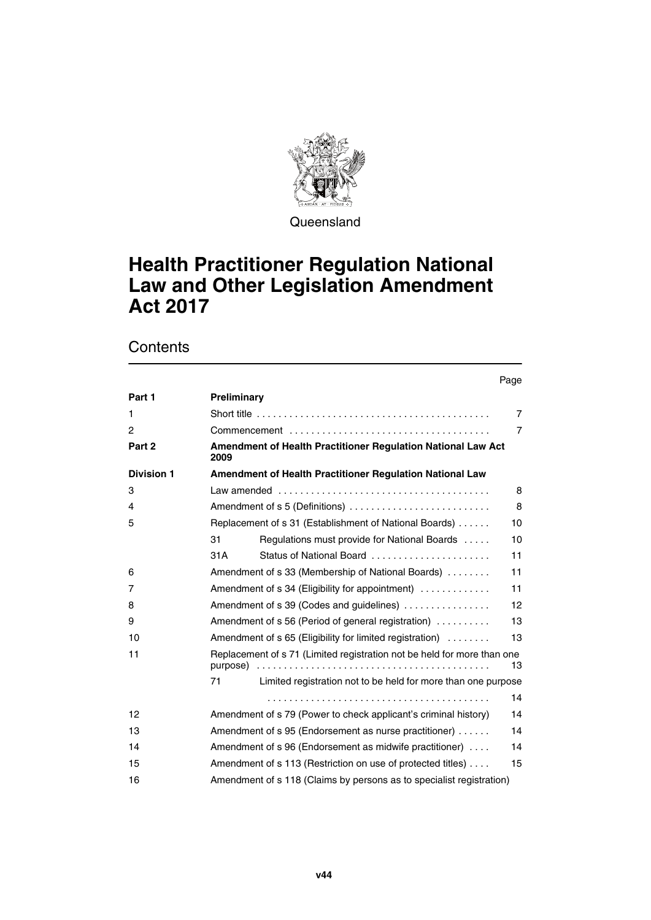Queensland

# Health Practitioner Regulation National Law and Other Legislation Amendment Act 2017

## Contents

| | | | Page |
|---|---|---|---|
| **Part 1** | **Preliminary** | | |
| 1 | Short title | | 7 |
| 2 | Commencement | | 7 |
| **Part 2** | **Amendment of Health Practitioner Regulation National Law Act 2009** | | |
| **Division 1** | **Amendment of Health Practitioner Regulation National Law** | | |
| 3 | Law amended | | 8 |
| 4 | Amendment of s 5 (Definitions) | | 8 |
| 5 | Replacement of s 31 (Establishment of National Boards) | | 10 |
| | 31 | Regulations must provide for National Boards | 10 |
| | 31A | Status of National Board | 11 |
| 6 | Amendment of s 33 (Membership of National Boards) | | 11 |
| 7 | Amendment of s 34 (Eligibility for appointment) | | 11 |
| 8 | Amendment of s 39 (Codes and guidelines) | | 12 |
| 9 | Amendment of s 56 (Period of general registration) | | 13 |
| 10 | Amendment of s 65 (Eligibility for limited registration) | | 13 |
| 11 | Replacement of s 71 (Limited registration not be held for more than one purpose) | | 13 |
| | 71 | Limited registration not to be held for more than one purpose | 14 |
| 12 | Amendment of s 79 (Power to check applicant's criminal history) | | 14 |
| 13 | Amendment of s 95 (Endorsement as nurse practitioner) | | 14 |
| 14 | Amendment of s 96 (Endorsement as midwife practitioner) | | 14 |
| 15 | Amendment of s 113 (Restriction on use of protected titles) | | 15 |
| 16 | Amendment of s 118 (Claims by persons as to specialist registration) | | |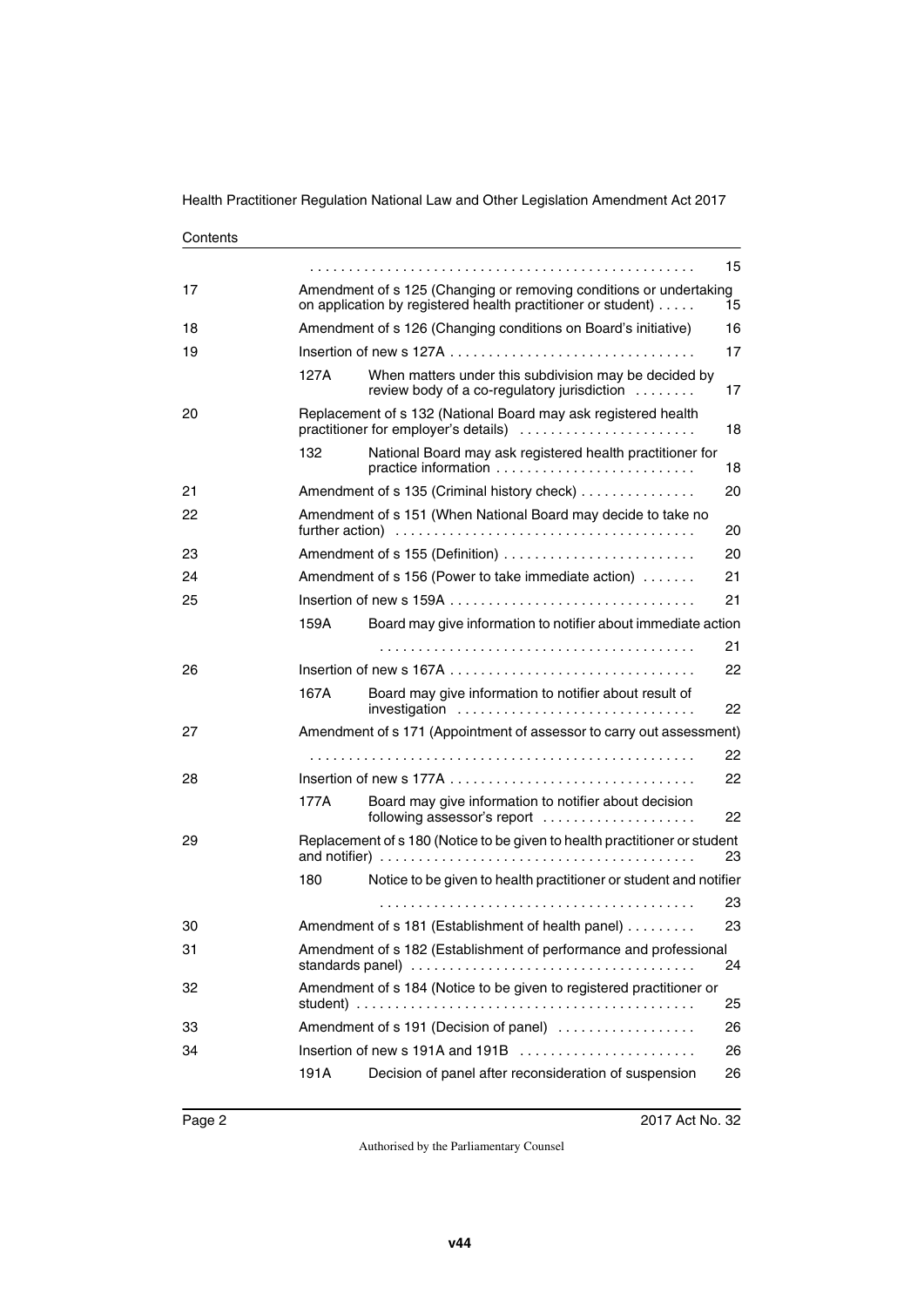Contents

| | | | |
|---|---|---|---|
| | | | 15 |
| 17 | | Amendment of s 125 (Changing or removing conditions or undertaking on application by registered health practitioner or student) | 15 |
| 18 | | Amendment of s 126 (Changing conditions on Board's initiative) | 16 |
| 19 | | Insertion of new s 127A | 17 |
| | 127A | When matters under this subdivision may be decided by review body of a co-regulatory jurisdiction | 17 |
| 20 | | Replacement of s 132 (National Board may ask registered health practitioner for employer's details) | 18 |
| | 132 | National Board may ask registered health practitioner for practice information | 18 |
| 21 | | Amendment of s 135 (Criminal history check) | 20 |
| 22 | | Amendment of s 151 (When National Board may decide to take no further action) | 20 |
| 23 | | Amendment of s 155 (Definition) | 20 |
| 24 | | Amendment of s 156 (Power to take immediate action) | 21 |
| 25 | | Insertion of new s 159A | 21 |
| | 159A | Board may give information to notifier about immediate action | 21 |
| 26 | | Insertion of new s 167A | 22 |
| | 167A | Board may give information to notifier about result of investigation | 22 |
| 27 | | Amendment of s 171 (Appointment of assessor to carry out assessment) | 22 |
| 28 | | Insertion of new s 177A | 22 |
| | 177A | Board may give information to notifier about decision following assessor's report | 22 |
| 29 | | Replacement of s 180 (Notice to be given to health practitioner or student and notifier) | 23 |
| | 180 | Notice to be given to health practitioner or student and notifier | 23 |
| 30 | | Amendment of s 181 (Establishment of health panel) | 23 |
| 31 | | Amendment of s 182 (Establishment of performance and professional standards panel) | 24 |
| 32 | | Amendment of s 184 (Notice to be given to registered practitioner or student) | 25 |
| 33 | | Amendment of s 191 (Decision of panel) | 26 |
| 34 | | Insertion of new s 191A and 191B | 26 |
| | 191A | Decision of panel after reconsideration of suspension | 26 |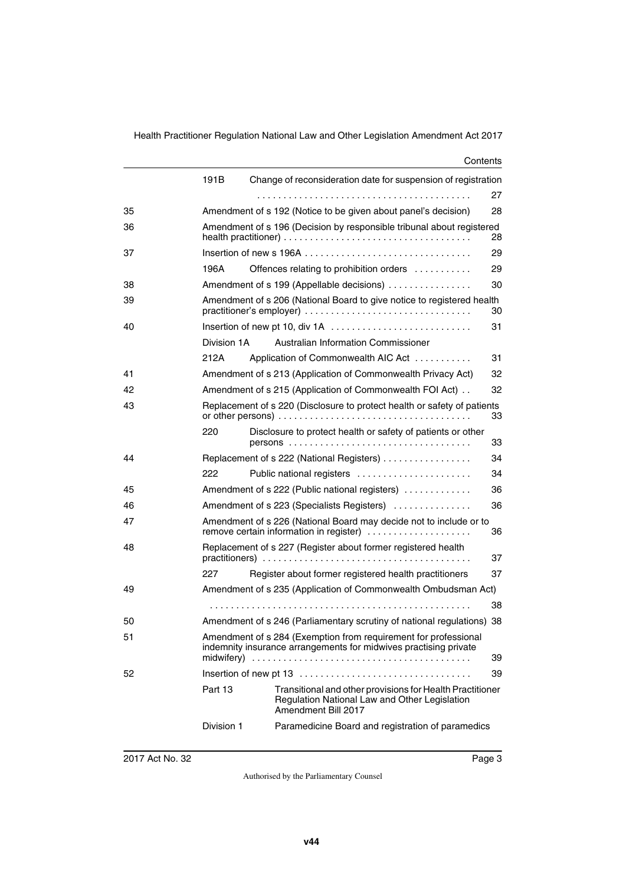| | | | |
|---|---|---|---|
| | 191B | Change of reconsideration date for suspension of registration | 27 |
| 35 | | Amendment of s 192 (Notice to be given about panel's decision) | 28 |
| 36 | | Amendment of s 196 (Decision by responsible tribunal about registered health practitioner) | 28 |
| 37 | | Insertion of new s 196A | 29 |
| | 196A | Offences relating to prohibition orders | 29 |
| 38 | | Amendment of s 199 (Appellable decisions) | 30 |
| 39 | | Amendment of s 206 (National Board to give notice to registered health practitioner's employer) | 30 |
| 40 | | Insertion of new pt 10, div 1A | 31 |
| | Division 1A | Australian Information Commissioner | |
| | 212A | Application of Commonwealth AIC Act | 31 |
| 41 | | Amendment of s 213 (Application of Commonwealth Privacy Act) | 32 |
| 42 | | Amendment of s 215 (Application of Commonwealth FOI Act) | 32 |
| 43 | | Replacement of s 220 (Disclosure to protect health or safety of patients or other persons) | 33 |
| | 220 | Disclosure to protect health or safety of patients or other persons | 33 |
| 44 | | Replacement of s 222 (National Registers) | 34 |
| | 222 | Public national registers | 34 |
| 45 | | Amendment of s 222 (Public national registers) | 36 |
| 46 | | Amendment of s 223 (Specialists Registers) | 36 |
| 47 | | Amendment of s 226 (National Board may decide not to include or to remove certain information in register) | 36 |
| 48 | | Replacement of s 227 (Register about former registered health practitioners) | 37 |
| | 227 | Register about former registered health practitioners | 37 |
| 49 | | Amendment of s 235 (Application of Commonwealth Ombudsman Act) | 38 |
| 50 | | Amendment of s 246 (Parliamentary scrutiny of national regulations) | 38 |
| 51 | | Amendment of s 284 (Exemption from requirement for professional indemnity insurance arrangements for midwives practising private midwifery) | 39 |
| 52 | | Insertion of new pt 13 | 39 |
| | Part 13 | Transitional and other provisions for Health Practitioner Regulation National Law and Other Legislation Amendment Bill 2017 | |
| | Division 1 | Paramedicine Board and registration of paramedics | |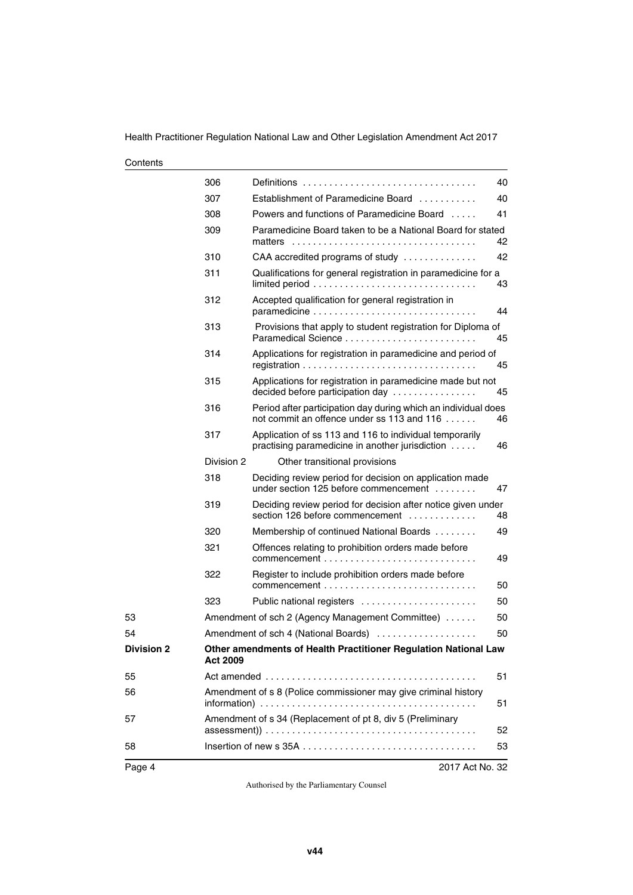Contents

| | | | |
|---|---|---|---|
| | 306 | Definitions | 40 |
| | 307 | Establishment of Paramedicine Board | 40 |
| | 308 | Powers and functions of Paramedicine Board | 41 |
| | 309 | Paramedicine Board taken to be a National Board for stated matters | 42 |
| | 310 | CAA accredited programs of study | 42 |
| | 311 | Qualifications for general registration in paramedicine for a limited period | 43 |
| | 312 | Accepted qualification for general registration in paramedicine | 44 |
| | 313 | Provisions that apply to student registration for Diploma of Paramedical Science | 45 |
| | 314 | Applications for registration in paramedicine and period of registration | 45 |
| | 315 | Applications for registration in paramedicine made but not decided before participation day | 45 |
| | 316 | Period after participation day during which an individual does not commit an offence under ss 113 and 116 | 46 |
| | 317 | Application of ss 113 and 116 to individual temporarily practising paramedicine in another jurisdiction | 46 |
| | Division 2 | Other transitional provisions | |
| | 318 | Deciding review period for decision on application made under section 125 before commencement | 47 |
| | 319 | Deciding review period for decision after notice given under section 126 before commencement | 48 |
| | 320 | Membership of continued National Boards | 49 |
| | 321 | Offences relating to prohibition orders made before commencement | 49 |
| | 322 | Register to include prohibition orders made before commencement | 50 |
| | 323 | Public national registers | 50 |
| 53 | Amendment of sch 2 (Agency Management Committee) | | 50 |
| 54 | Amendment of sch 4 (National Boards) | | 50 |
| **Division 2** | **Other amendments of Health Practitioner Regulation National Law Act 2009** | | |
| 55 | Act amended | | 51 |
| 56 | Amendment of s 8 (Police commissioner may give criminal history information) | | 51 |
| 57 | Amendment of s 34 (Replacement of pt 8, div 5 (Preliminary assessment)) | | 52 |
| 58 | Insertion of new s 35A | | 53 |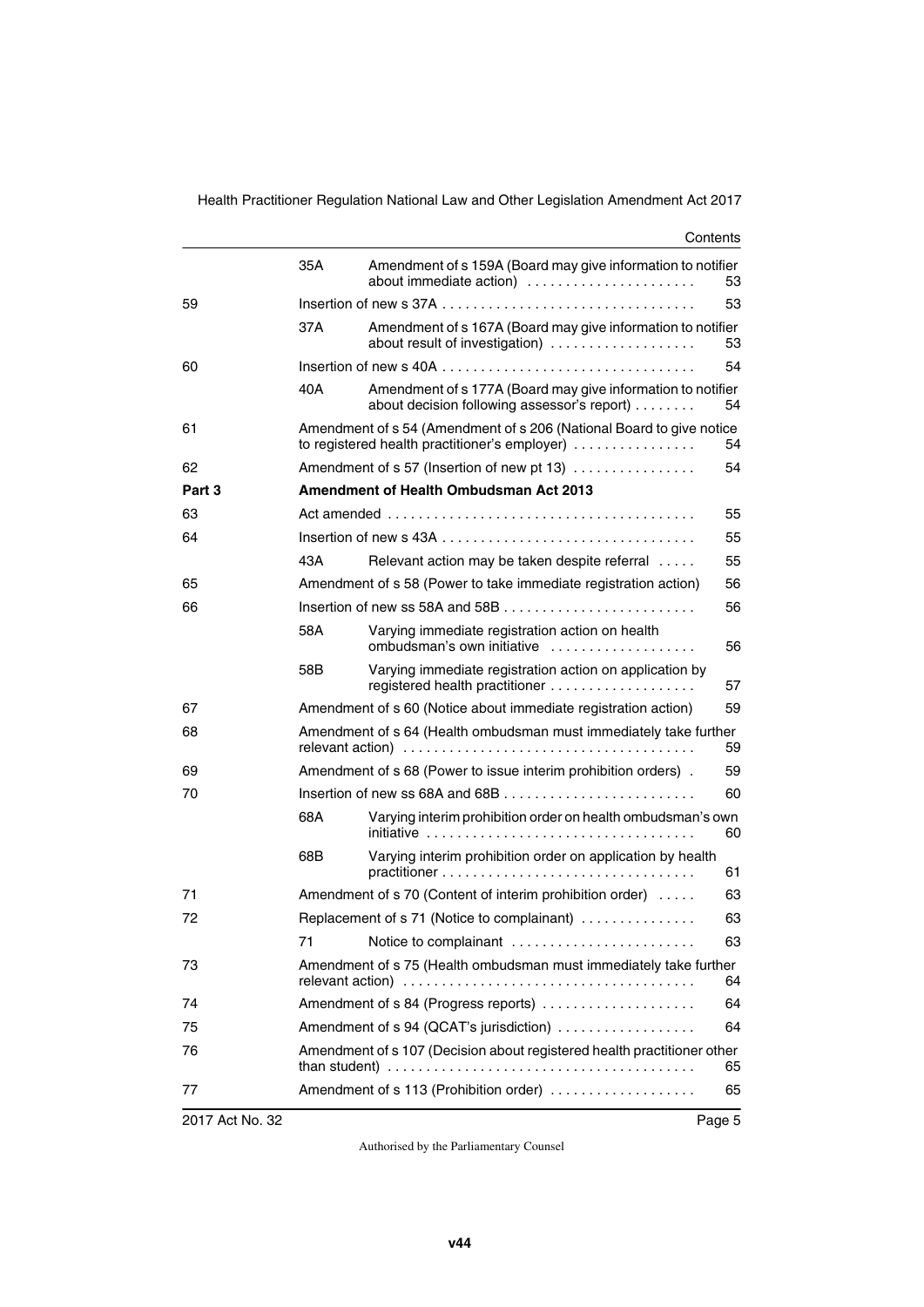| | | | |
|---|---|---|---|
| | 35A | Amendment of s 159A (Board may give information to notifier about immediate action) | 53 |
| 59 | | Insertion of new s 37A | 53 |
| | 37A | Amendment of s 167A (Board may give information to notifier about result of investigation) | 53 |
| 60 | | Insertion of new s 40A | 54 |
| | 40A | Amendment of s 177A (Board may give information to notifier about decision following assessor's report) | 54 |
| 61 | | Amendment of s 54 (Amendment of s 206 (National Board to give notice to registered health practitioner's employer) | 54 |
| 62 | | Amendment of s 57 (Insertion of new pt 13) | 54 |
| **Part 3** | | **Amendment of Health Ombudsman Act 2013** | |
| 63 | | Act amended | 55 |
| 64 | | Insertion of new s 43A | 55 |
| | 43A | Relevant action may be taken despite referral | 55 |
| 65 | | Amendment of s 58 (Power to take immediate registration action) | 56 |
| 66 | | Insertion of new ss 58A and 58B | 56 |
| | 58A | Varying immediate registration action on health ombudsman's own initiative | 56 |
| | 58B | Varying immediate registration action on application by registered health practitioner | 57 |
| 67 | | Amendment of s 60 (Notice about immediate registration action) | 59 |
| 68 | | Amendment of s 64 (Health ombudsman must immediately take further relevant action) | 59 |
| 69 | | Amendment of s 68 (Power to issue interim prohibition orders) | 59 |
| 70 | | Insertion of new ss 68A and 68B | 60 |
| | 68A | Varying interim prohibition order on health ombudsman's own initiative | 60 |
| | 68B | Varying interim prohibition order on application by health practitioner | 61 |
| 71 | | Amendment of s 70 (Content of interim prohibition order) | 63 |
| 72 | | Replacement of s 71 (Notice to complainant) | 63 |
| | 71 | Notice to complainant | 63 |
| 73 | | Amendment of s 75 (Health ombudsman must immediately take further relevant action) | 64 |
| 74 | | Amendment of s 84 (Progress reports) | 64 |
| 75 | | Amendment of s 94 (QCAT's jurisdiction) | 64 |
| 76 | | Amendment of s 107 (Decision about registered health practitioner other than student) | 65 |
| 77 | | Amendment of s 113 (Prohibition order) | 65 |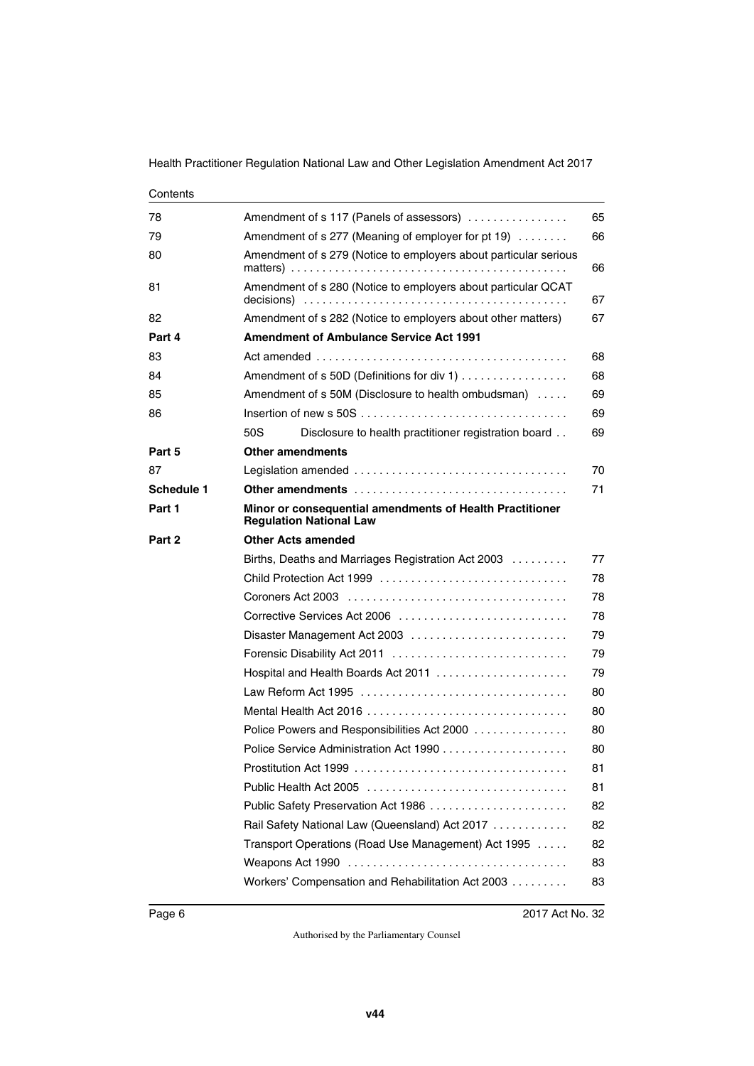| | | |
|---|---|---|
| 78 | Amendment of s 117 (Panels of assessors) | 65 |
| 79 | Amendment of s 277 (Meaning of employer for pt 19) | 66 |
| 80 | Amendment of s 279 (Notice to employers about particular serious matters) | 66 |
| 81 | Amendment of s 280 (Notice to employers about particular QCAT decisions) | 67 |
| 82 | Amendment of s 282 (Notice to employers about other matters) | 67 |
| **Part 4** | **Amendment of Ambulance Service Act 1991** | |
| 83 | Act amended | 68 |
| 84 | Amendment of s 50D (Definitions for div 1) | 68 |
| 85 | Amendment of s 50M (Disclosure to health ombudsman) | 69 |
| 86 | Insertion of new s 50S | 69 |
| | 50S Disclosure to health practitioner registration board | 69 |
| **Part 5** | **Other amendments** | |
| 87 | Legislation amended | 70 |
| **Schedule 1** | **Other amendments** | 71 |
| **Part 1** | **Minor or consequential amendments of Health Practitioner Regulation National Law** | |
| **Part 2** | **Other Acts amended** | |
| | Births, Deaths and Marriages Registration Act 2003 | 77 |
| | Child Protection Act 1999 | 78 |
| | Coroners Act 2003 | 78 |
| | Corrective Services Act 2006 | 78 |
| | Disaster Management Act 2003 | 79 |
| | Forensic Disability Act 2011 | 79 |
| | Hospital and Health Boards Act 2011 | 79 |
| | Law Reform Act 1995 | 80 |
| | Mental Health Act 2016 | 80 |
| | Police Powers and Responsibilities Act 2000 | 80 |
| | Police Service Administration Act 1990 | 80 |
| | Prostitution Act 1999 | 81 |
| | Public Health Act 2005 | 81 |
| | Public Safety Preservation Act 1986 | 82 |
| | Rail Safety National Law (Queensland) Act 2017 | 82 |
| | Transport Operations (Road Use Management) Act 1995 | 82 |
| | Weapons Act 1990 | 83 |
| | Workers' Compensation and Rehabilitation Act 2003 | 83 |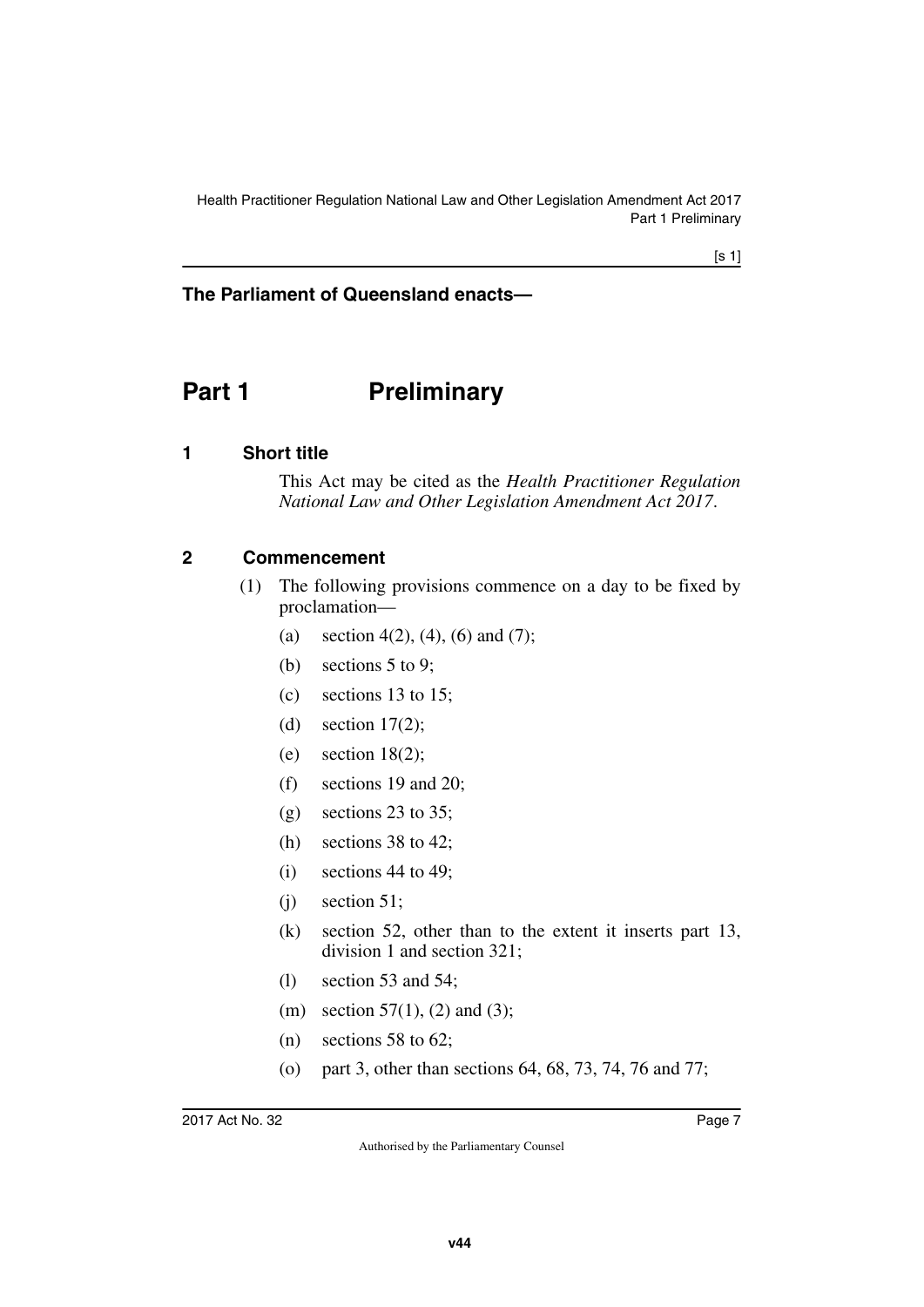**The Parliament of Queensland enacts—**

# Part 1 Preliminary

## 1 Short title

This Act may be cited as the *Health Practitioner Regulation National Law and Other Legislation Amendment Act 2017*.

## 2 Commencement

(1) The following provisions commence on a day to be fixed by proclamation—

- (a) section 4(2), (4), (6) and (7);
- (b) sections 5 to 9;
- (c) sections 13 to 15;
- (d) section 17(2);
- (e) section 18(2);
- (f) sections 19 and 20;
- (g) sections 23 to 35;
- (h) sections 38 to 42;
- (i) sections 44 to 49;
- (j) section 51;
- (k) section 52, other than to the extent it inserts part 13, division 1 and section 321;
- (l) section 53 and 54;
- (m) section 57(1), (2) and (3);
- (n) sections 58 to 62;
- (o) part 3, other than sections 64, 68, 73, 74, 76 and 77;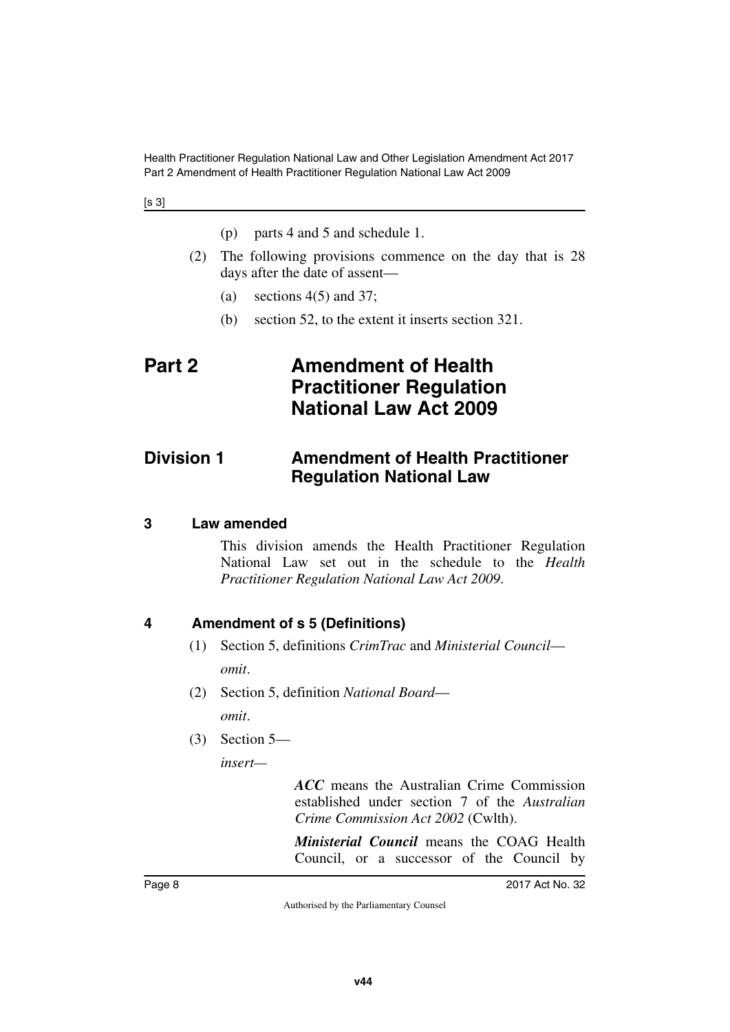(p) parts 4 and 5 and schedule 1.

(2) The following provisions commence on the day that is 28 days after the date of assent—

(a) sections 4(5) and 37;

(b) section 52, to the extent it inserts section 321.

# Part 2 Amendment of Health Practitioner Regulation National Law Act 2009

## Division 1 Amendment of Health Practitioner Regulation National Law

### 3 Law amended

This division amends the Health Practitioner Regulation National Law set out in the schedule to the *Health Practitioner Regulation National Law Act 2009*.

### 4 Amendment of s 5 (Definitions)

(1) Section 5, definitions *CrimTrac* and *Ministerial Council*—

*omit*.

(2) Section 5, definition *National Board*—

*omit*.

(3) Section 5—

*insert*—

***ACC*** means the Australian Crime Commission established under section 7 of the *Australian Crime Commission Act 2002* (Cwlth).

***Ministerial Council*** means the COAG Health Council, or a successor of the Council by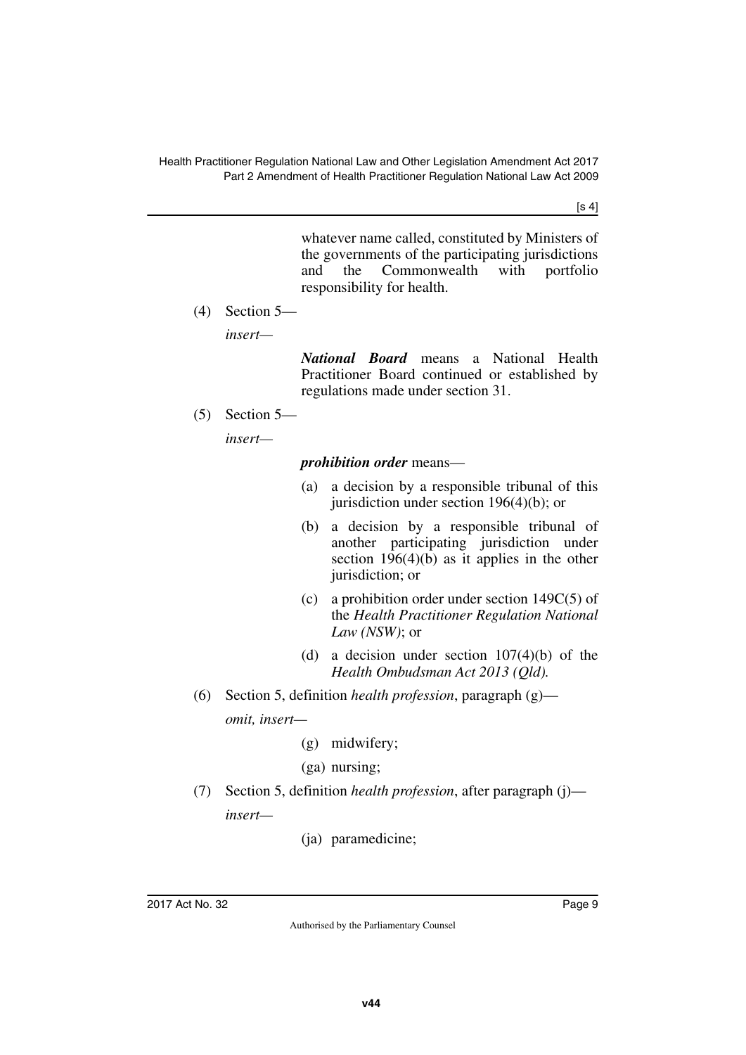whatever name called, constituted by Ministers of the governments of the participating jurisdictions and the Commonwealth with portfolio responsibility for health.

(4) Section 5—

*insert—*

***National Board*** means a National Health Practitioner Board continued or established by regulations made under section 31.

(5) Section 5—

*insert—*

***prohibition order*** means—

(a) a decision by a responsible tribunal of this jurisdiction under section 196(4)(b); or

(b) a decision by a responsible tribunal of another participating jurisdiction under section 196(4)(b) as it applies in the other jurisdiction; or

(c) a prohibition order under section 149C(5) of the *Health Practitioner Regulation National Law (NSW)*; or

(d) a decision under section 107(4)(b) of the *Health Ombudsman Act 2013 (Qld).*

(6) Section 5, definition *health profession*, paragraph (g)—

*omit, insert—*

(g) midwifery;

(ga) nursing;

(7) Section 5, definition *health profession*, after paragraph (j)—

*insert—*

(ja) paramedicine;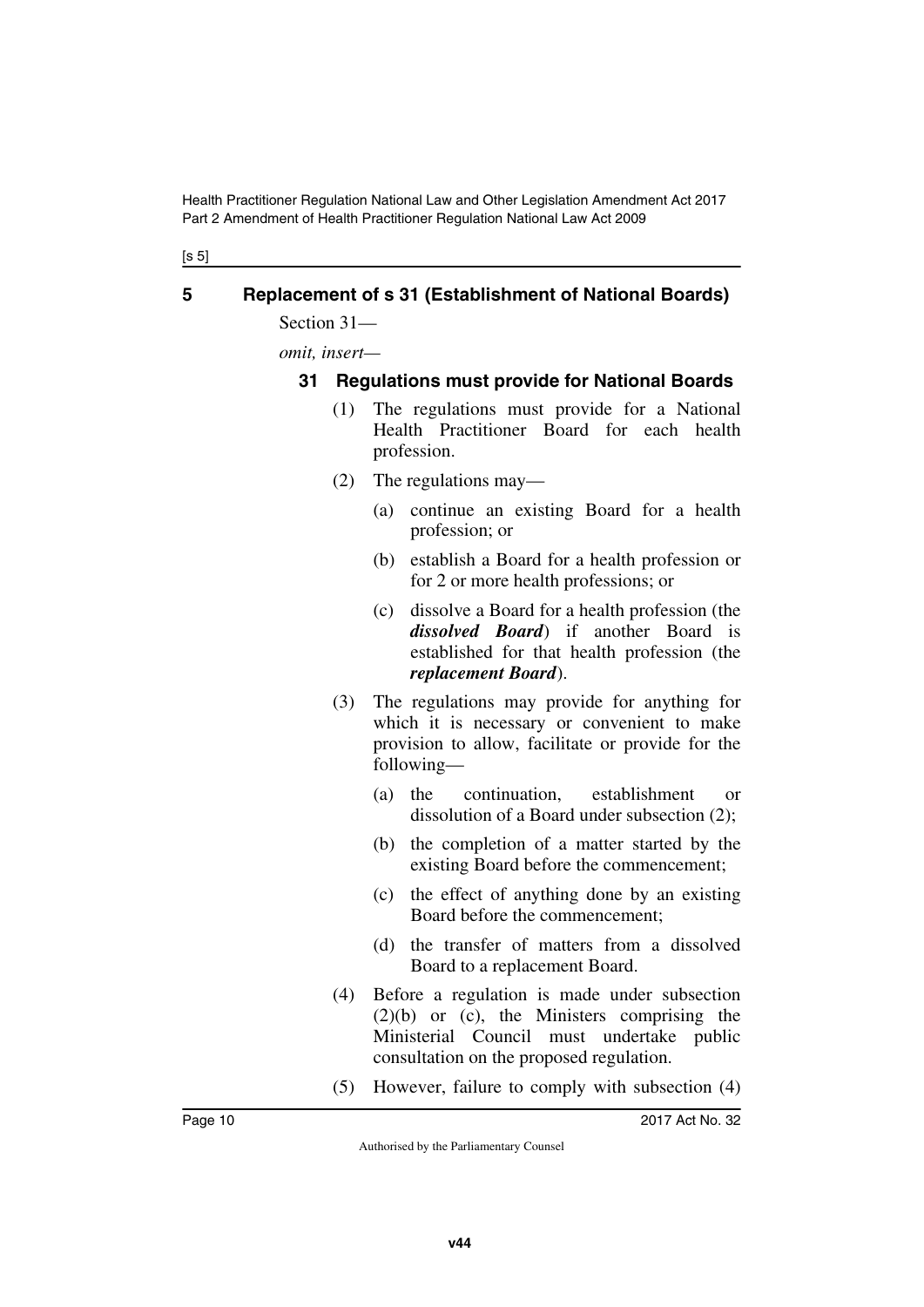## 5 Replacement of s 31 (Establishment of National Boards)

Section 31—

*omit, insert*—

### 31 Regulations must provide for National Boards

(1) The regulations must provide for a National Health Practitioner Board for each health profession.

(2) The regulations may—

(a) continue an existing Board for a health profession; or

(b) establish a Board for a health profession or for 2 or more health professions; or

(c) dissolve a Board for a health profession (the ***dissolved Board***) if another Board is established for that health profession (the ***replacement Board***).

(3) The regulations may provide for anything for which it is necessary or convenient to make provision to allow, facilitate or provide for the following—

(a) the continuation, establishment or dissolution of a Board under subsection (2);

(b) the completion of a matter started by the existing Board before the commencement;

(c) the effect of anything done by an existing Board before the commencement;

(d) the transfer of matters from a dissolved Board to a replacement Board.

(4) Before a regulation is made under subsection (2)(b) or (c), the Ministers comprising the Ministerial Council must undertake public consultation on the proposed regulation.

(5) However, failure to comply with subsection (4)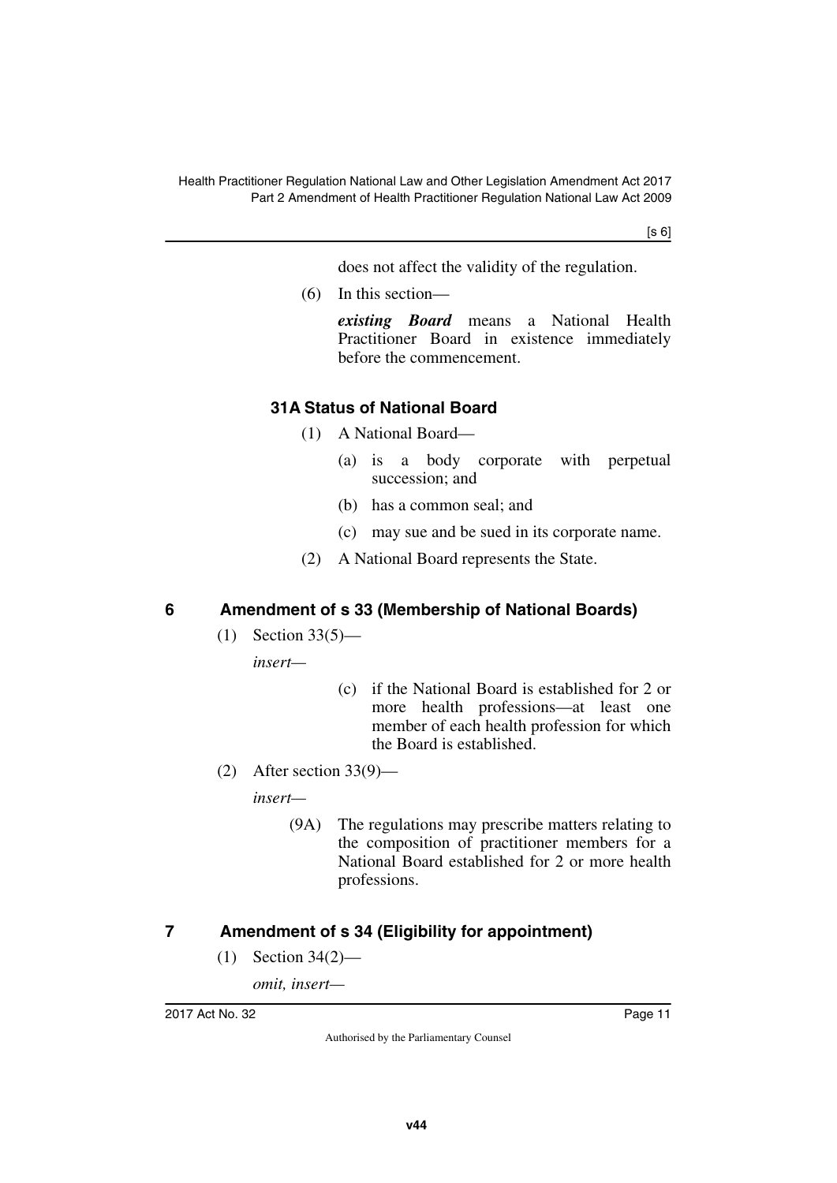does not affect the validity of the regulation.

(6) In this section—

***existing Board*** means a National Health Practitioner Board in existence immediately before the commencement.

### 31A Status of National Board

(1) A National Board—

(a) is a body corporate with perpetual succession; and

(b) has a common seal; and

(c) may sue and be sued in its corporate name.

(2) A National Board represents the State.

## 6 Amendment of s 33 (Membership of National Boards)

(1) Section 33(5)—

*insert—*

(c) if the National Board is established for 2 or more health professions—at least one member of each health profession for which the Board is established.

(2) After section 33(9)—

*insert—*

(9A) The regulations may prescribe matters relating to the composition of practitioner members for a National Board established for 2 or more health professions.

## 7 Amendment of s 34 (Eligibility for appointment)

(1) Section 34(2)—

*omit, insert—*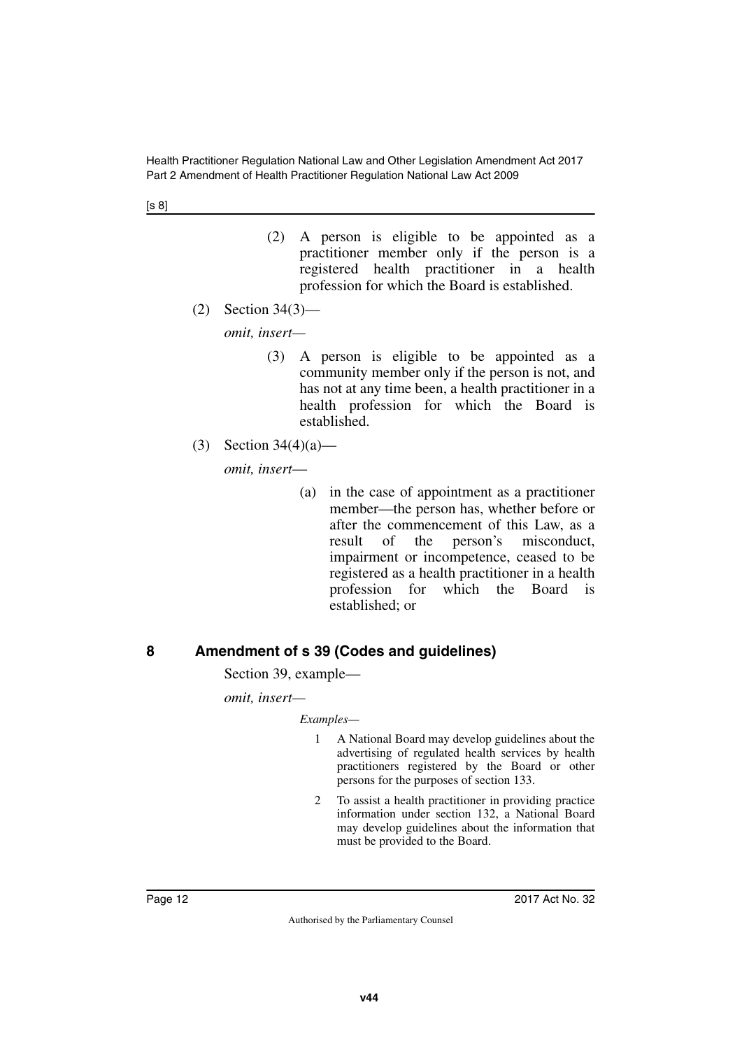(2) A person is eligible to be appointed as a practitioner member only if the person is a registered health practitioner in a health profession for which the Board is established.

(2) Section 34(3)—

*omit, insert—*

(3) A person is eligible to be appointed as a community member only if the person is not, and has not at any time been, a health practitioner in a health profession for which the Board is established.

(3) Section 34(4)(a)—

*omit, insert—*

(a) in the case of appointment as a practitioner member—the person has, whether before or after the commencement of this Law, as a result of the person's misconduct, impairment or incompetence, ceased to be registered as a health practitioner in a health profession for which the Board is established; or

## 8 Amendment of s 39 (Codes and guidelines)

Section 39, example—

*omit, insert—*

*Examples—*

1 A National Board may develop guidelines about the advertising of regulated health services by health practitioners registered by the Board or other persons for the purposes of section 133.

2 To assist a health practitioner in providing practice information under section 132, a National Board may develop guidelines about the information that must be provided to the Board.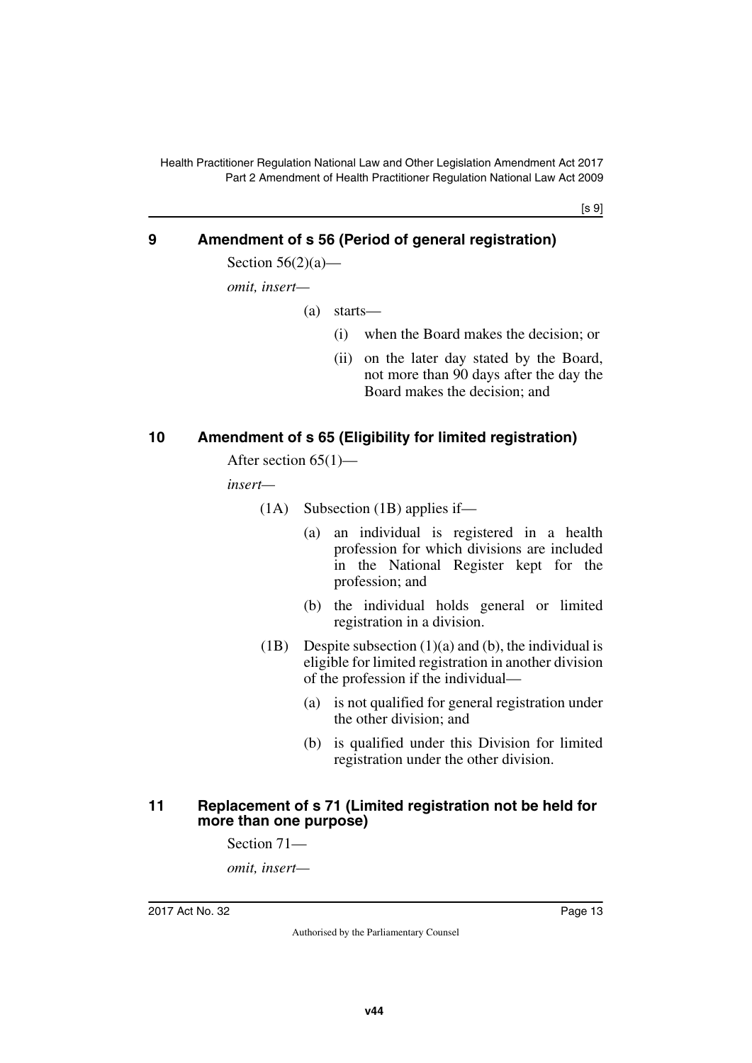## 9 Amendment of s 56 (Period of general registration)

Section 56(2)(a)—

*omit, insert—*

(a) starts—

(i) when the Board makes the decision; or

(ii) on the later day stated by the Board, not more than 90 days after the day the Board makes the decision; and

## 10 Amendment of s 65 (Eligibility for limited registration)

After section 65(1)—

*insert—*

(1A) Subsection (1B) applies if—

(a) an individual is registered in a health profession for which divisions are included in the National Register kept for the profession; and

(b) the individual holds general or limited registration in a division.

(1B) Despite subsection (1)(a) and (b), the individual is eligible for limited registration in another division of the profession if the individual—

(a) is not qualified for general registration under the other division; and

(b) is qualified under this Division for limited registration under the other division.

## 11 Replacement of s 71 (Limited registration not be held for more than one purpose)

Section 71—

*omit, insert—*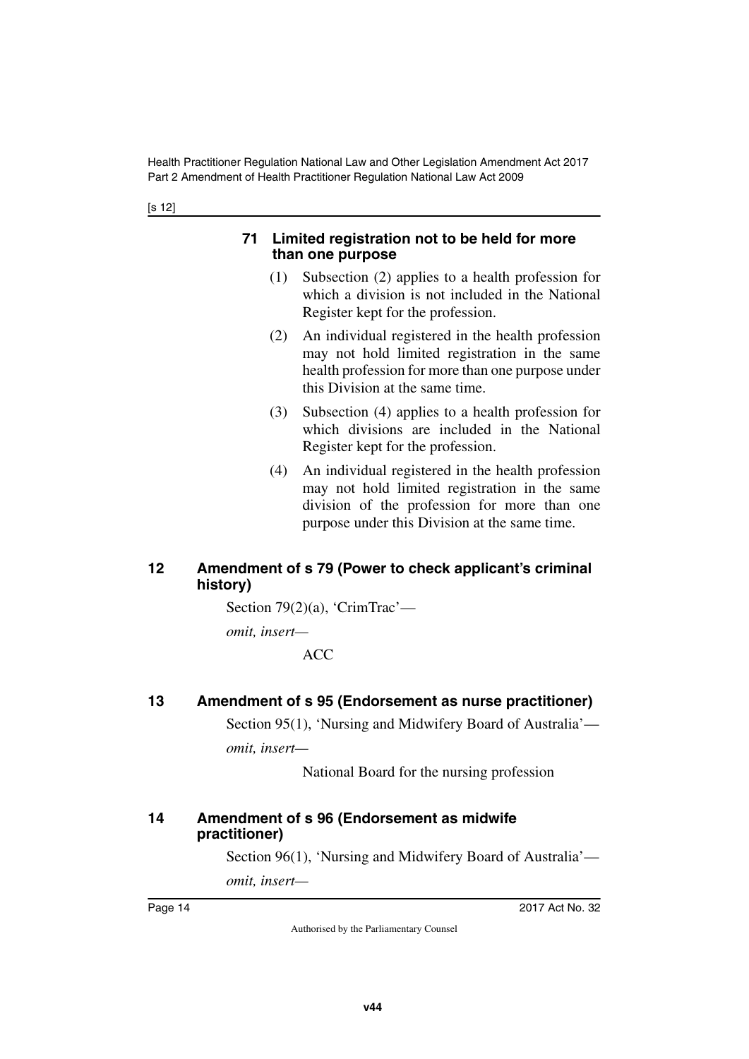### 71 Limited registration not to be held for more than one purpose

(1) Subsection (2) applies to a health profession for which a division is not included in the National Register kept for the profession.

(2) An individual registered in the health profession may not hold limited registration in the same health profession for more than one purpose under this Division at the same time.

(3) Subsection (4) applies to a health profession for which divisions are included in the National Register kept for the profession.

(4) An individual registered in the health profession may not hold limited registration in the same division of the profession for more than one purpose under this Division at the same time.

## 12 Amendment of s 79 (Power to check applicant's criminal history)

Section 79(2)(a), 'CrimTrac'—

*omit, insert—*

ACC

## 13 Amendment of s 95 (Endorsement as nurse practitioner)

Section 95(1), 'Nursing and Midwifery Board of Australia'—

*omit, insert—*

National Board for the nursing profession

## 14 Amendment of s 96 (Endorsement as midwife practitioner)

Section 96(1), 'Nursing and Midwifery Board of Australia'—

*omit, insert—*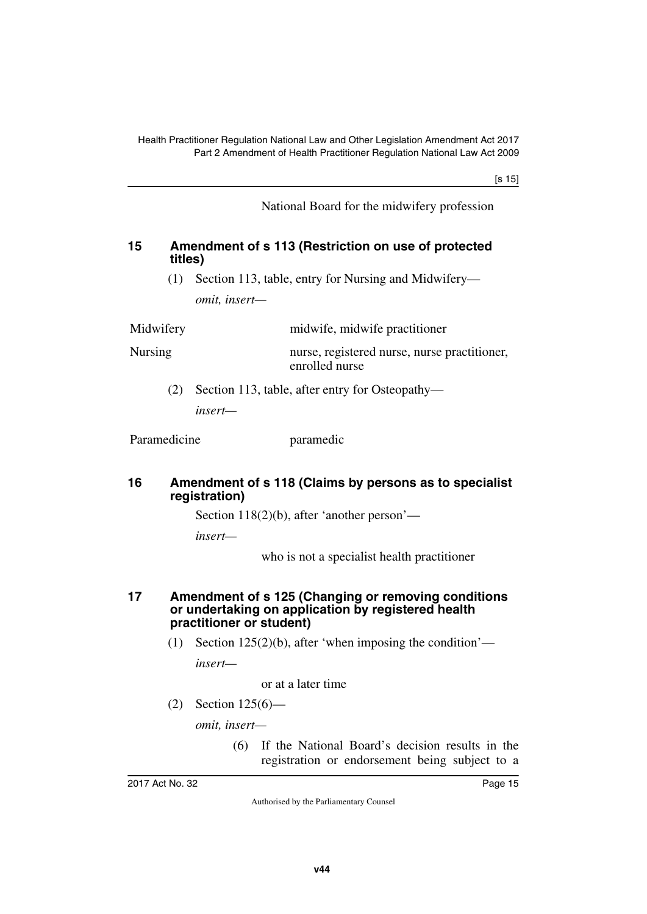National Board for the midwifery profession

### 15 Amendment of s 113 (Restriction on use of protected titles)

(1) Section 113, table, entry for Nursing and Midwifery—

*omit, insert—*

| | |
|---|---|
| Midwifery | midwife, midwife practitioner |
| Nursing | nurse, registered nurse, nurse practitioner, enrolled nurse |

(2) Section 113, table, after entry for Osteopathy—

*insert—*

| | |
|---|---|
| Paramedicine | paramedic |

### 16 Amendment of s 118 (Claims by persons as to specialist registration)

Section 118(2)(b), after 'another person'—

*insert—*

who is not a specialist health practitioner

### 17 Amendment of s 125 (Changing or removing conditions or undertaking on application by registered health practitioner or student)

(1) Section 125(2)(b), after 'when imposing the condition'—

*insert—*

or at a later time

(2) Section 125(6)—

*omit, insert—*

(6) If the National Board's decision results in the registration or endorsement being subject to a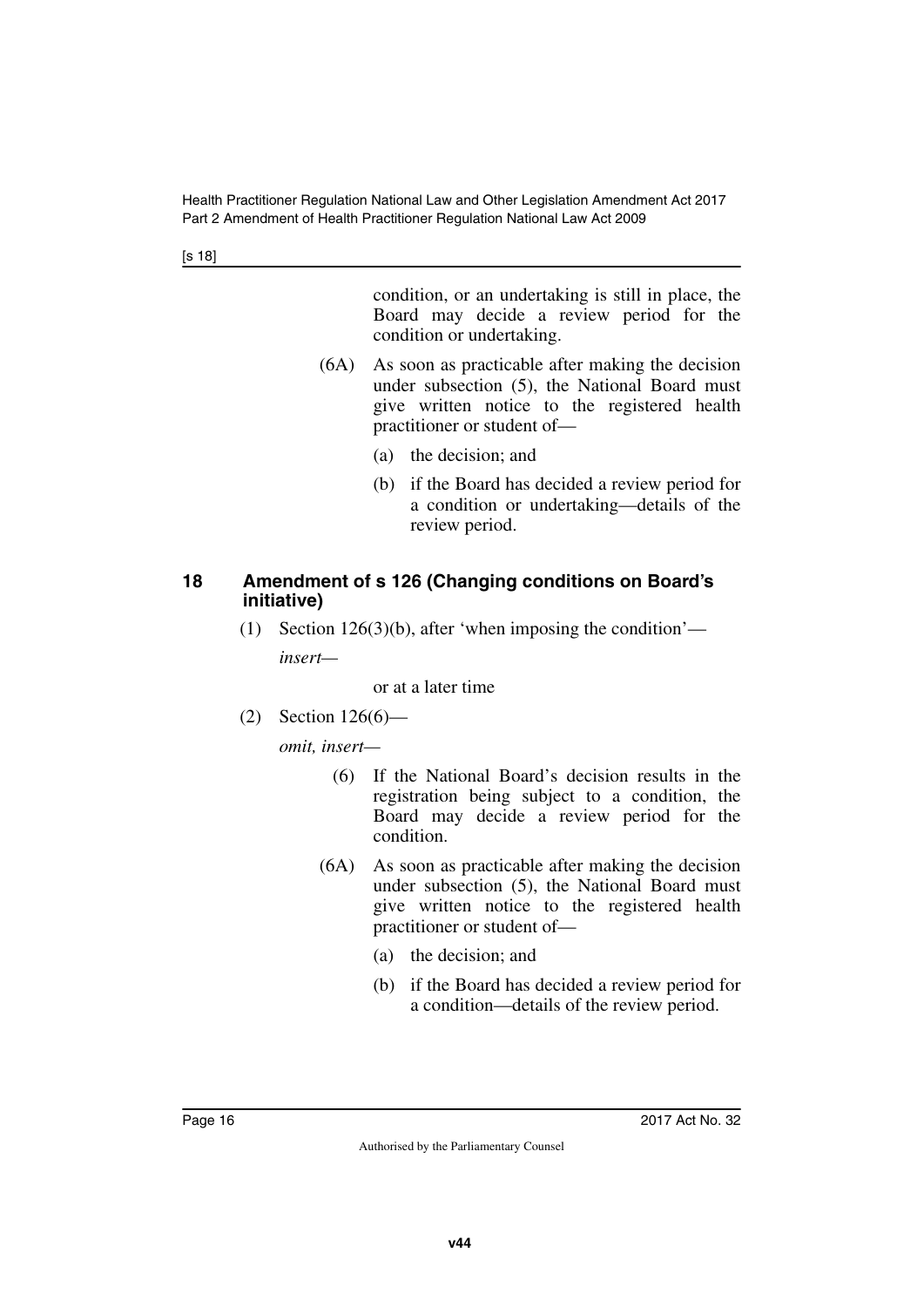condition, or an undertaking is still in place, the Board may decide a review period for the condition or undertaking.

(6A) As soon as practicable after making the decision under subsection (5), the National Board must give written notice to the registered health practitioner or student of—

(a) the decision; and

(b) if the Board has decided a review period for a condition or undertaking—details of the review period.

## 18 Amendment of s 126 (Changing conditions on Board's initiative)

(1) Section 126(3)(b), after 'when imposing the condition'—

*insert*—

or at a later time

(2) Section 126(6)—

*omit, insert*—

(6) If the National Board's decision results in the registration being subject to a condition, the Board may decide a review period for the condition.

(6A) As soon as practicable after making the decision under subsection (5), the National Board must give written notice to the registered health practitioner or student of—

(a) the decision; and

(b) if the Board has decided a review period for a condition—details of the review period.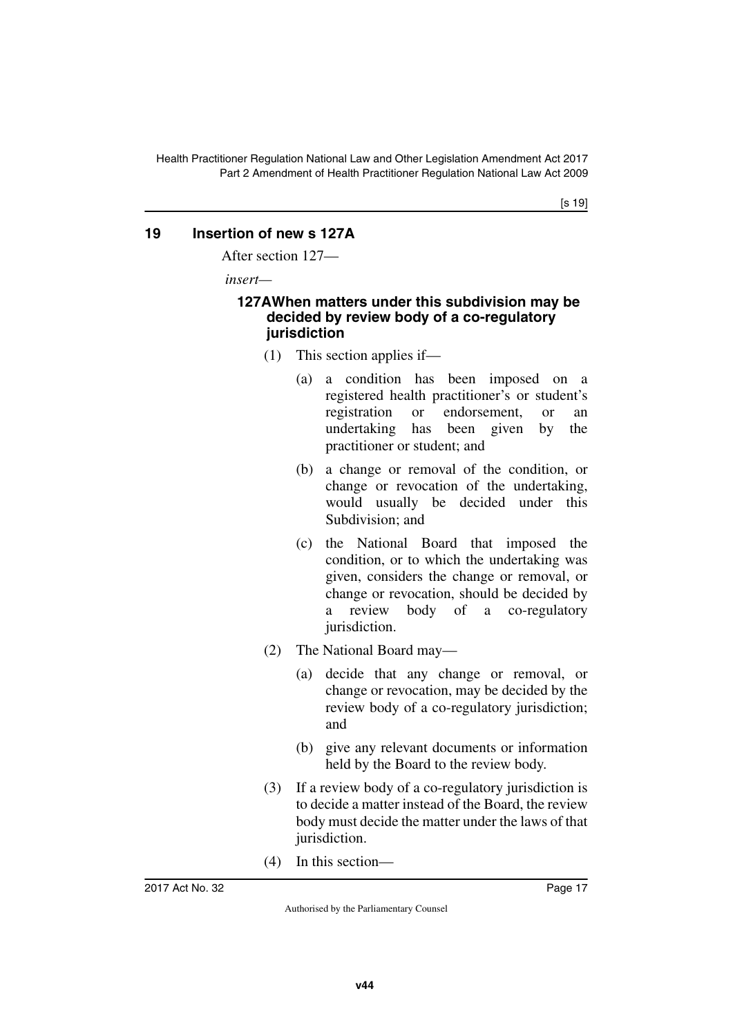## 19 Insertion of new s 127A

After section 127—

*insert*—

### 127A When matters under this subdivision may be decided by review body of a co-regulatory jurisdiction

(1) This section applies if—

(a) a condition has been imposed on a registered health practitioner's or student's registration or endorsement, or an undertaking has been given by the practitioner or student; and

(b) a change or removal of the condition, or change or revocation of the undertaking, would usually be decided under this Subdivision; and

(c) the National Board that imposed the condition, or to which the undertaking was given, considers the change or removal, or change or revocation, should be decided by a review body of a co-regulatory jurisdiction.

(2) The National Board may—

(a) decide that any change or removal, or change or revocation, may be decided by the review body of a co-regulatory jurisdiction; and

(b) give any relevant documents or information held by the Board to the review body.

(3) If a review body of a co-regulatory jurisdiction is to decide a matter instead of the Board, the review body must decide the matter under the laws of that jurisdiction.

(4) In this section—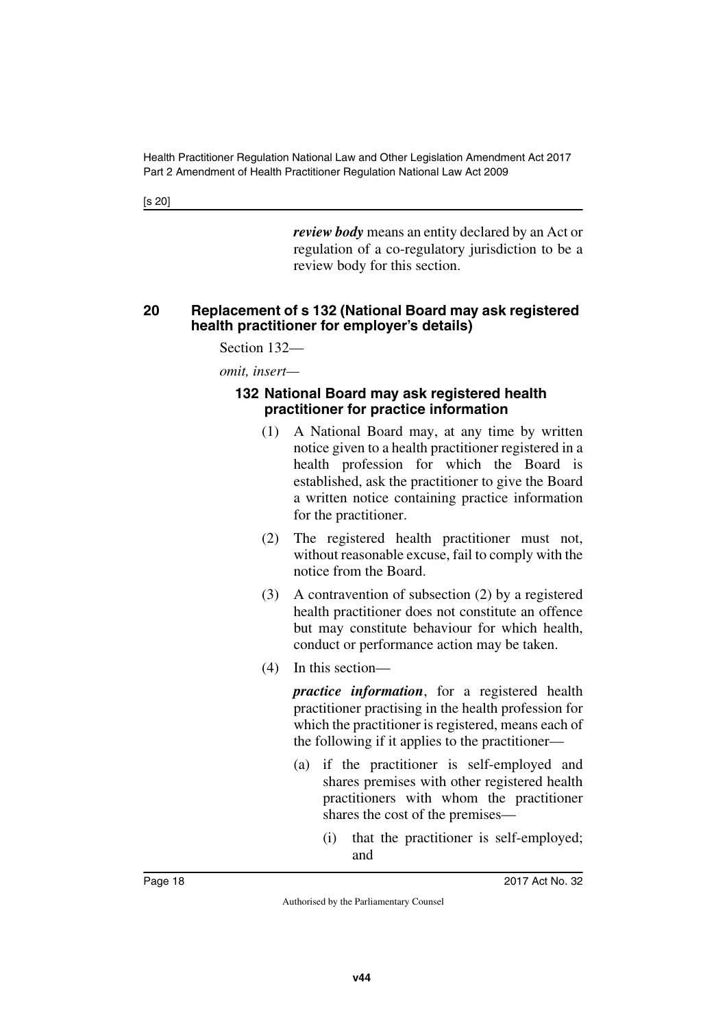***review body*** means an entity declared by an Act or regulation of a co-regulatory jurisdiction to be a review body for this section.

### 20 Replacement of s 132 (National Board may ask registered health practitioner for employer's details)

Section 132—

*omit, insert—*

#### 132 National Board may ask registered health practitioner for practice information

(1) A National Board may, at any time by written notice given to a health practitioner registered in a health profession for which the Board is established, ask the practitioner to give the Board a written notice containing practice information for the practitioner.

(2) The registered health practitioner must not, without reasonable excuse, fail to comply with the notice from the Board.

(3) A contravention of subsection (2) by a registered health practitioner does not constitute an offence but may constitute behaviour for which health, conduct or performance action may be taken.

(4) In this section—

***practice information***, for a registered health practitioner practising in the health profession for which the practitioner is registered, means each of the following if it applies to the practitioner—

(a) if the practitioner is self-employed and shares premises with other registered health practitioners with whom the practitioner shares the cost of the premises—

(i) that the practitioner is self-employed; and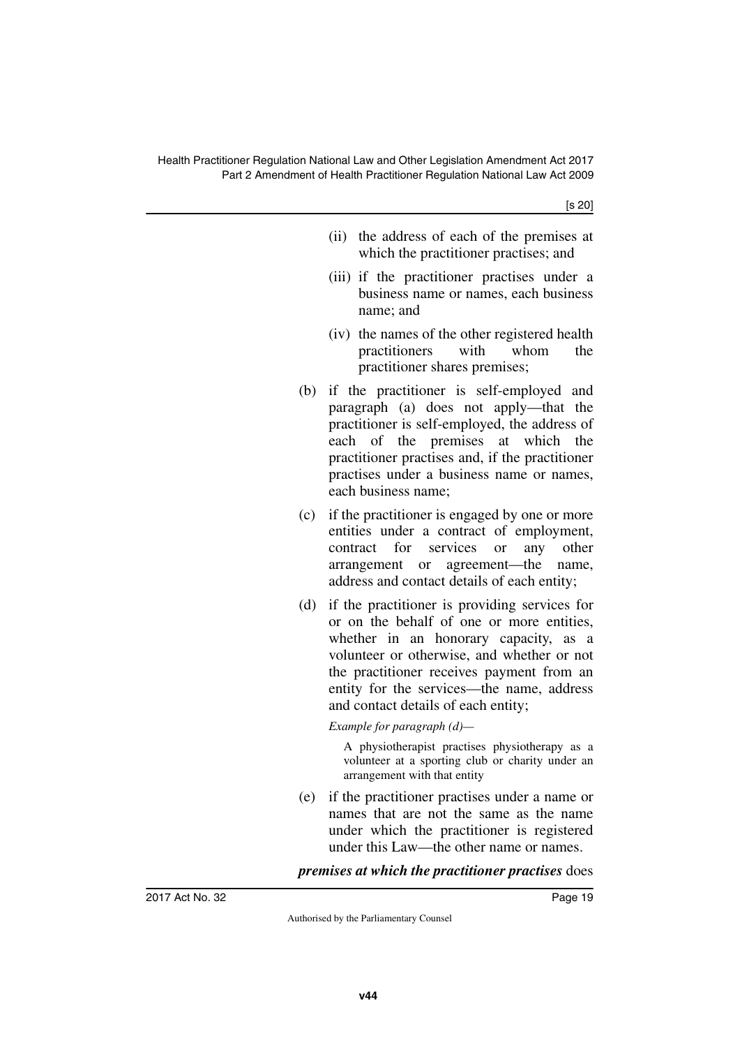(ii) the address of each of the premises at which the practitioner practises; and

(iii) if the practitioner practises under a business name or names, each business name; and

(iv) the names of the other registered health practitioners with whom the practitioner shares premises;

(b) if the practitioner is self-employed and paragraph (a) does not apply—that the practitioner is self-employed, the address of each of the premises at which the practitioner practises and, if the practitioner practises under a business name or names, each business name;

(c) if the practitioner is engaged by one or more entities under a contract of employment, contract for services or any other arrangement or agreement—the name, address and contact details of each entity;

(d) if the practitioner is providing services for or on the behalf of one or more entities, whether in an honorary capacity, as a volunteer or otherwise, and whether or not the practitioner receives payment from an entity for the services—the name, address and contact details of each entity;

*Example for paragraph (d)—*

A physiotherapist practises physiotherapy as a volunteer at a sporting club or charity under an arrangement with that entity

(e) if the practitioner practises under a name or names that are not the same as the name under which the practitioner is registered under this Law—the other name or names.

***premises at which the practitioner practises*** does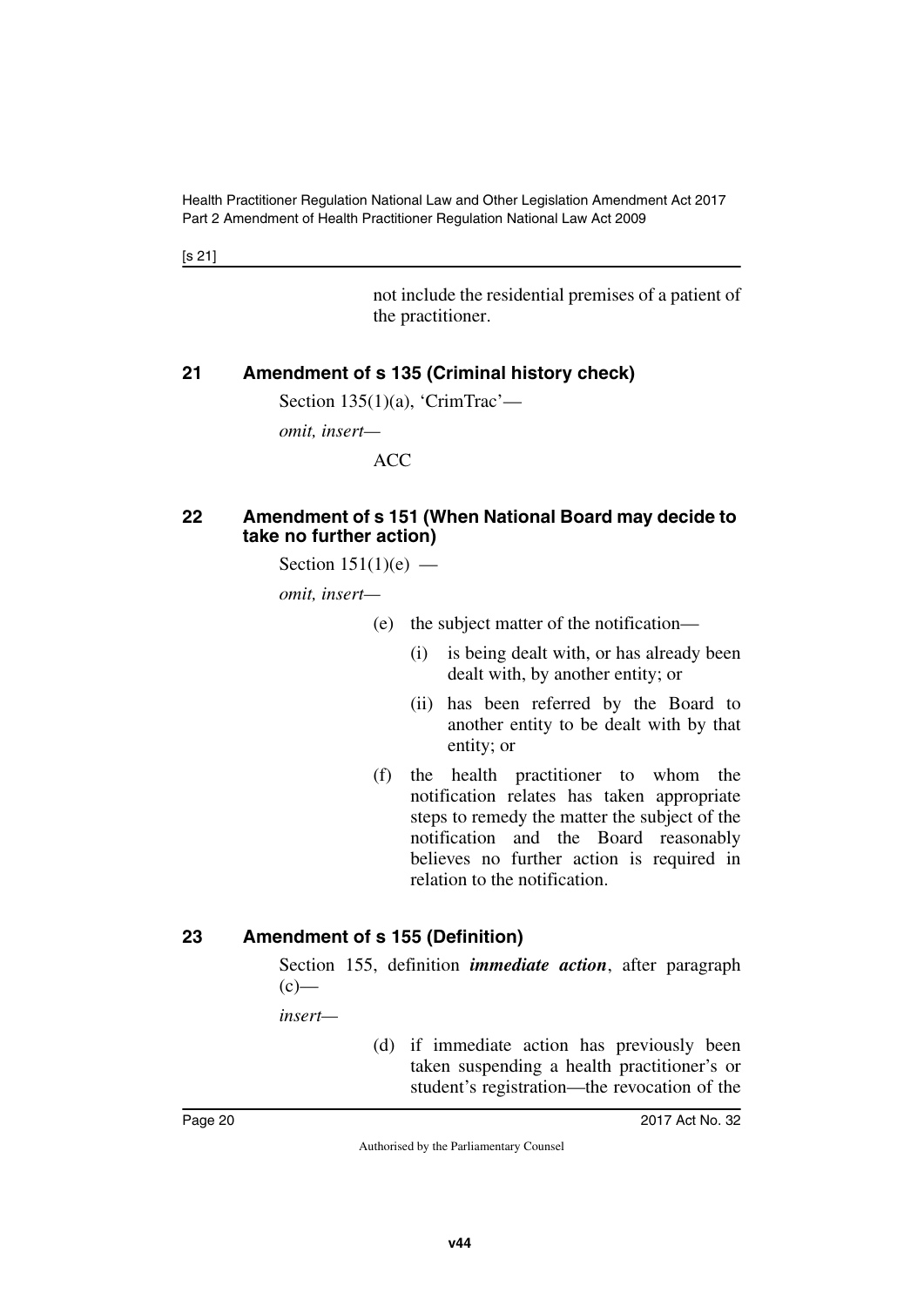not include the residential premises of a patient of the practitioner.

## 21 Amendment of s 135 (Criminal history check)

Section 135(1)(a), 'CrimTrac'—

*omit, insert—*

ACC

## 22 Amendment of s 151 (When National Board may decide to take no further action)

Section 151(1)(e) —

*omit, insert—*

(e) the subject matter of the notification—

(i) is being dealt with, or has already been dealt with, by another entity; or

(ii) has been referred by the Board to another entity to be dealt with by that entity; or

(f) the health practitioner to whom the notification relates has taken appropriate steps to remedy the matter the subject of the notification and the Board reasonably believes no further action is required in relation to the notification.

## 23 Amendment of s 155 (Definition)

Section 155, definition ***immediate action***, after paragraph (c)—

*insert—*

(d) if immediate action has previously been taken suspending a health practitioner's or student's registration—the revocation of the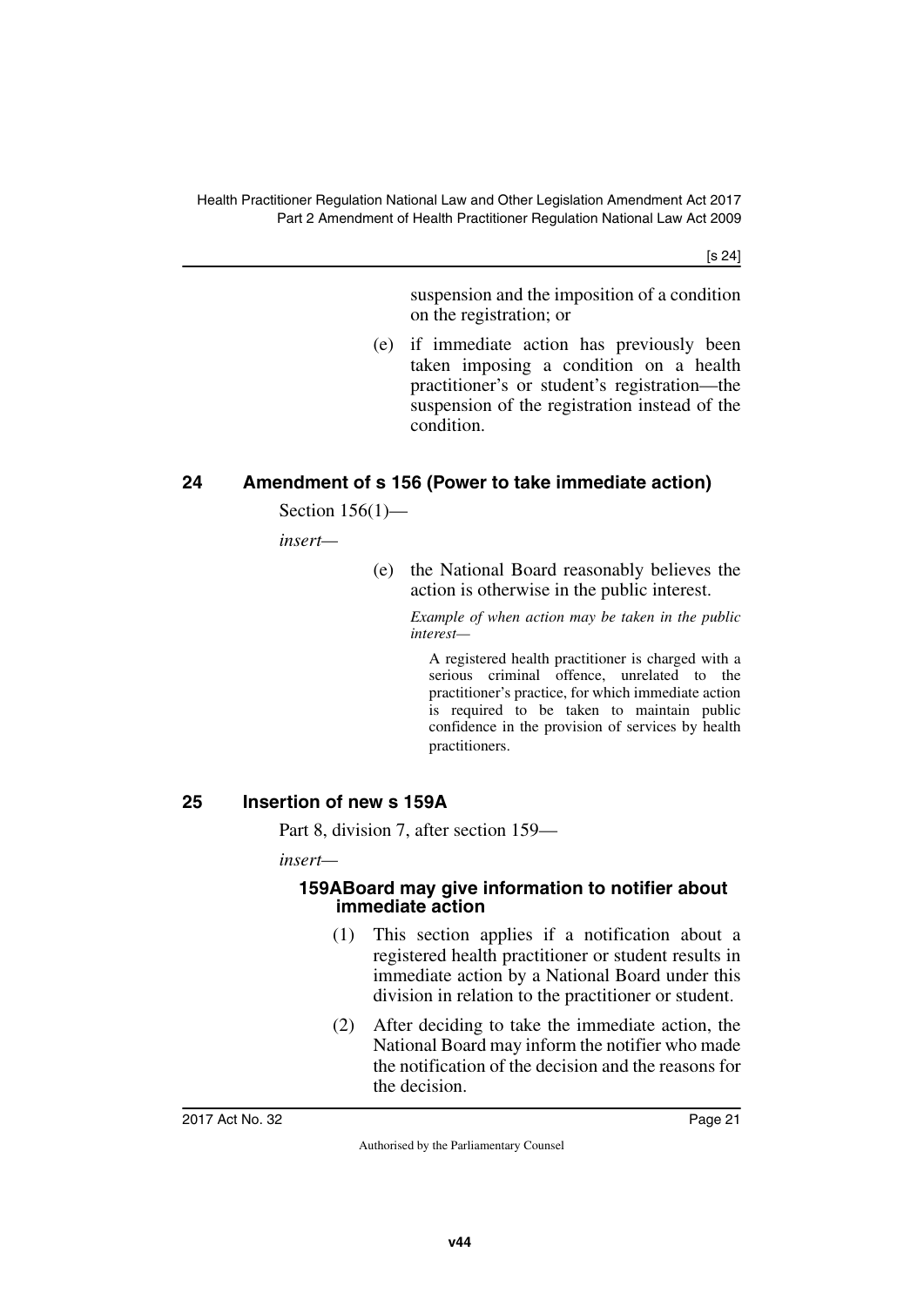suspension and the imposition of a condition on the registration; or

(e) if immediate action has previously been taken imposing a condition on a health practitioner's or student's registration—the suspension of the registration instead of the condition.

## 24 Amendment of s 156 (Power to take immediate action)

Section 156(1)—

*insert*—

(e) the National Board reasonably believes the action is otherwise in the public interest.

*Example of when action may be taken in the public interest—*

A registered health practitioner is charged with a serious criminal offence, unrelated to the practitioner's practice, for which immediate action is required to be taken to maintain public confidence in the provision of services by health practitioners.

## 25 Insertion of new s 159A

Part 8, division 7, after section 159—

*insert*—

### 159A Board may give information to notifier about immediate action

(1) This section applies if a notification about a registered health practitioner or student results in immediate action by a National Board under this division in relation to the practitioner or student.

(2) After deciding to take the immediate action, the National Board may inform the notifier who made the notification of the decision and the reasons for the decision.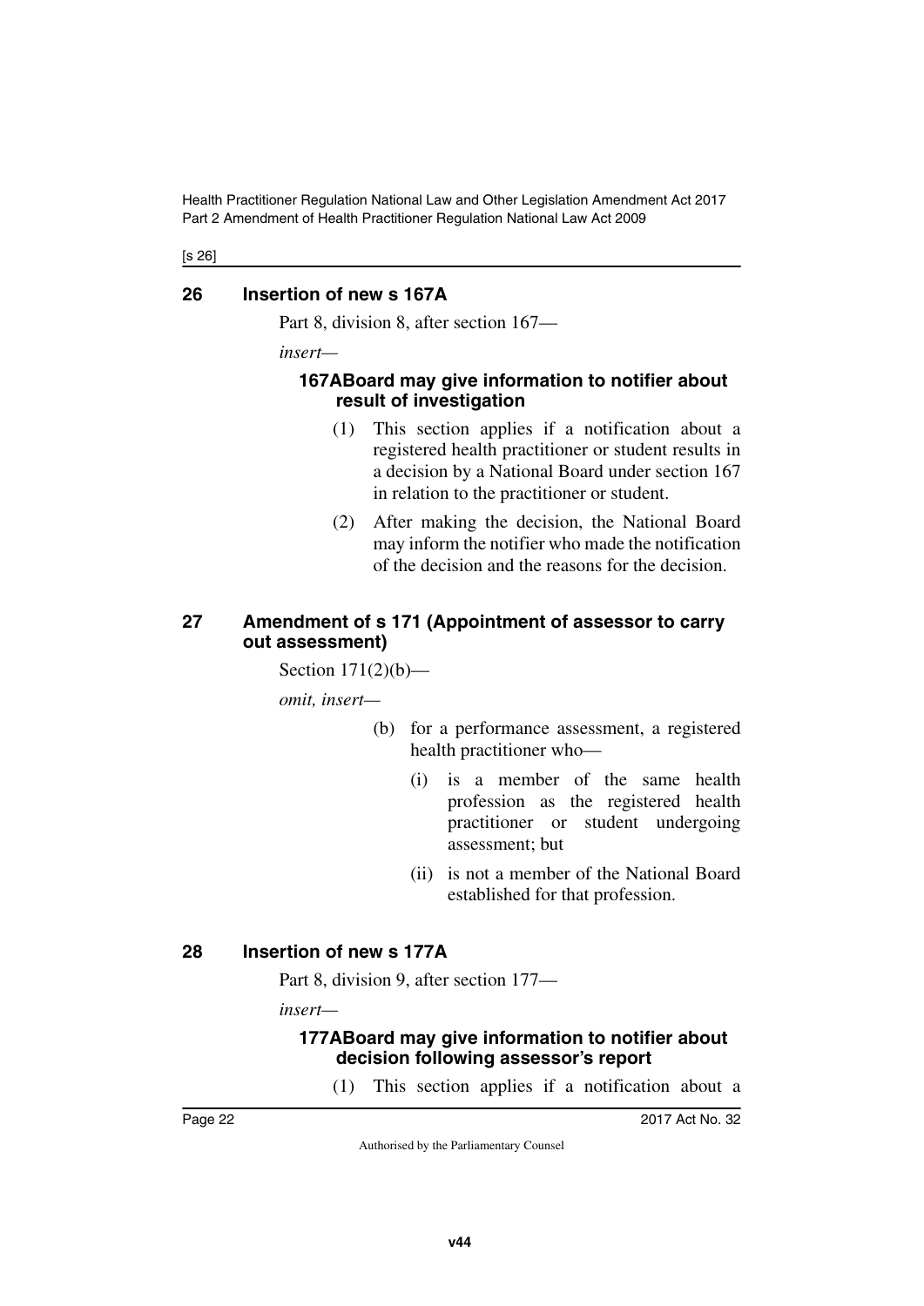## 26 Insertion of new s 167A

Part 8, division 8, after section 167—

*insert*—

### 167A Board may give information to notifier about result of investigation

(1) This section applies if a notification about a registered health practitioner or student results in a decision by a National Board under section 167 in relation to the practitioner or student.

(2) After making the decision, the National Board may inform the notifier who made the notification of the decision and the reasons for the decision.

## 27 Amendment of s 171 (Appointment of assessor to carry out assessment)

Section 171(2)(b)—

*omit, insert*—

(b) for a performance assessment, a registered health practitioner who—

(i) is a member of the same health profession as the registered health practitioner or student undergoing assessment; but

(ii) is not a member of the National Board established for that profession.

## 28 Insertion of new s 177A

Part 8, division 9, after section 177—

*insert*—

### 177A Board may give information to notifier about decision following assessor's report

(1) This section applies if a notification about a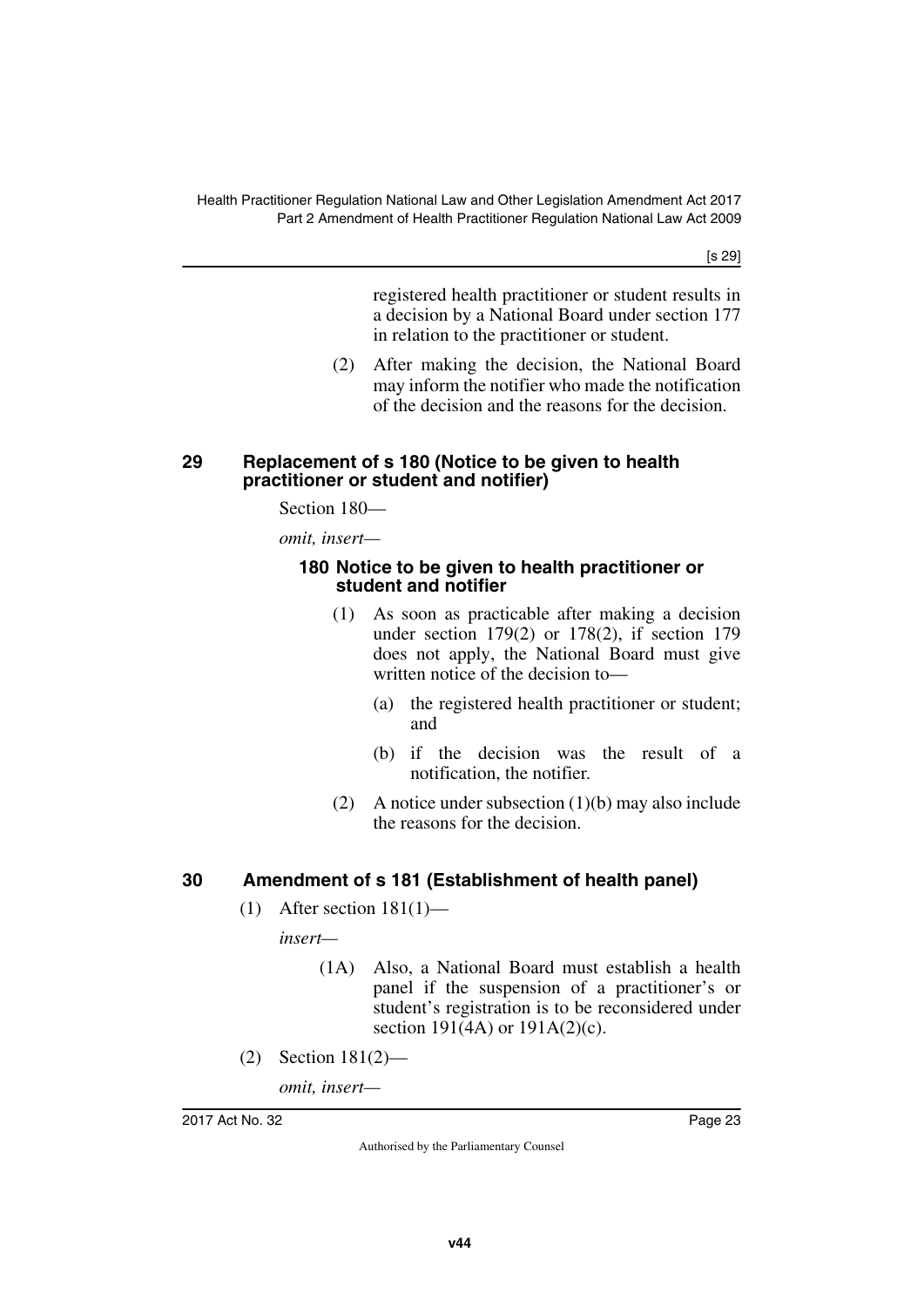registered health practitioner or student results in a decision by a National Board under section 177 in relation to the practitioner or student.

(2) After making the decision, the National Board may inform the notifier who made the notification of the decision and the reasons for the decision.

### 29 Replacement of s 180 (Notice to be given to health practitioner or student and notifier)

Section 180—

*omit, insert—*

#### 180 Notice to be given to health practitioner or student and notifier

(1) As soon as practicable after making a decision under section 179(2) or 178(2), if section 179 does not apply, the National Board must give written notice of the decision to—

(a) the registered health practitioner or student; and

(b) if the decision was the result of a notification, the notifier.

(2) A notice under subsection (1)(b) may also include the reasons for the decision.

### 30 Amendment of s 181 (Establishment of health panel)

(1) After section 181(1)—

*insert—*

(1A) Also, a National Board must establish a health panel if the suspension of a practitioner's or student's registration is to be reconsidered under section 191(4A) or 191A(2)(c).

(2) Section 181(2)—

*omit, insert—*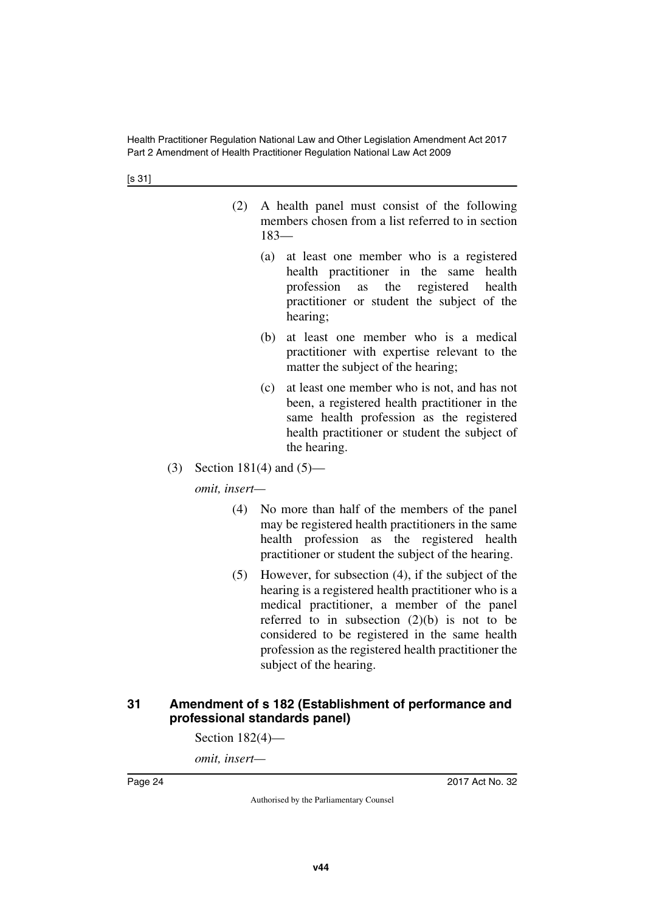(2) A health panel must consist of the following members chosen from a list referred to in section 183—

(a) at least one member who is a registered health practitioner in the same health profession as the registered health practitioner or student the subject of the hearing;

(b) at least one member who is a medical practitioner with expertise relevant to the matter the subject of the hearing;

(c) at least one member who is not, and has not been, a registered health practitioner in the same health profession as the registered health practitioner or student the subject of the hearing.

(3) Section 181(4) and (5)—

*omit, insert—*

(4) No more than half of the members of the panel may be registered health practitioners in the same health profession as the registered health practitioner or student the subject of the hearing.

(5) However, for subsection (4), if the subject of the hearing is a registered health practitioner who is a medical practitioner, a member of the panel referred to in subsection (2)(b) is not to be considered to be registered in the same health profession as the registered health practitioner the subject of the hearing.

### 31 Amendment of s 182 (Establishment of performance and professional standards panel)

Section 182(4)—

*omit, insert—*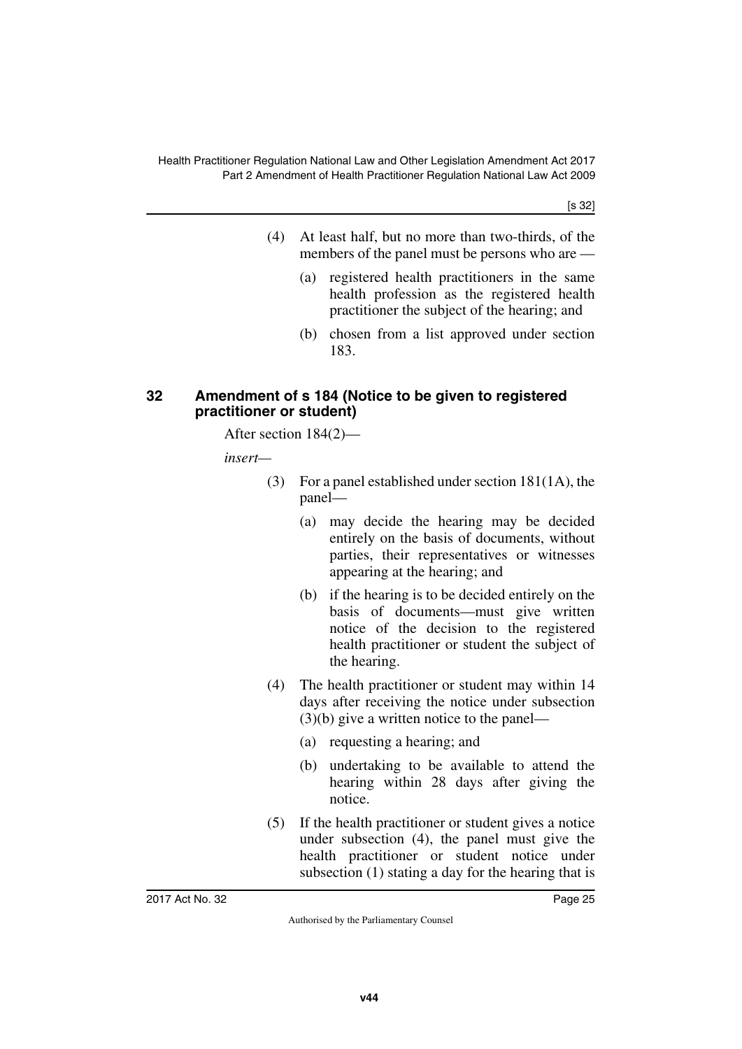(4) At least half, but no more than two-thirds, of the members of the panel must be persons who are —

(a) registered health practitioners in the same health profession as the registered health practitioner the subject of the hearing; and

(b) chosen from a list approved under section 183.

### 32 Amendment of s 184 (Notice to be given to registered practitioner or student)

After section 184(2)—

*insert*—

(3) For a panel established under section 181(1A), the panel—

(a) may decide the hearing may be decided entirely on the basis of documents, without parties, their representatives or witnesses appearing at the hearing; and

(b) if the hearing is to be decided entirely on the basis of documents—must give written notice of the decision to the registered health practitioner or student the subject of the hearing.

(4) The health practitioner or student may within 14 days after receiving the notice under subsection (3)(b) give a written notice to the panel—

(a) requesting a hearing; and

(b) undertaking to be available to attend the hearing within 28 days after giving the notice.

(5) If the health practitioner or student gives a notice under subsection (4), the panel must give the health practitioner or student notice under subsection (1) stating a day for the hearing that is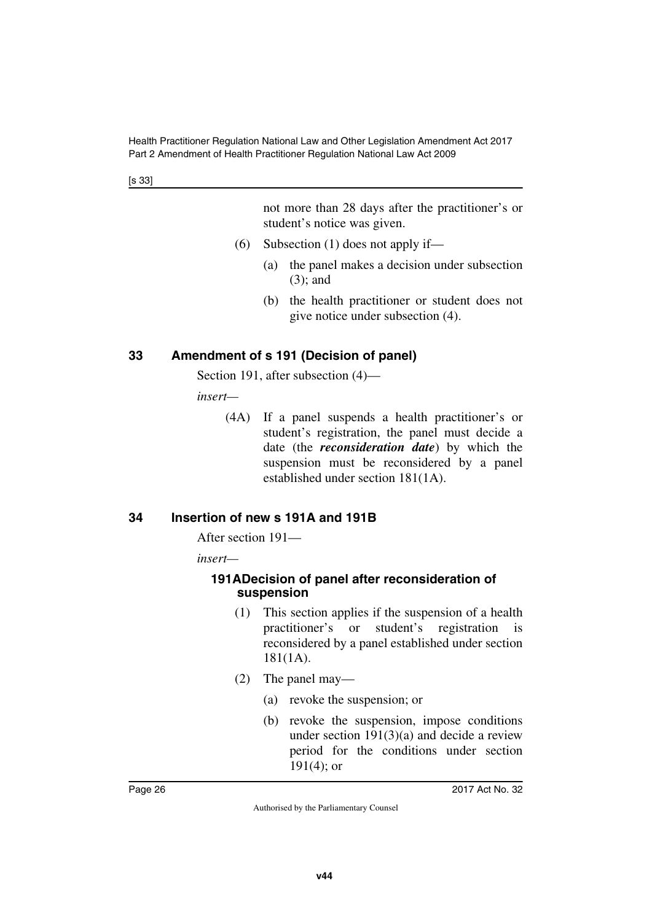not more than 28 days after the practitioner's or student's notice was given.

(6) Subsection (1) does not apply if—

(a) the panel makes a decision under subsection (3); and

(b) the health practitioner or student does not give notice under subsection (4).

## 33 Amendment of s 191 (Decision of panel)

Section 191, after subsection (4)—

*insert—*

(4A) If a panel suspends a health practitioner's or student's registration, the panel must decide a date (the ***reconsideration date***) by which the suspension must be reconsidered by a panel established under section 181(1A).

## 34 Insertion of new s 191A and 191B

After section 191—

*insert—*

### 191A Decision of panel after reconsideration of suspension

(1) This section applies if the suspension of a health practitioner's or student's registration is reconsidered by a panel established under section 181(1A).

(2) The panel may—

(a) revoke the suspension; or

(b) revoke the suspension, impose conditions under section 191(3)(a) and decide a review period for the conditions under section 191(4); or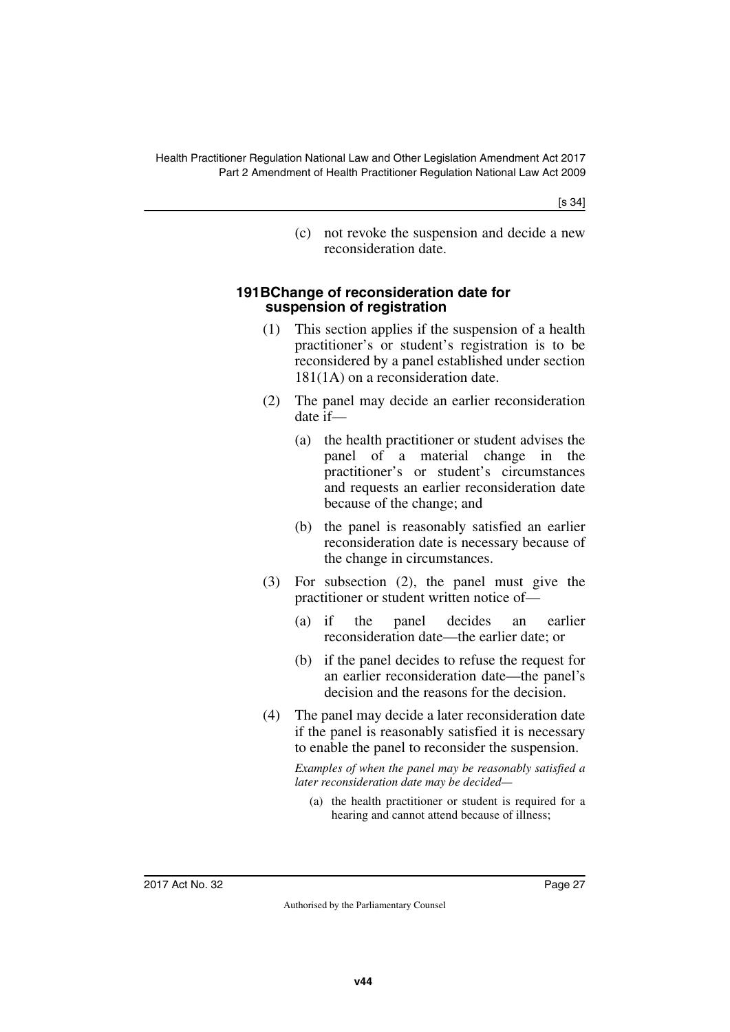(c) not revoke the suspension and decide a new reconsideration date.

### 191B Change of reconsideration date for suspension of registration

(1) This section applies if the suspension of a health practitioner's or student's registration is to be reconsidered by a panel established under section 181(1A) on a reconsideration date.

(2) The panel may decide an earlier reconsideration date if—

(a) the health practitioner or student advises the panel of a material change in the practitioner's or student's circumstances and requests an earlier reconsideration date because of the change; and

(b) the panel is reasonably satisfied an earlier reconsideration date is necessary because of the change in circumstances.

(3) For subsection (2), the panel must give the practitioner or student written notice of—

(a) if the panel decides an earlier reconsideration date—the earlier date; or

(b) if the panel decides to refuse the request for an earlier reconsideration date—the panel's decision and the reasons for the decision.

(4) The panel may decide a later reconsideration date if the panel is reasonably satisfied it is necessary to enable the panel to reconsider the suspension.

*Examples of when the panel may be reasonably satisfied a later reconsideration date may be decided—*

(a) the health practitioner or student is required for a hearing and cannot attend because of illness;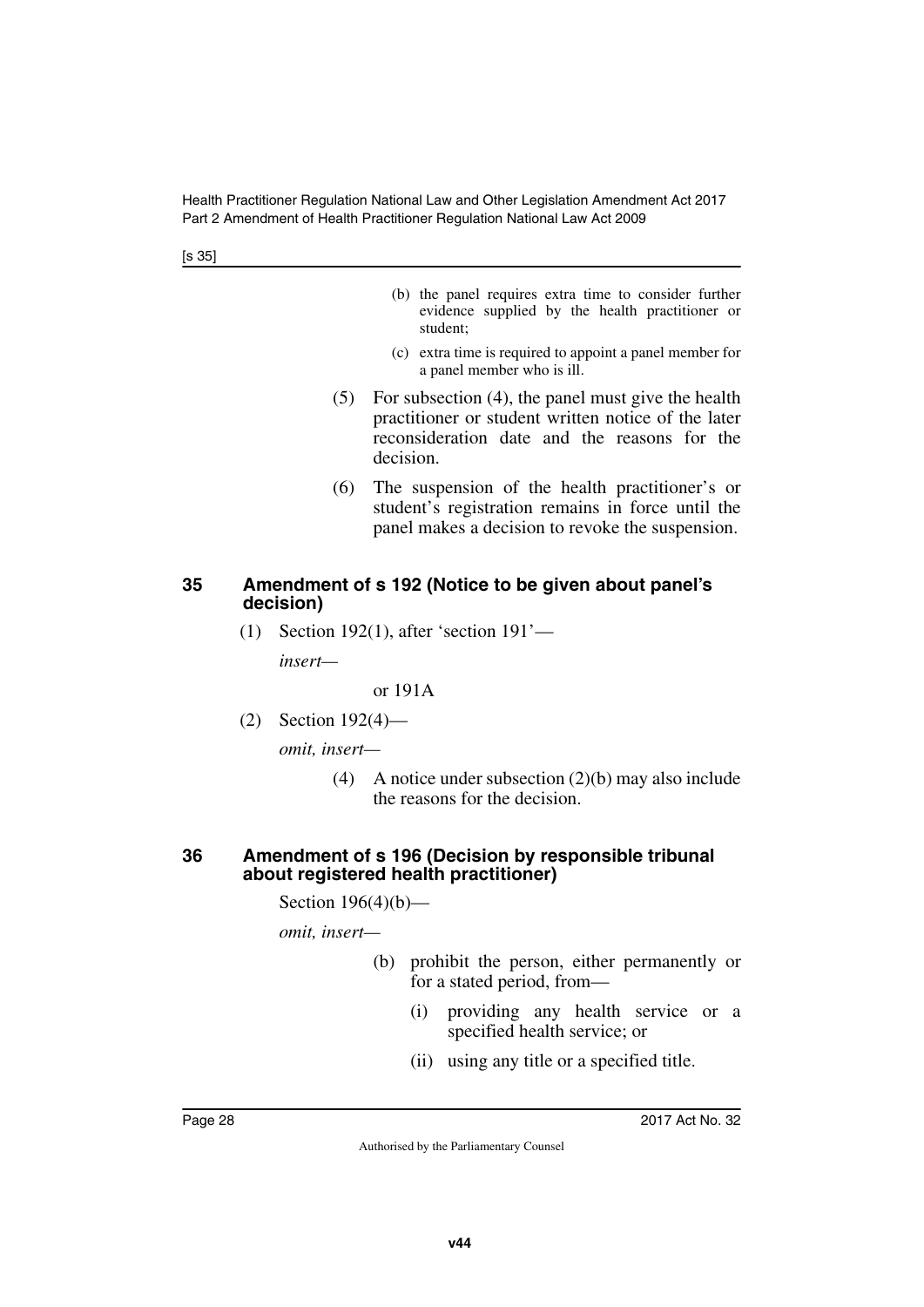(b) the panel requires extra time to consider further evidence supplied by the health practitioner or student;

(c) extra time is required to appoint a panel member for a panel member who is ill.

(5) For subsection (4), the panel must give the health practitioner or student written notice of the later reconsideration date and the reasons for the decision.

(6) The suspension of the health practitioner's or student's registration remains in force until the panel makes a decision to revoke the suspension.

## 35 Amendment of s 192 (Notice to be given about panel's decision)

(1) Section 192(1), after 'section 191'—

*insert—*

or 191A

(2) Section 192(4)—

*omit, insert—*

(4) A notice under subsection (2)(b) may also include the reasons for the decision.

## 36 Amendment of s 196 (Decision by responsible tribunal about registered health practitioner)

Section 196(4)(b)—

*omit, insert—*

(b) prohibit the person, either permanently or for a stated period, from—

(i) providing any health service or a specified health service; or

(ii) using any title or a specified title.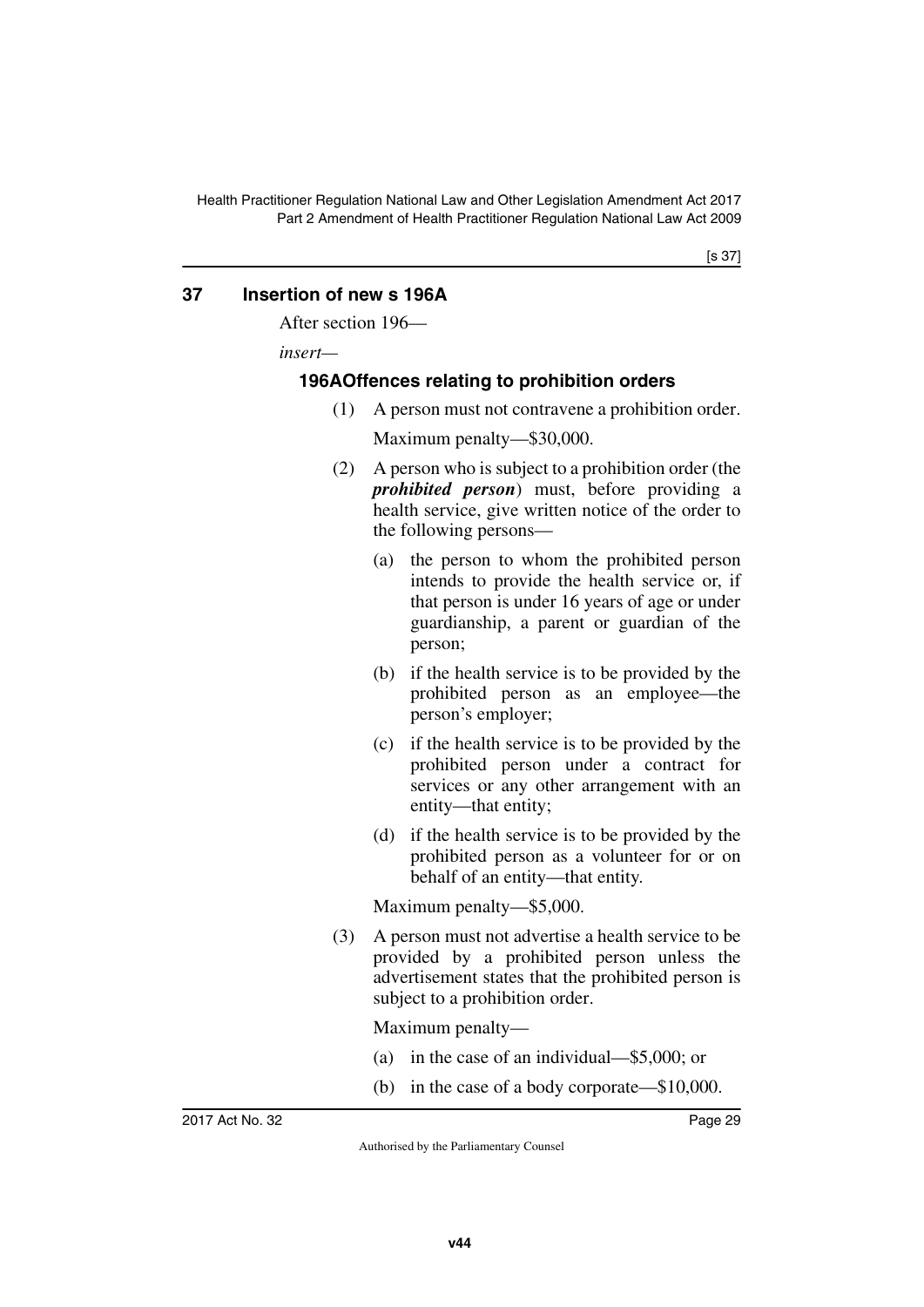## 37 Insertion of new s 196A

After section 196—

*insert*—

### 196A Offences relating to prohibition orders

(1) A person must not contravene a prohibition order.

Maximum penalty—$30,000.

(2) A person who is subject to a prohibition order (the ***prohibited person***) must, before providing a health service, give written notice of the order to the following persons—

(a) the person to whom the prohibited person intends to provide the health service or, if that person is under 16 years of age or under guardianship, a parent or guardian of the person;

(b) if the health service is to be provided by the prohibited person as an employee—the person's employer;

(c) if the health service is to be provided by the prohibited person under a contract for services or any other arrangement with an entity—that entity;

(d) if the health service is to be provided by the prohibited person as a volunteer for or on behalf of an entity—that entity.

Maximum penalty—$5,000.

(3) A person must not advertise a health service to be provided by a prohibited person unless the advertisement states that the prohibited person is subject to a prohibition order.

Maximum penalty—

(a) in the case of an individual—$5,000; or

(b) in the case of a body corporate—$10,000.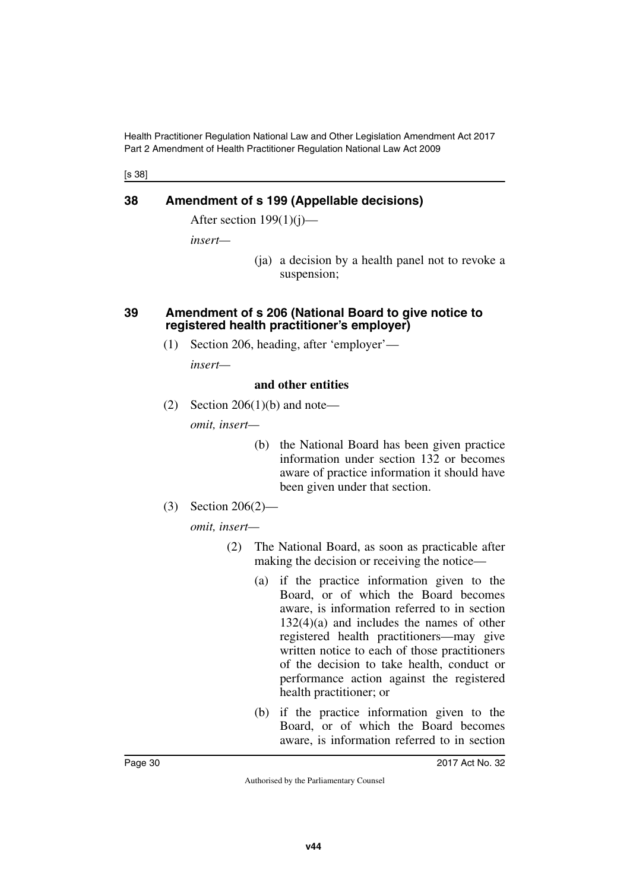[s 38]

## 38 Amendment of s 199 (Appellable decisions)

After section 199(1)(j)—

*insert—*

(ja) a decision by a health panel not to revoke a suspension;

## 39 Amendment of s 206 (National Board to give notice to registered health practitioner's employer)

(1) Section 206, heading, after 'employer'—

*insert—*

**and other entities**

(2) Section 206(1)(b) and note—

*omit, insert—*

(b) the National Board has been given practice information under section 132 or becomes aware of practice information it should have been given under that section.

(3) Section 206(2)—

*omit, insert—*

(2) The National Board, as soon as practicable after making the decision or receiving the notice—

(a) if the practice information given to the Board, or of which the Board becomes aware, is information referred to in section 132(4)(a) and includes the names of other registered health practitioners—may give written notice to each of those practitioners of the decision to take health, conduct or performance action against the registered health practitioner; or

(b) if the practice information given to the Board, or of which the Board becomes aware, is information referred to in section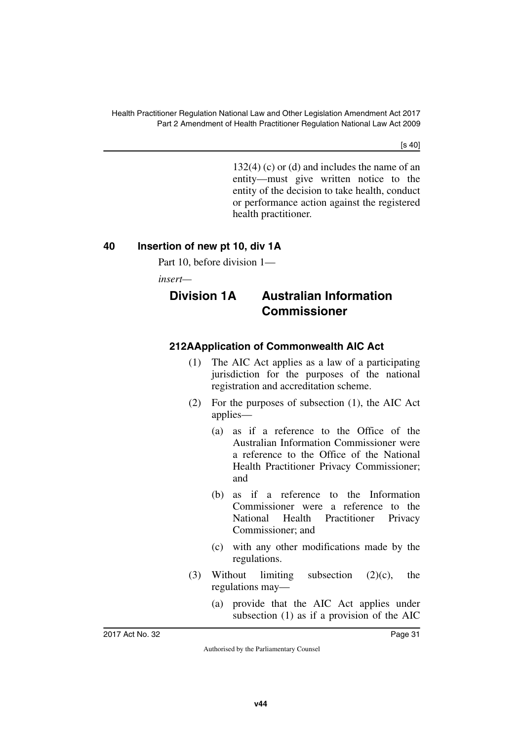132(4) (c) or (d) and includes the name of an entity—must give written notice to the entity of the decision to take health, conduct or performance action against the registered health practitioner.

## 40 Insertion of new pt 10, div 1A

Part 10, before division 1—

*insert*—

### Division 1A Australian Information Commissioner

#### 212A Application of Commonwealth AIC Act

(1) The AIC Act applies as a law of a participating jurisdiction for the purposes of the national registration and accreditation scheme.

(2) For the purposes of subsection (1), the AIC Act applies—

(a) as if a reference to the Office of the Australian Information Commissioner were a reference to the Office of the National Health Practitioner Privacy Commissioner; and

(b) as if a reference to the Information Commissioner were a reference to the National Health Practitioner Privacy Commissioner; and

(c) with any other modifications made by the regulations.

(3) Without limiting subsection (2)(c), the regulations may—

(a) provide that the AIC Act applies under subsection (1) as if a provision of the AIC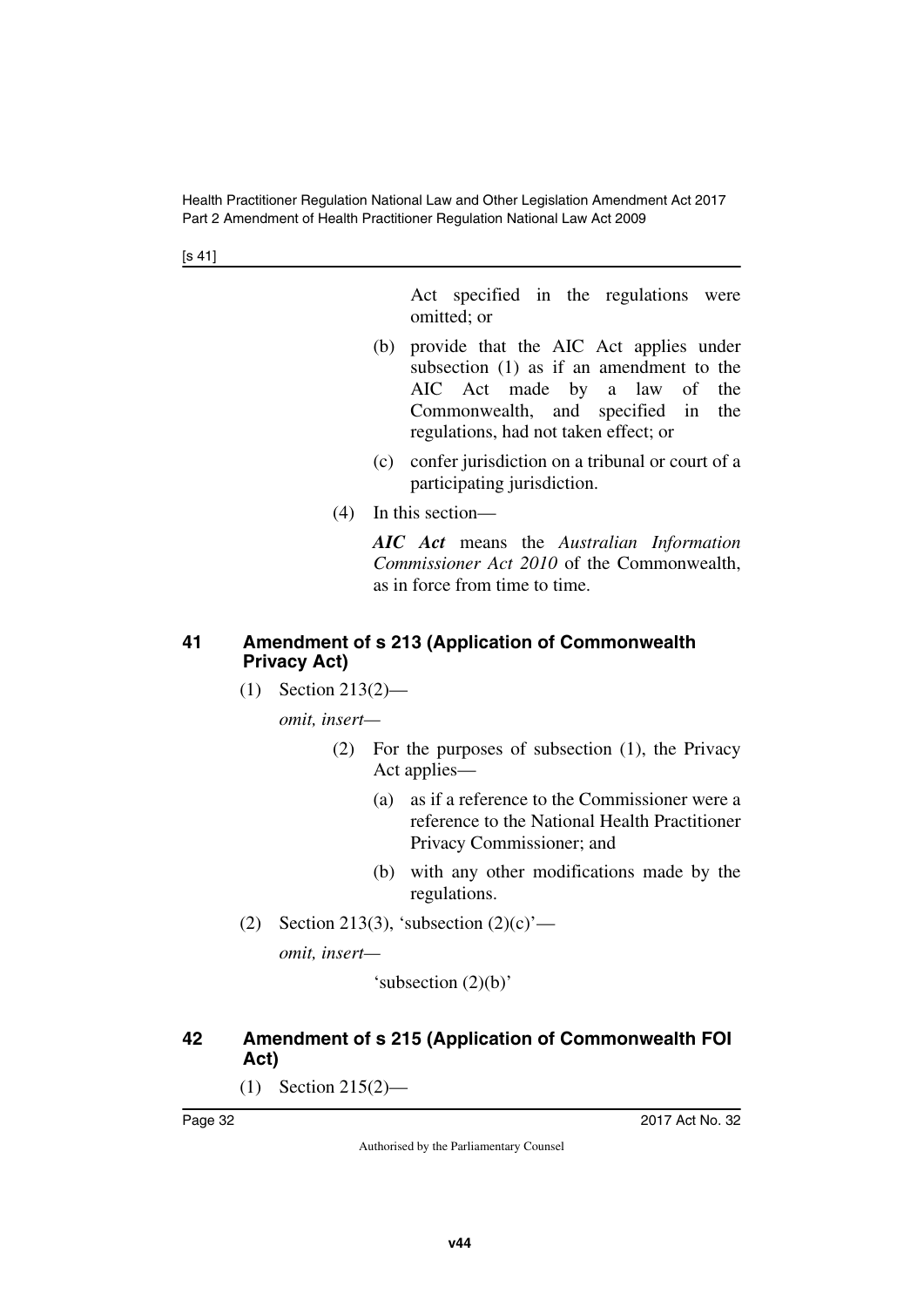Act specified in the regulations were omitted; or

(b) provide that the AIC Act applies under subsection (1) as if an amendment to the AIC Act made by a law of the Commonwealth, and specified in the regulations, had not taken effect; or

(c) confer jurisdiction on a tribunal or court of a participating jurisdiction.

(4) In this section—

***AIC Act*** means the *Australian Information Commissioner Act 2010* of the Commonwealth, as in force from time to time.

## 41 Amendment of s 213 (Application of Commonwealth Privacy Act)

(1) Section 213(2)—

*omit, insert—*

(2) For the purposes of subsection (1), the Privacy Act applies—

(a) as if a reference to the Commissioner were a reference to the National Health Practitioner Privacy Commissioner; and

(b) with any other modifications made by the regulations.

(2) Section 213(3), 'subsection (2)(c)'—

*omit, insert—*

'subsection (2)(b)'

## 42 Amendment of s 215 (Application of Commonwealth FOI Act)

(1) Section 215(2)—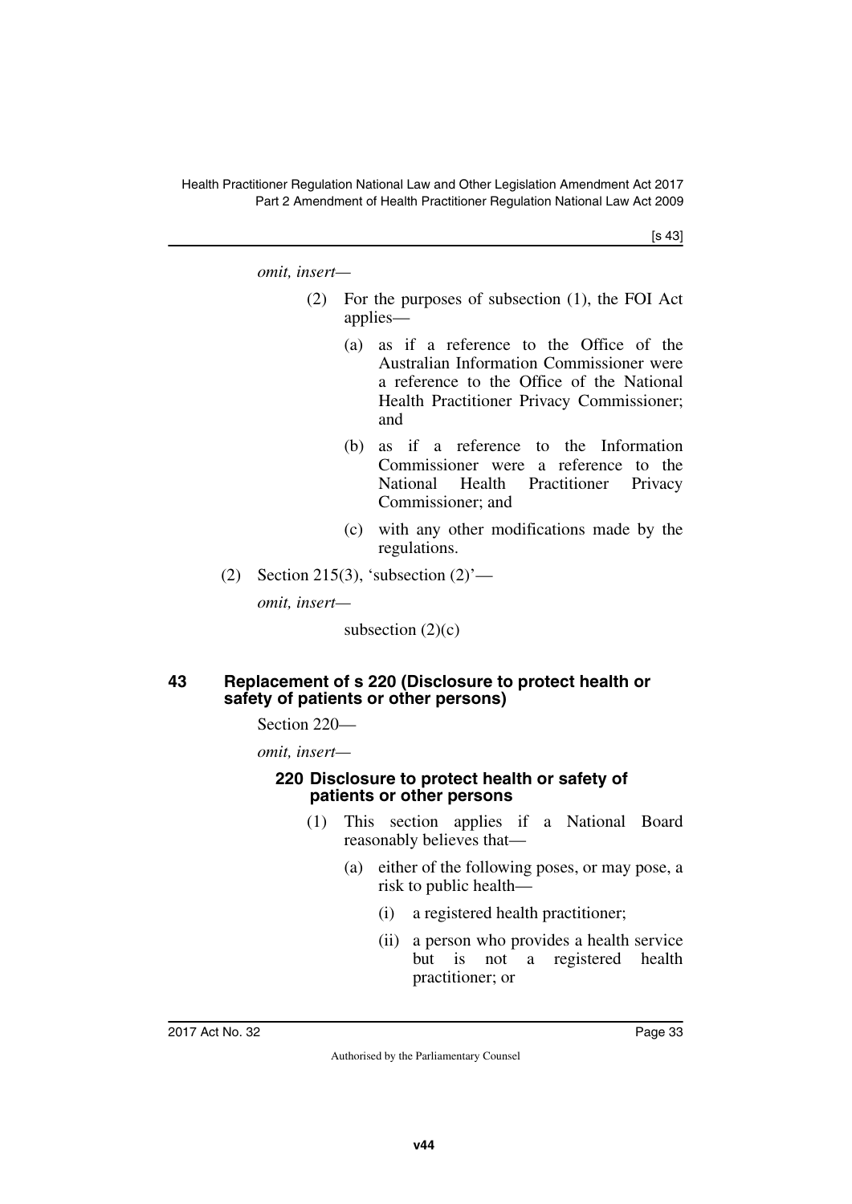*omit, insert—*

(2) For the purposes of subsection (1), the FOI Act applies—

(a) as if a reference to the Office of the Australian Information Commissioner were a reference to the Office of the National Health Practitioner Privacy Commissioner; and

(b) as if a reference to the Information Commissioner were a reference to the National Health Practitioner Privacy Commissioner; and

(c) with any other modifications made by the regulations.

(2) Section 215(3), 'subsection (2)'—

*omit, insert—*

subsection (2)(c)

### 43 Replacement of s 220 (Disclosure to protect health or safety of patients or other persons)

Section 220—

*omit, insert—*

#### 220 Disclosure to protect health or safety of patients or other persons

(1) This section applies if a National Board reasonably believes that—

(a) either of the following poses, or may pose, a risk to public health—

(i) a registered health practitioner;

(ii) a person who provides a health service but is not a registered health practitioner; or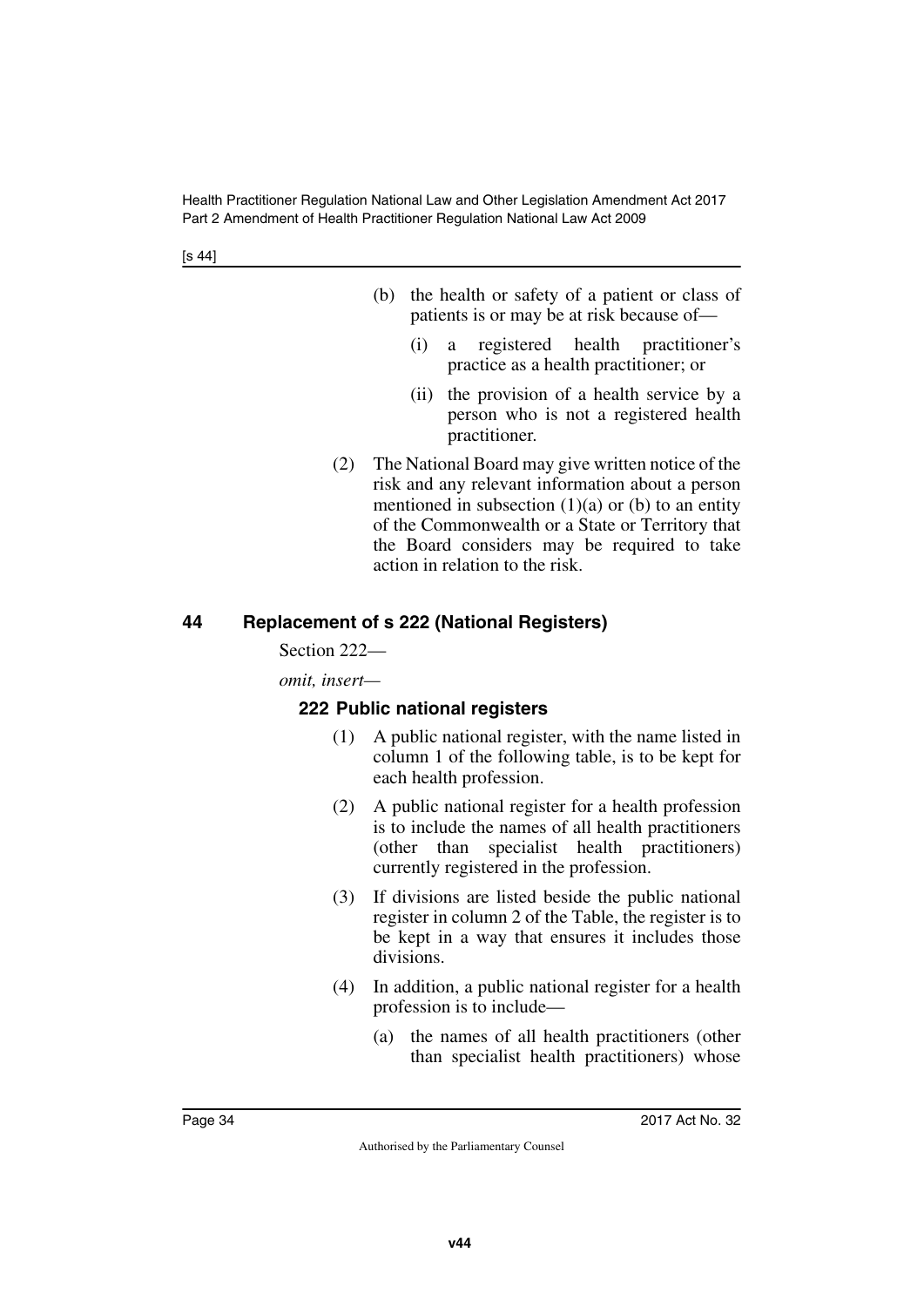(b) the health or safety of a patient or class of patients is or may be at risk because of—

(i) a registered health practitioner's practice as a health practitioner; or

(ii) the provision of a health service by a person who is not a registered health practitioner.

(2) The National Board may give written notice of the risk and any relevant information about a person mentioned in subsection (1)(a) or (b) to an entity of the Commonwealth or a State or Territory that the Board considers may be required to take action in relation to the risk.

## 44 Replacement of s 222 (National Registers)

Section 222—

*omit, insert—*

### 222 Public national registers

(1) A public national register, with the name listed in column 1 of the following table, is to be kept for each health profession.

(2) A public national register for a health profession is to include the names of all health practitioners (other than specialist health practitioners) currently registered in the profession.

(3) If divisions are listed beside the public national register in column 2 of the Table, the register is to be kept in a way that ensures it includes those divisions.

(4) In addition, a public national register for a health profession is to include—

(a) the names of all health practitioners (other than specialist health practitioners) whose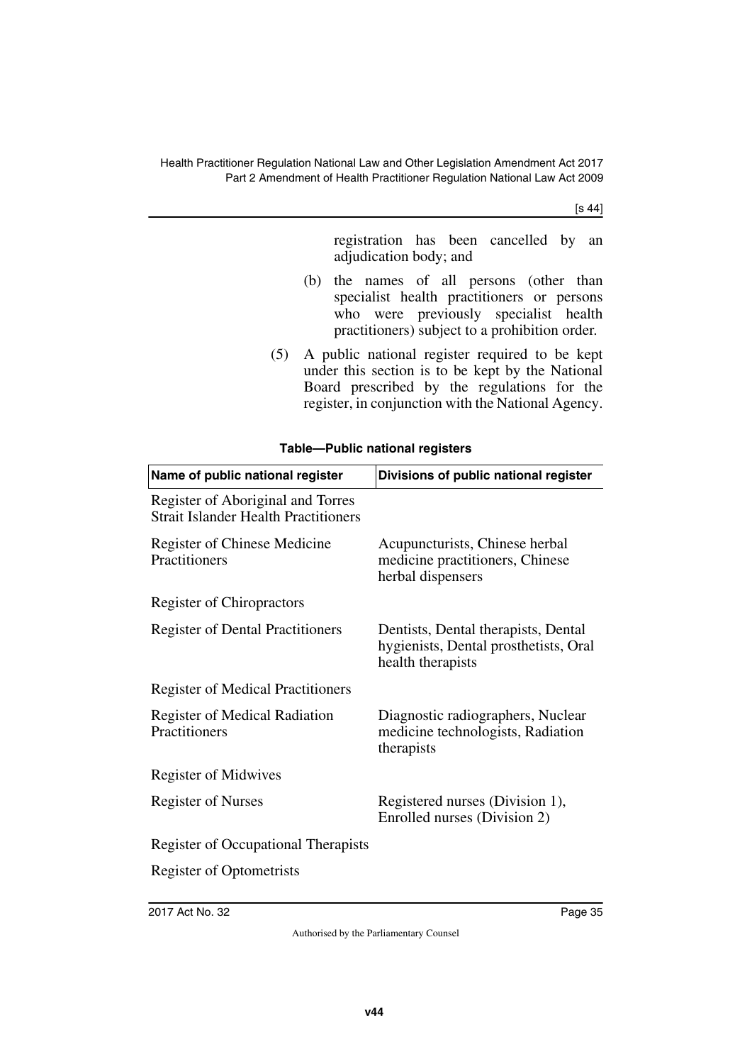registration has been cancelled by an adjudication body; and

(b) the names of all persons (other than specialist health practitioners or persons who were previously specialist health practitioners) subject to a prohibition order.

(5) A public national register required to be kept under this section is to be kept by the National Board prescribed by the regulations for the register, in conjunction with the National Agency.

**Table—Public national registers**

| Name of public national register | Divisions of public national register |
|---|---|
| Register of Aboriginal and Torres Strait Islander Health Practitioners | |
| Register of Chinese Medicine Practitioners | Acupuncturists, Chinese herbal medicine practitioners, Chinese herbal dispensers |
| Register of Chiropractors | |
| Register of Dental Practitioners | Dentists, Dental therapists, Dental hygienists, Dental prosthetists, Oral health therapists |
| Register of Medical Practitioners | |
| Register of Medical Radiation Practitioners | Diagnostic radiographers, Nuclear medicine technologists, Radiation therapists |
| Register of Midwives | |
| Register of Nurses | Registered nurses (Division 1), Enrolled nurses (Division 2) |
| Register of Occupational Therapists | |
| Register of Optometrists | |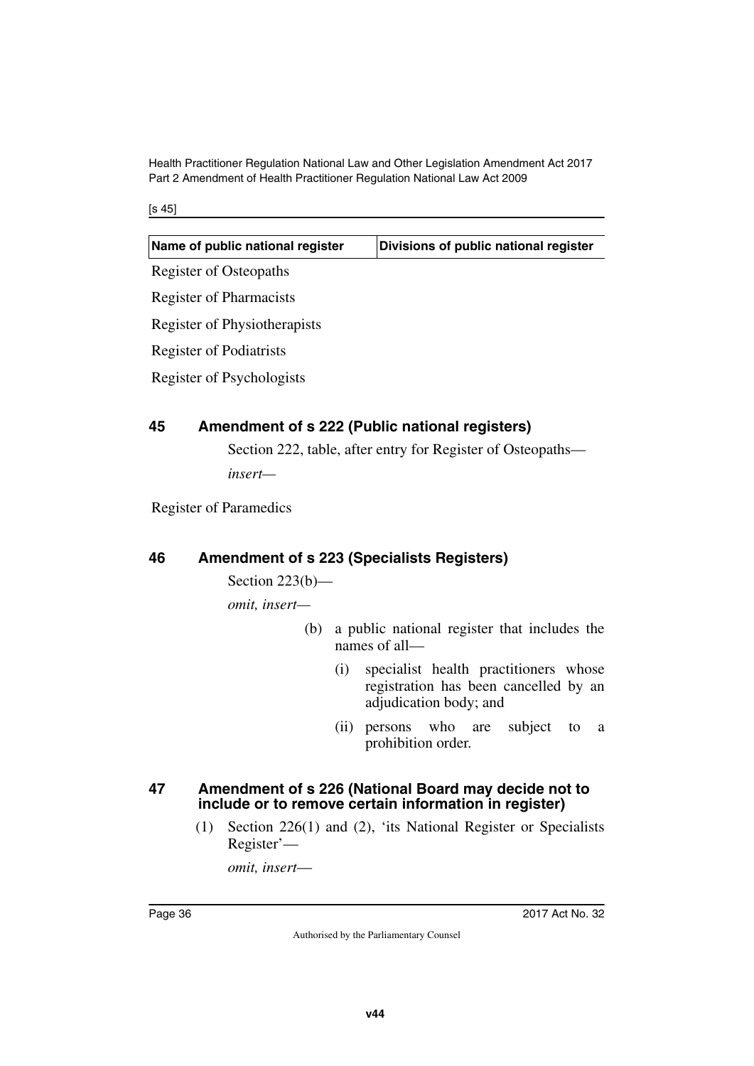| Name of public national register | Divisions of public national register |
|---|---|
| Register of Osteopaths | |
| Register of Pharmacists | |
| Register of Physiotherapists | |
| Register of Podiatrists | |
| Register of Psychologists | |

## 45 Amendment of s 222 (Public national registers)

Section 222, table, after entry for Register of Osteopaths—

*insert—*

Register of Paramedics

## 46 Amendment of s 223 (Specialists Registers)

Section 223(b)—

*omit, insert—*

(b) a public national register that includes the names of all—

(i) specialist health practitioners whose registration has been cancelled by an adjudication body; and

(ii) persons who are subject to a prohibition order.

## 47 Amendment of s 226 (National Board may decide not to include or to remove certain information in register)

(1) Section 226(1) and (2), 'its National Register or Specialists Register'—

*omit, insert—*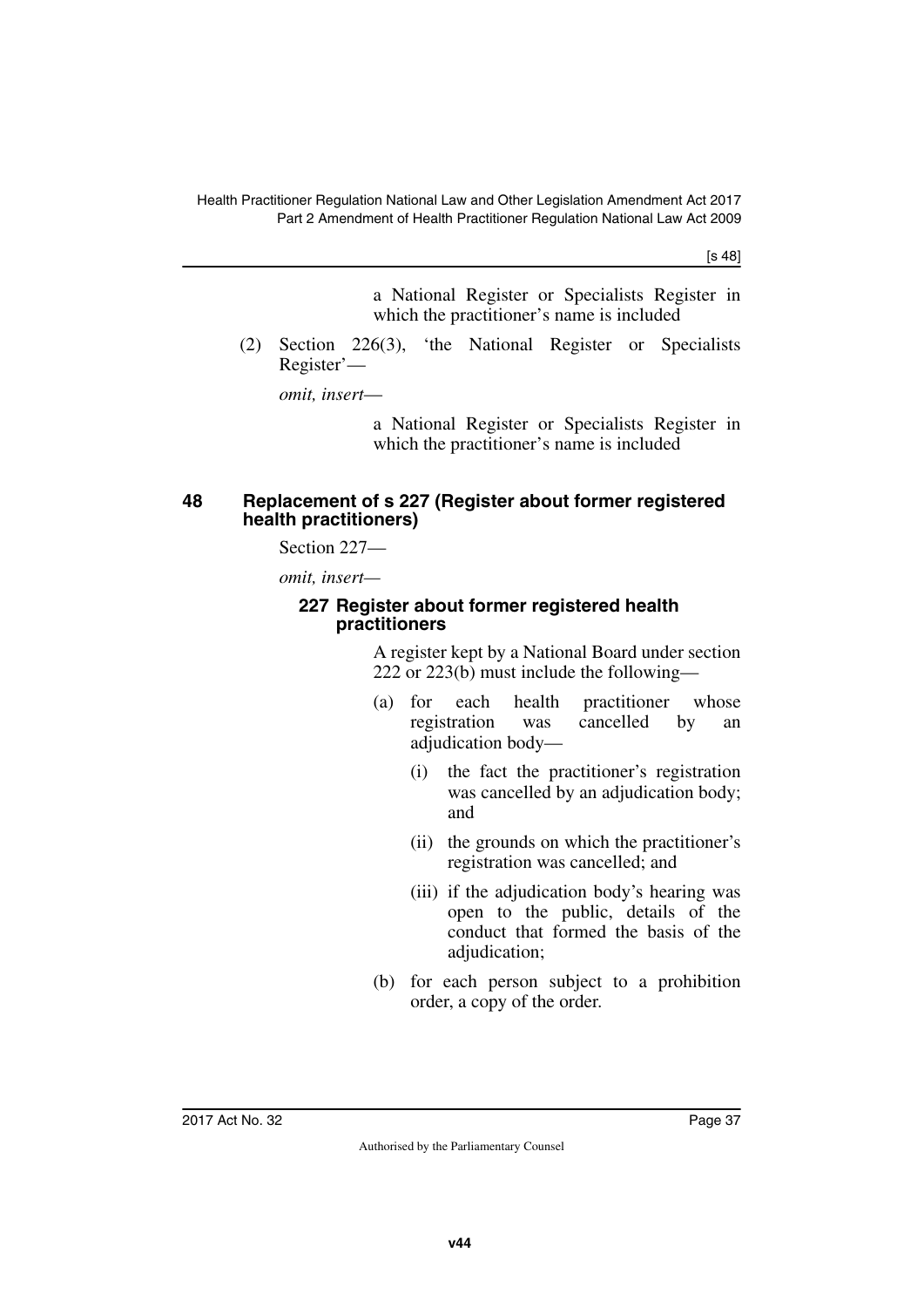a National Register or Specialists Register in which the practitioner's name is included

(2) Section 226(3), 'the National Register or Specialists Register'—

*omit, insert—*

a National Register or Specialists Register in which the practitioner's name is included

## 48 Replacement of s 227 (Register about former registered health practitioners)

Section 227—

*omit, insert—*

### 227 Register about former registered health practitioners

A register kept by a National Board under section 222 or 223(b) must include the following—

(a) for each health practitioner whose registration was cancelled by an adjudication body—

(i) the fact the practitioner's registration was cancelled by an adjudication body; and

(ii) the grounds on which the practitioner's registration was cancelled; and

(iii) if the adjudication body's hearing was open to the public, details of the conduct that formed the basis of the adjudication;

(b) for each person subject to a prohibition order, a copy of the order.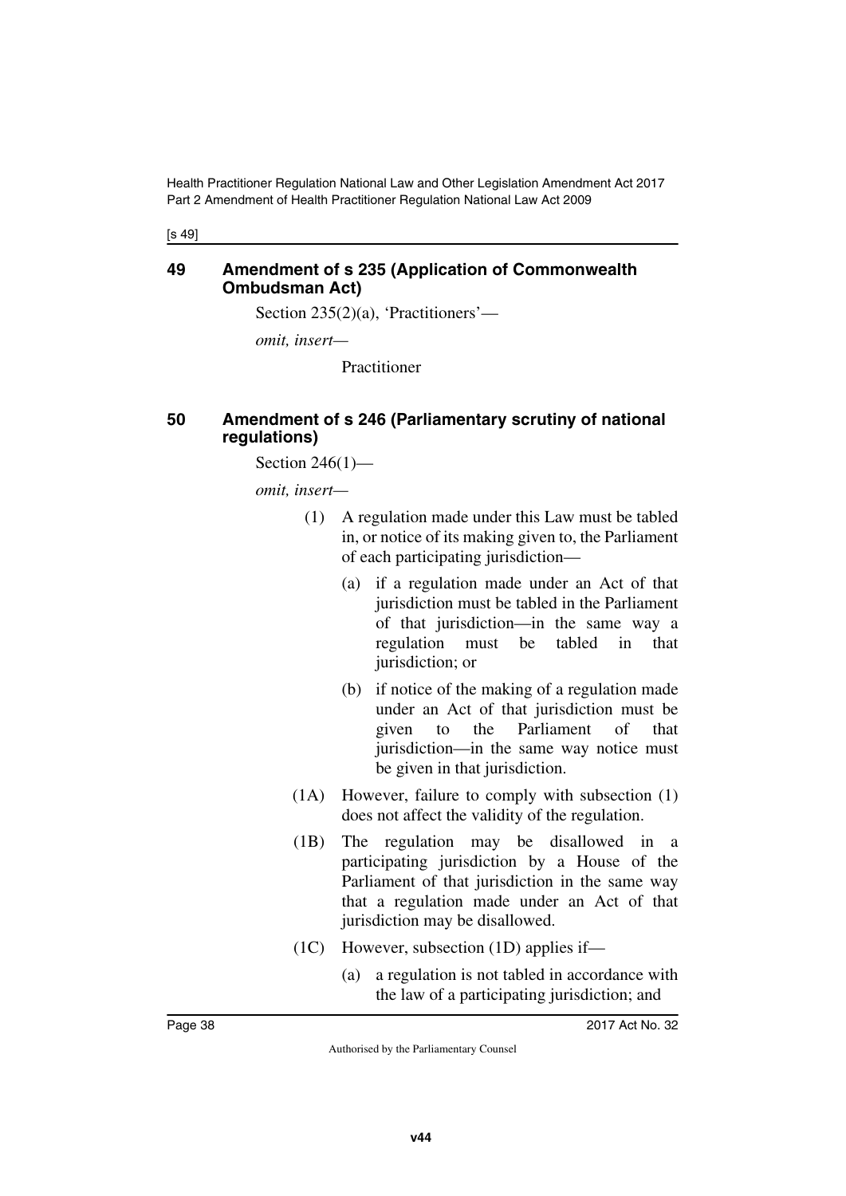## 49 Amendment of s 235 (Application of Commonwealth Ombudsman Act)

Section 235(2)(a), 'Practitioners'—

*omit, insert—*

Practitioner

## 50 Amendment of s 246 (Parliamentary scrutiny of national regulations)

Section 246(1)—

*omit, insert—*

(1) A regulation made under this Law must be tabled in, or notice of its making given to, the Parliament of each participating jurisdiction—

(a) if a regulation made under an Act of that jurisdiction must be tabled in the Parliament of that jurisdiction—in the same way a regulation must be tabled in that jurisdiction; or

(b) if notice of the making of a regulation made under an Act of that jurisdiction must be given to the Parliament of that jurisdiction—in the same way notice must be given in that jurisdiction.

(1A) However, failure to comply with subsection (1) does not affect the validity of the regulation.

(1B) The regulation may be disallowed in a participating jurisdiction by a House of the Parliament of that jurisdiction in the same way that a regulation made under an Act of that jurisdiction may be disallowed.

(1C) However, subsection (1D) applies if—

(a) a regulation is not tabled in accordance with the law of a participating jurisdiction; and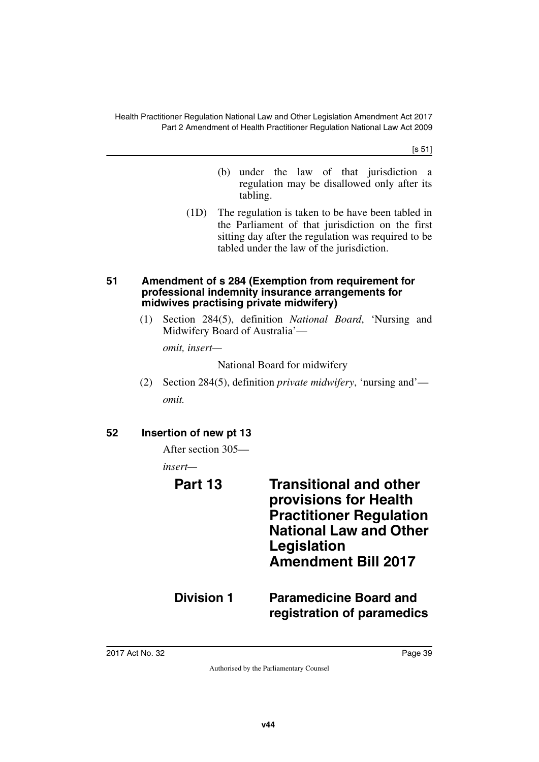(b) under the law of that jurisdiction a regulation may be disallowed only after its tabling.

(1D) The regulation is taken to be have been tabled in the Parliament of that jurisdiction on the first sitting day after the regulation was required to be tabled under the law of the jurisdiction.

#### 51 Amendment of s 284 (Exemption from requirement for professional indemnity insurance arrangements for midwives practising private midwifery)

(1) Section 284(5), definition *National Board*, 'Nursing and Midwifery Board of Australia'—

*omit, insert*—

National Board for midwifery

(2) Section 284(5), definition *private midwifery*, 'nursing and'—

*omit.*

#### 52 Insertion of new pt 13

After section 305—

*insert*—

## Part 13 Transitional and other provisions for Health Practitioner Regulation National Law and Other Legislation Amendment Bill 2017

### Division 1 Paramedicine Board and registration of paramedics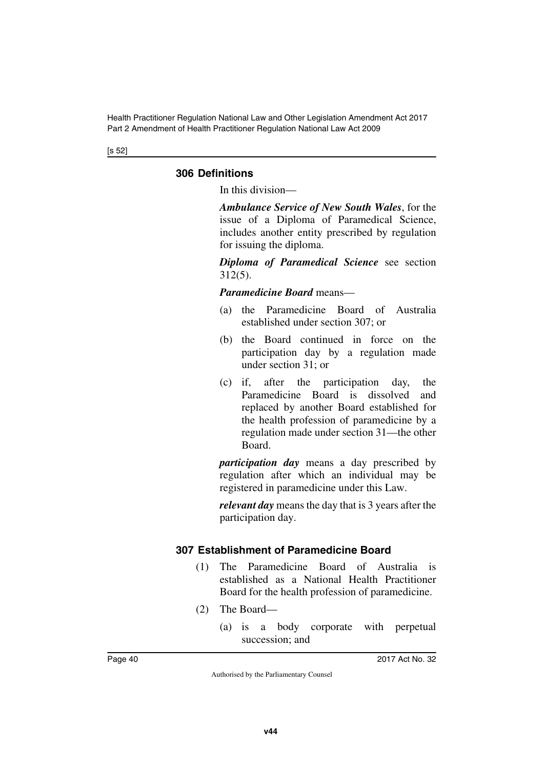### 306 Definitions

In this division—

***Ambulance Service of New South Wales***, for the issue of a Diploma of Paramedical Science, includes another entity prescribed by regulation for issuing the diploma.

***Diploma of Paramedical Science*** see section 312(5).

***Paramedicine Board*** means—

(a) the Paramedicine Board of Australia established under section 307; or

(b) the Board continued in force on the participation day by a regulation made under section 31; or

(c) if, after the participation day, the Paramedicine Board is dissolved and replaced by another Board established for the health profession of paramedicine by a regulation made under section 31—the other Board.

***participation day*** means a day prescribed by regulation after which an individual may be registered in paramedicine under this Law.

***relevant day*** means the day that is 3 years after the participation day.

### 307 Establishment of Paramedicine Board

(1) The Paramedicine Board of Australia is established as a National Health Practitioner Board for the health profession of paramedicine.

(2) The Board—

(a) is a body corporate with perpetual succession; and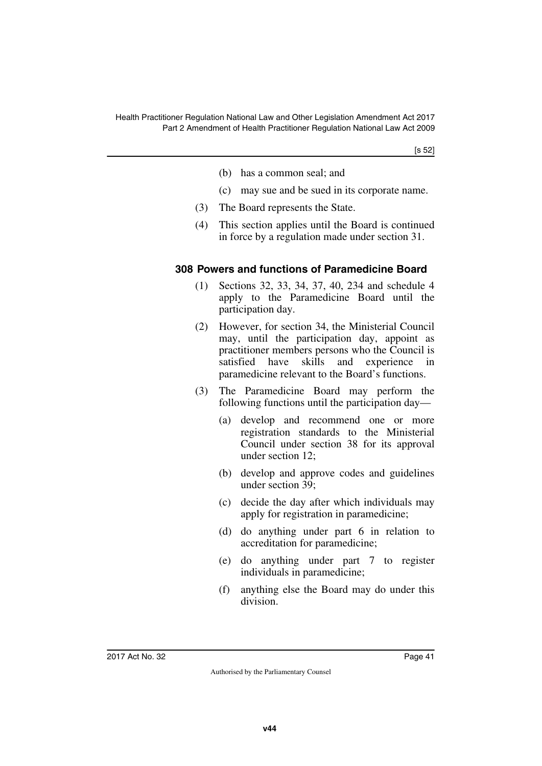(b) has a common seal; and

(c) may sue and be sued in its corporate name.

(3) The Board represents the State.

(4) This section applies until the Board is continued in force by a regulation made under section 31.

### 308 Powers and functions of Paramedicine Board

(1) Sections 32, 33, 34, 37, 40, 234 and schedule 4 apply to the Paramedicine Board until the participation day.

(2) However, for section 34, the Ministerial Council may, until the participation day, appoint as practitioner members persons who the Council is satisfied have skills and experience in paramedicine relevant to the Board's functions.

(3) The Paramedicine Board may perform the following functions until the participation day—

(a) develop and recommend one or more registration standards to the Ministerial Council under section 38 for its approval under section 12;

(b) develop and approve codes and guidelines under section 39;

(c) decide the day after which individuals may apply for registration in paramedicine;

(d) do anything under part 6 in relation to accreditation for paramedicine;

(e) do anything under part 7 to register individuals in paramedicine;

(f) anything else the Board may do under this division.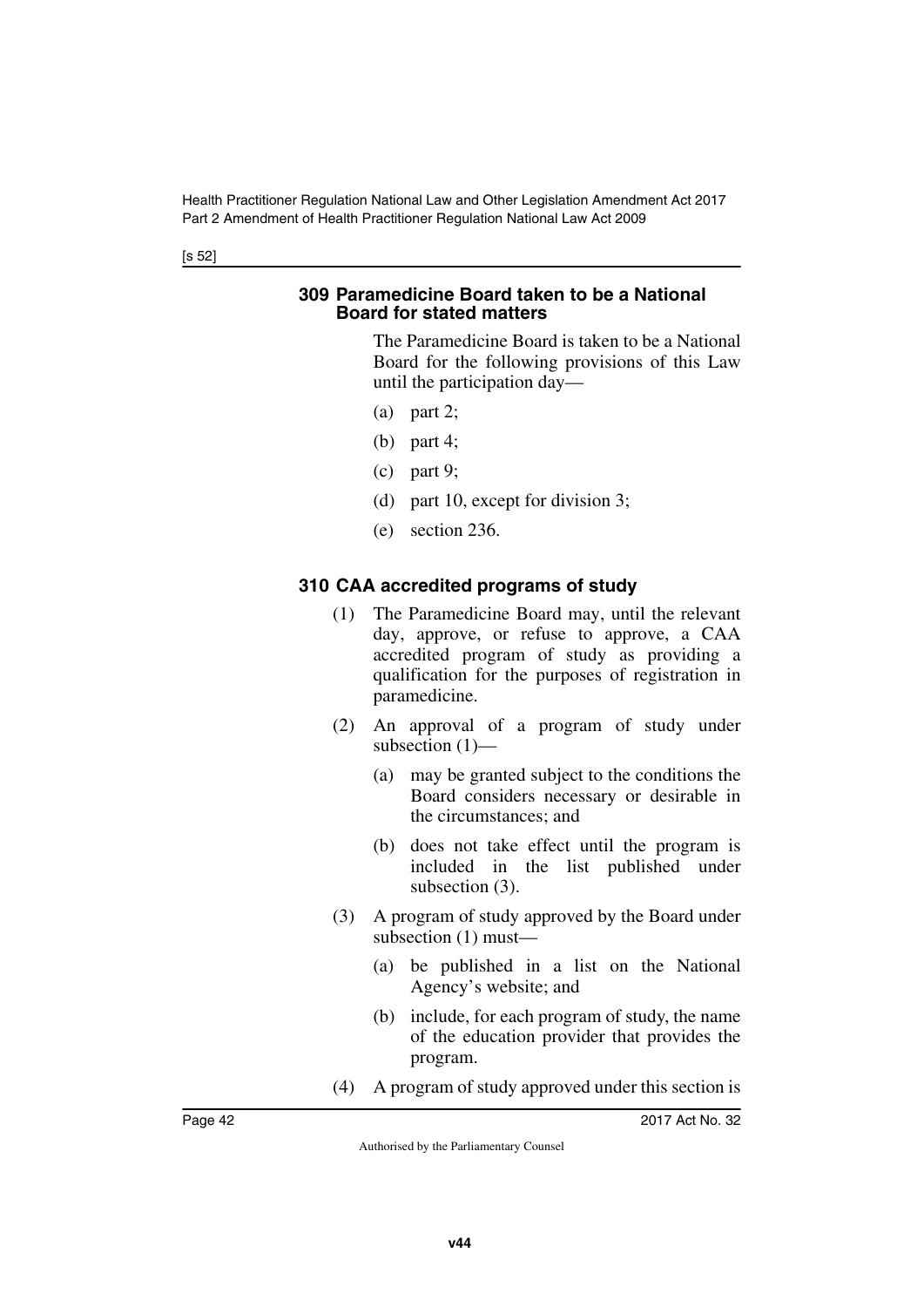### 309 Paramedicine Board taken to be a National Board for stated matters

The Paramedicine Board is taken to be a National Board for the following provisions of this Law until the participation day—

(a) part 2;

(b) part 4;

(c) part 9;

(d) part 10, except for division 3;

(e) section 236.

### 310 CAA accredited programs of study

(1) The Paramedicine Board may, until the relevant day, approve, or refuse to approve, a CAA accredited program of study as providing a qualification for the purposes of registration in paramedicine.

(2) An approval of a program of study under subsection (1)—

(a) may be granted subject to the conditions the Board considers necessary or desirable in the circumstances; and

(b) does not take effect until the program is included in the list published under subsection (3).

(3) A program of study approved by the Board under subsection (1) must—

(a) be published in a list on the National Agency's website; and

(b) include, for each program of study, the name of the education provider that provides the program.

(4) A program of study approved under this section is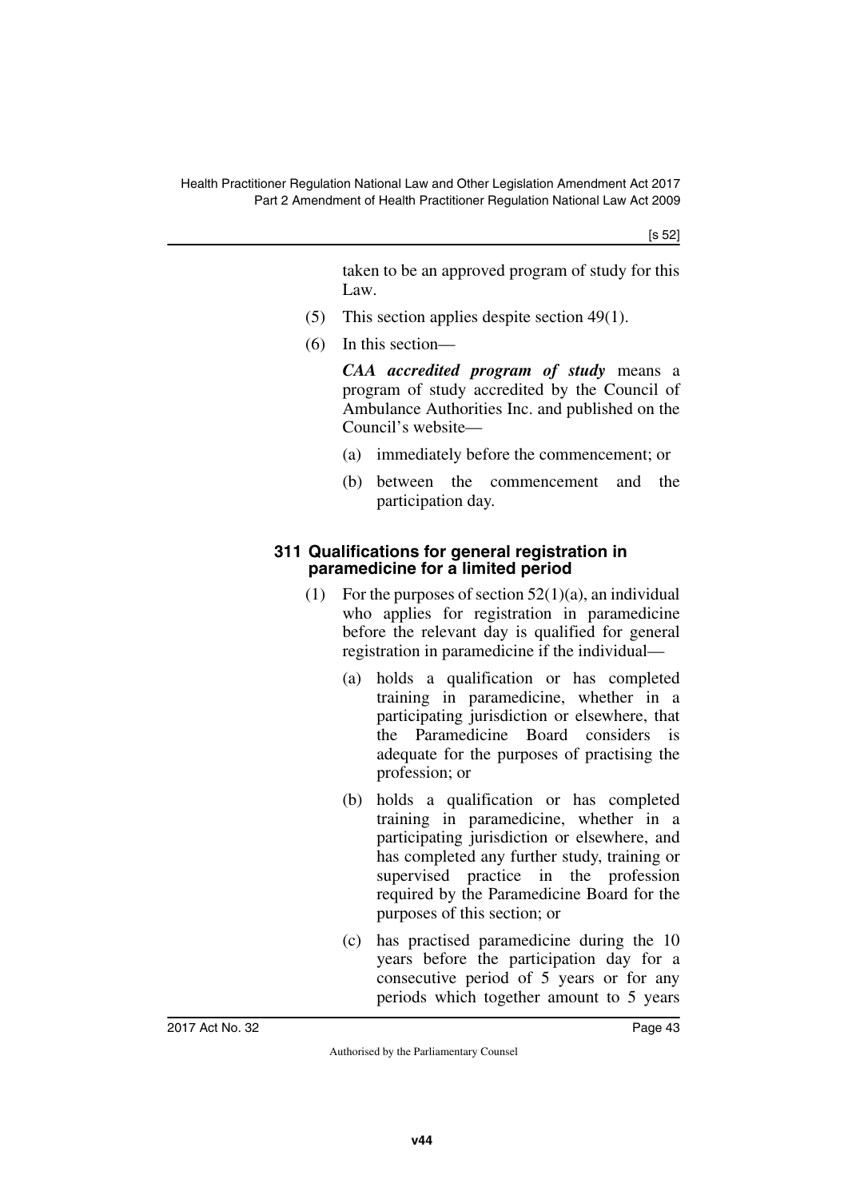taken to be an approved program of study for this Law.

(5) This section applies despite section 49(1).

(6) In this section—

***CAA accredited program of study*** means a program of study accredited by the Council of Ambulance Authorities Inc. and published on the Council's website—

(a) immediately before the commencement; or

(b) between the commencement and the participation day.

### 311 Qualifications for general registration in paramedicine for a limited period

(1) For the purposes of section 52(1)(a), an individual who applies for registration in paramedicine before the relevant day is qualified for general registration in paramedicine if the individual—

(a) holds a qualification or has completed training in paramedicine, whether in a participating jurisdiction or elsewhere, that the Paramedicine Board considers is adequate for the purposes of practising the profession; or

(b) holds a qualification or has completed training in paramedicine, whether in a participating jurisdiction or elsewhere, and has completed any further study, training or supervised practice in the profession required by the Paramedicine Board for the purposes of this section; or

(c) has practised paramedicine during the 10 years before the participation day for a consecutive period of 5 years or for any periods which together amount to 5 years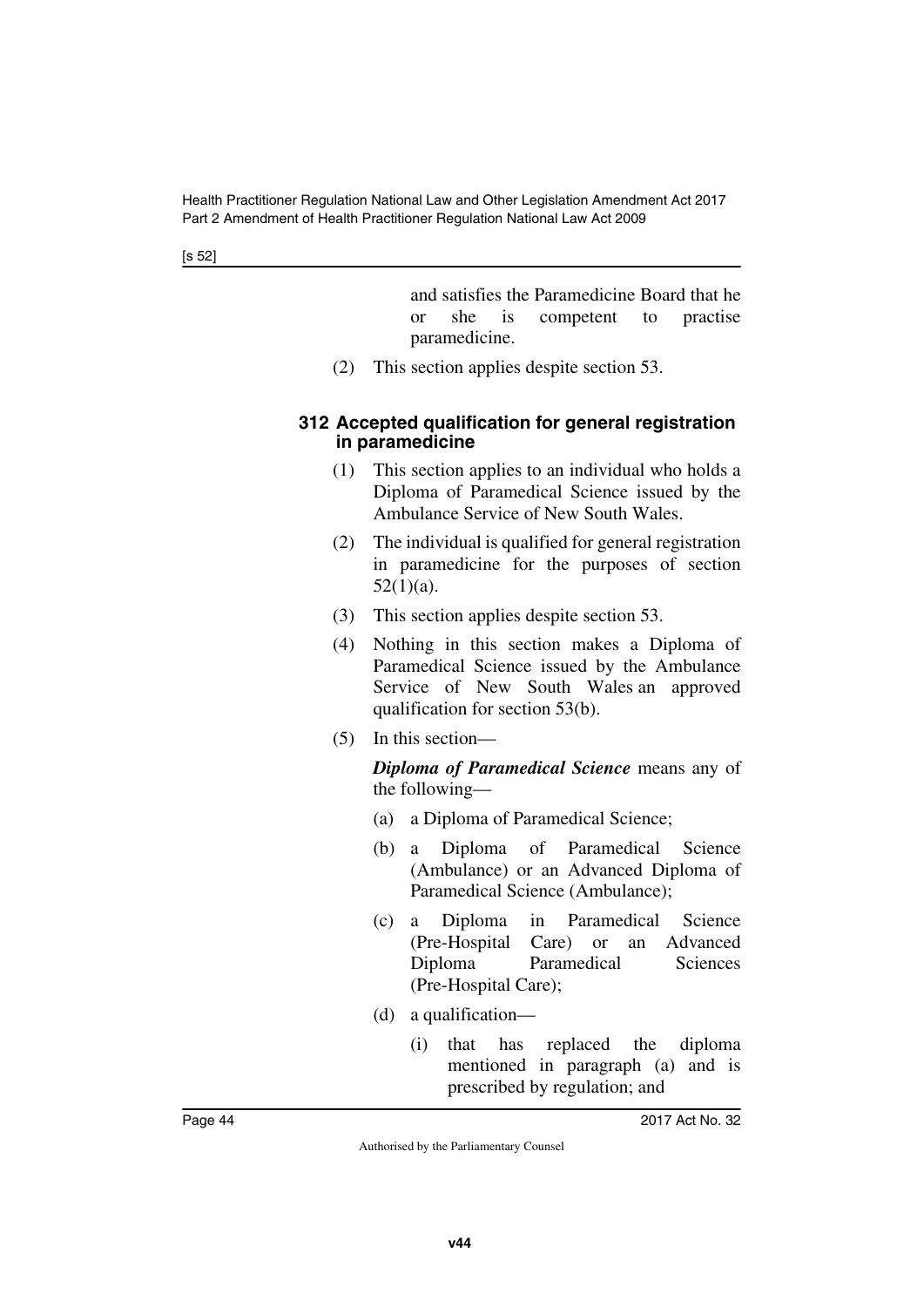and satisfies the Paramedicine Board that he or she is competent to practise paramedicine.

(2) This section applies despite section 53.

### 312 Accepted qualification for general registration in paramedicine

(1) This section applies to an individual who holds a Diploma of Paramedical Science issued by the Ambulance Service of New South Wales.

(2) The individual is qualified for general registration in paramedicine for the purposes of section 52(1)(a).

(3) This section applies despite section 53.

(4) Nothing in this section makes a Diploma of Paramedical Science issued by the Ambulance Service of New South Wales an approved qualification for section 53(b).

(5) In this section—

***Diploma of Paramedical Science*** means any of the following—

(a) a Diploma of Paramedical Science;

(b) a Diploma of Paramedical Science (Ambulance) or an Advanced Diploma of Paramedical Science (Ambulance);

(c) a Diploma in Paramedical Science (Pre-Hospital Care) or an Advanced Diploma Paramedical Sciences (Pre-Hospital Care);

(d) a qualification—

(i) that has replaced the diploma mentioned in paragraph (a) and is prescribed by regulation; and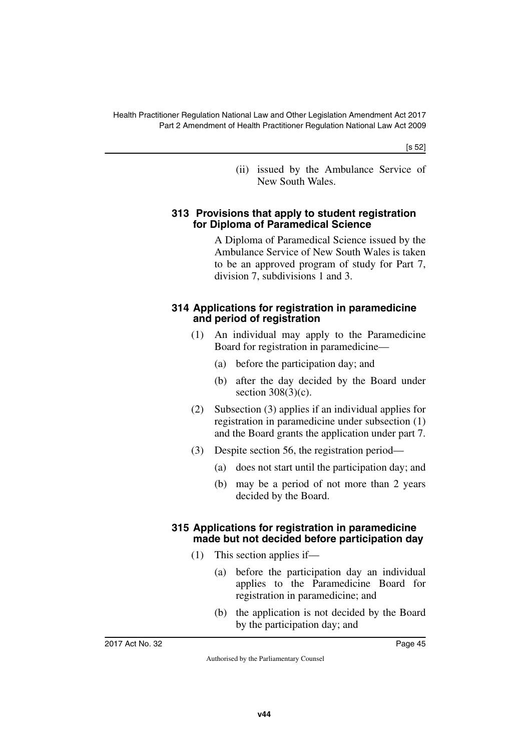(ii) issued by the Ambulance Service of New South Wales.

### 313 Provisions that apply to student registration for Diploma of Paramedical Science

A Diploma of Paramedical Science issued by the Ambulance Service of New South Wales is taken to be an approved program of study for Part 7, division 7, subdivisions 1 and 3.

### 314 Applications for registration in paramedicine and period of registration

(1) An individual may apply to the Paramedicine Board for registration in paramedicine—

(a) before the participation day; and

(b) after the day decided by the Board under section 308(3)(c).

(2) Subsection (3) applies if an individual applies for registration in paramedicine under subsection (1) and the Board grants the application under part 7.

(3) Despite section 56, the registration period—

(a) does not start until the participation day; and

(b) may be a period of not more than 2 years decided by the Board.

### 315 Applications for registration in paramedicine made but not decided before participation day

(1) This section applies if—

(a) before the participation day an individual applies to the Paramedicine Board for registration in paramedicine; and

(b) the application is not decided by the Board by the participation day; and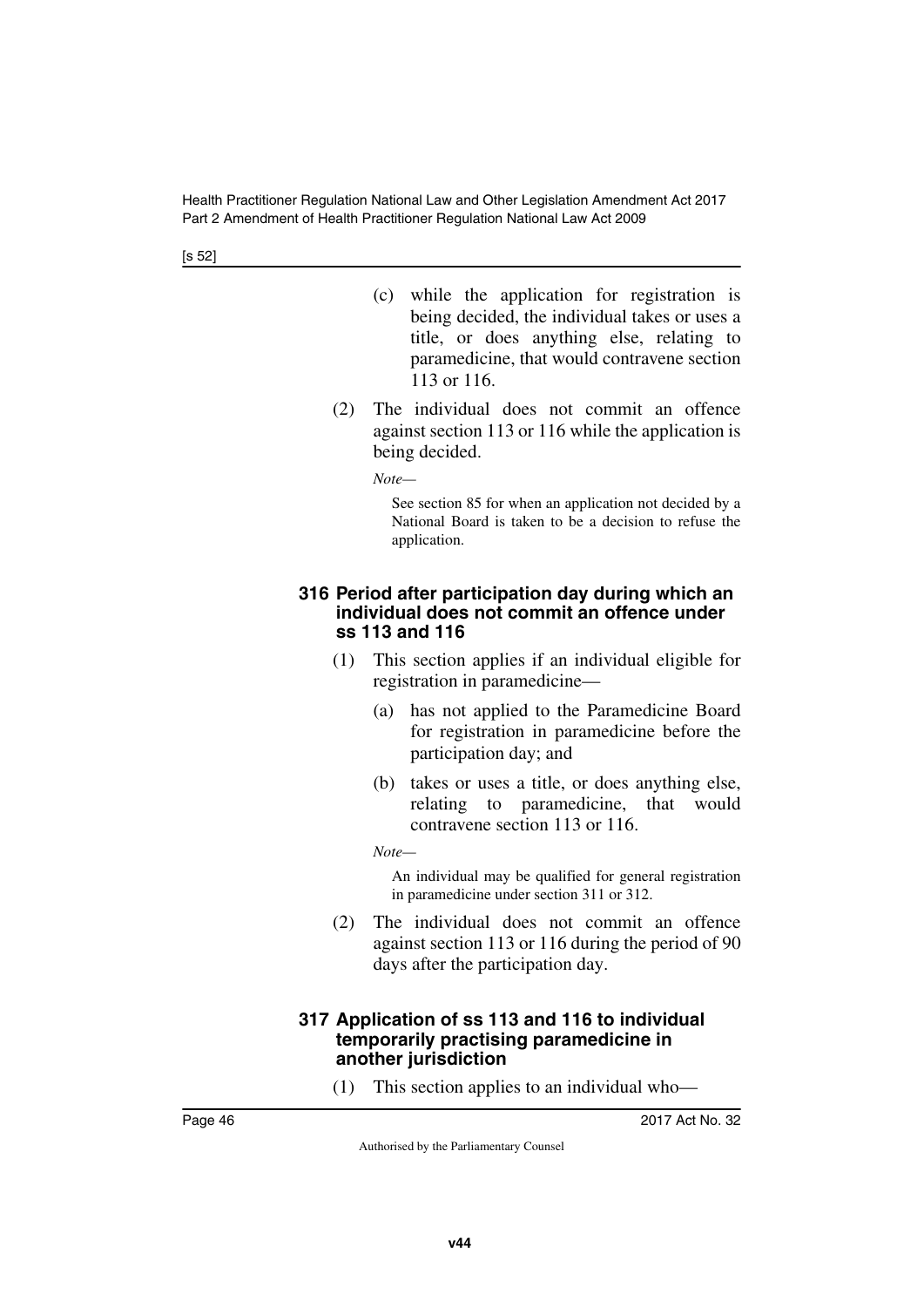(c) while the application for registration is being decided, the individual takes or uses a title, or does anything else, relating to paramedicine, that would contravene section 113 or 116.

(2) The individual does not commit an offence against section 113 or 116 while the application is being decided.

*Note—*

See section 85 for when an application not decided by a National Board is taken to be a decision to refuse the application.

### 316 Period after participation day during which an individual does not commit an offence under ss 113 and 116

(1) This section applies if an individual eligible for registration in paramedicine—

(a) has not applied to the Paramedicine Board for registration in paramedicine before the participation day; and

(b) takes or uses a title, or does anything else, relating to paramedicine, that would contravene section 113 or 116.

*Note—*

An individual may be qualified for general registration in paramedicine under section 311 or 312.

(2) The individual does not commit an offence against section 113 or 116 during the period of 90 days after the participation day.

### 317 Application of ss 113 and 116 to individual temporarily practising paramedicine in another jurisdiction

(1) This section applies to an individual who—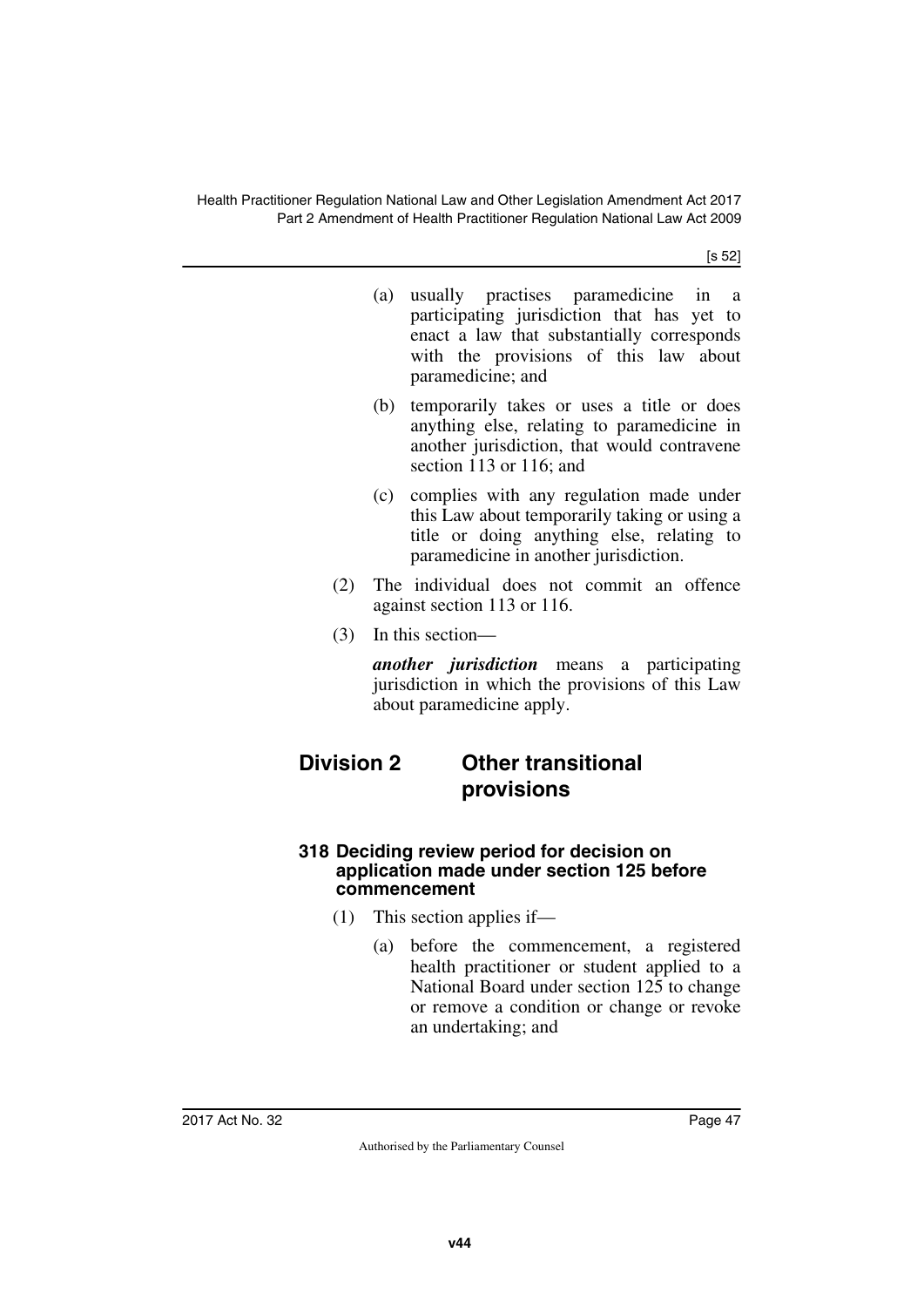(a) usually practises paramedicine in a participating jurisdiction that has yet to enact a law that substantially corresponds with the provisions of this law about paramedicine; and

(b) temporarily takes or uses a title or does anything else, relating to paramedicine in another jurisdiction, that would contravene section 113 or 116; and

(c) complies with any regulation made under this Law about temporarily taking or using a title or doing anything else, relating to paramedicine in another jurisdiction.

(2) The individual does not commit an offence against section 113 or 116.

(3) In this section—

***another jurisdiction*** means a participating jurisdiction in which the provisions of this Law about paramedicine apply.

## Division 2 Other transitional provisions

### 318 Deciding review period for decision on application made under section 125 before commencement

(1) This section applies if—

(a) before the commencement, a registered health practitioner or student applied to a National Board under section 125 to change or remove a condition or change or revoke an undertaking; and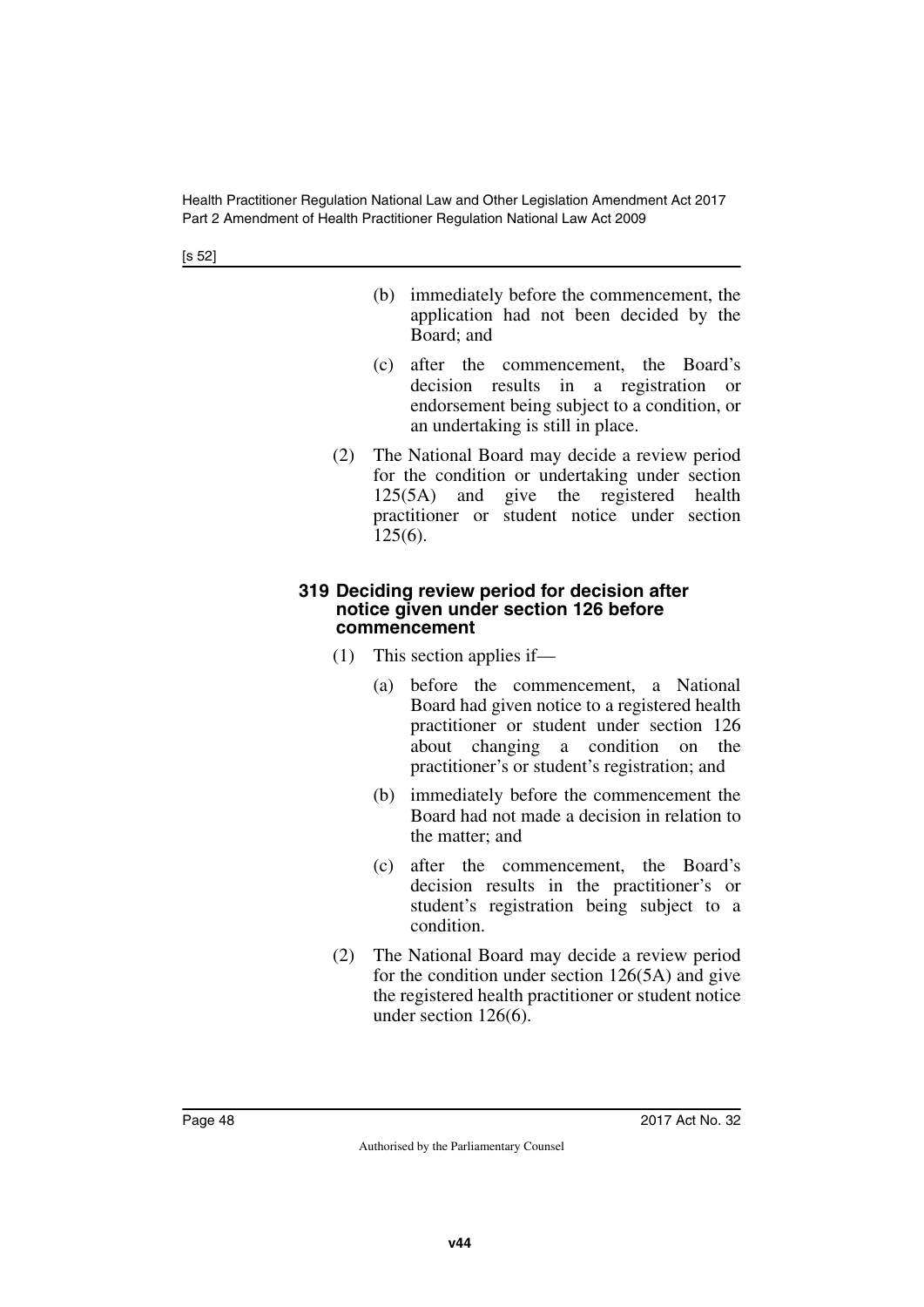(b) immediately before the commencement, the application had not been decided by the Board; and

(c) after the commencement, the Board's decision results in a registration or endorsement being subject to a condition, or an undertaking is still in place.

(2) The National Board may decide a review period for the condition or undertaking under section 125(5A) and give the registered health practitioner or student notice under section 125(6).

### 319 Deciding review period for decision after notice given under section 126 before commencement

(1) This section applies if—

(a) before the commencement, a National Board had given notice to a registered health practitioner or student under section 126 about changing a condition on the practitioner's or student's registration; and

(b) immediately before the commencement the Board had not made a decision in relation to the matter; and

(c) after the commencement, the Board's decision results in the practitioner's or student's registration being subject to a condition.

(2) The National Board may decide a review period for the condition under section 126(5A) and give the registered health practitioner or student notice under section 126(6).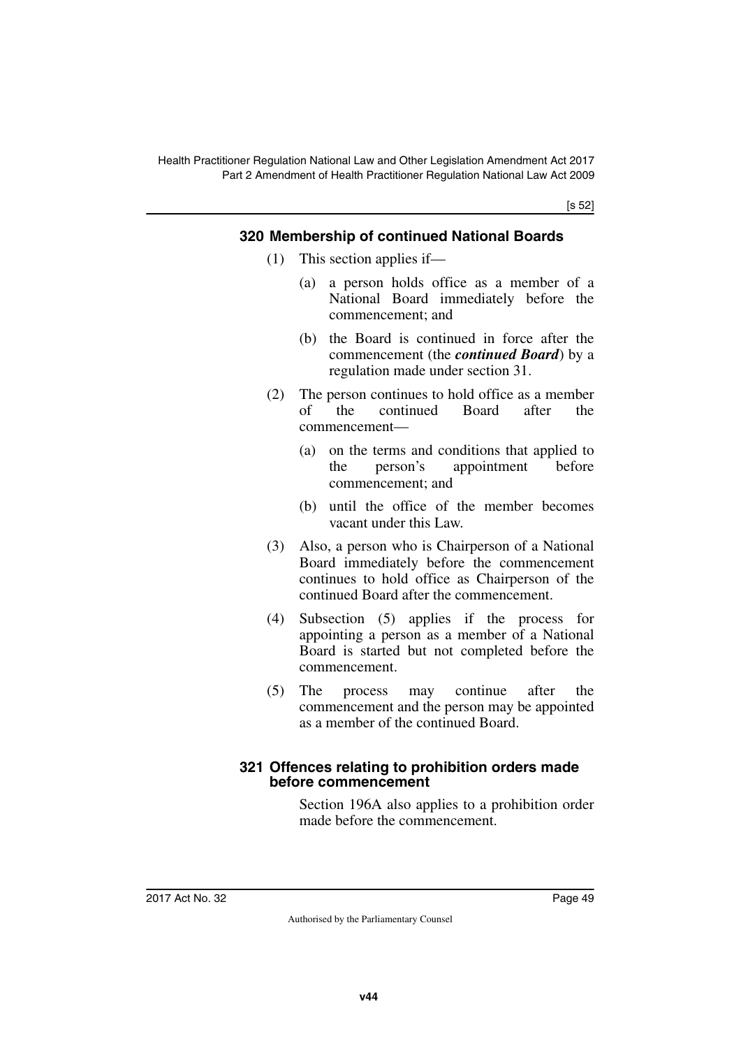### 320 Membership of continued National Boards

(1) This section applies if—

(a) a person holds office as a member of a National Board immediately before the commencement; and

(b) the Board is continued in force after the commencement (the ***continued Board***) by a regulation made under section 31.

(2) The person continues to hold office as a member of the continued Board after the commencement—

(a) on the terms and conditions that applied to the person's appointment before commencement; and

(b) until the office of the member becomes vacant under this Law.

(3) Also, a person who is Chairperson of a National Board immediately before the commencement continues to hold office as Chairperson of the continued Board after the commencement.

(4) Subsection (5) applies if the process for appointing a person as a member of a National Board is started but not completed before the commencement.

(5) The process may continue after the commencement and the person may be appointed as a member of the continued Board.

### 321 Offences relating to prohibition orders made before commencement

Section 196A also applies to a prohibition order made before the commencement.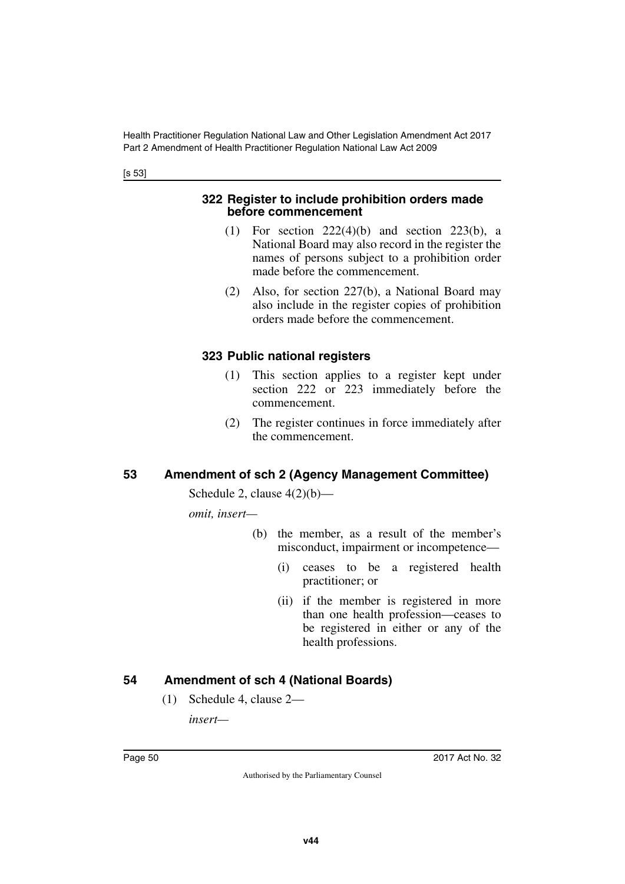### 322 Register to include prohibition orders made before commencement

(1) For section 222(4)(b) and section 223(b), a National Board may also record in the register the names of persons subject to a prohibition order made before the commencement.

(2) Also, for section 227(b), a National Board may also include in the register copies of prohibition orders made before the commencement.

### 323 Public national registers

(1) This section applies to a register kept under section 222 or 223 immediately before the commencement.

(2) The register continues in force immediately after the commencement.

## 53 Amendment of sch 2 (Agency Management Committee)

Schedule 2, clause 4(2)(b)—

*omit, insert—*

(b) the member, as a result of the member's misconduct, impairment or incompetence—

(i) ceases to be a registered health practitioner; or

(ii) if the member is registered in more than one health profession—ceases to be registered in either or any of the health professions.

## 54 Amendment of sch 4 (National Boards)

(1) Schedule 4, clause 2—

*insert—*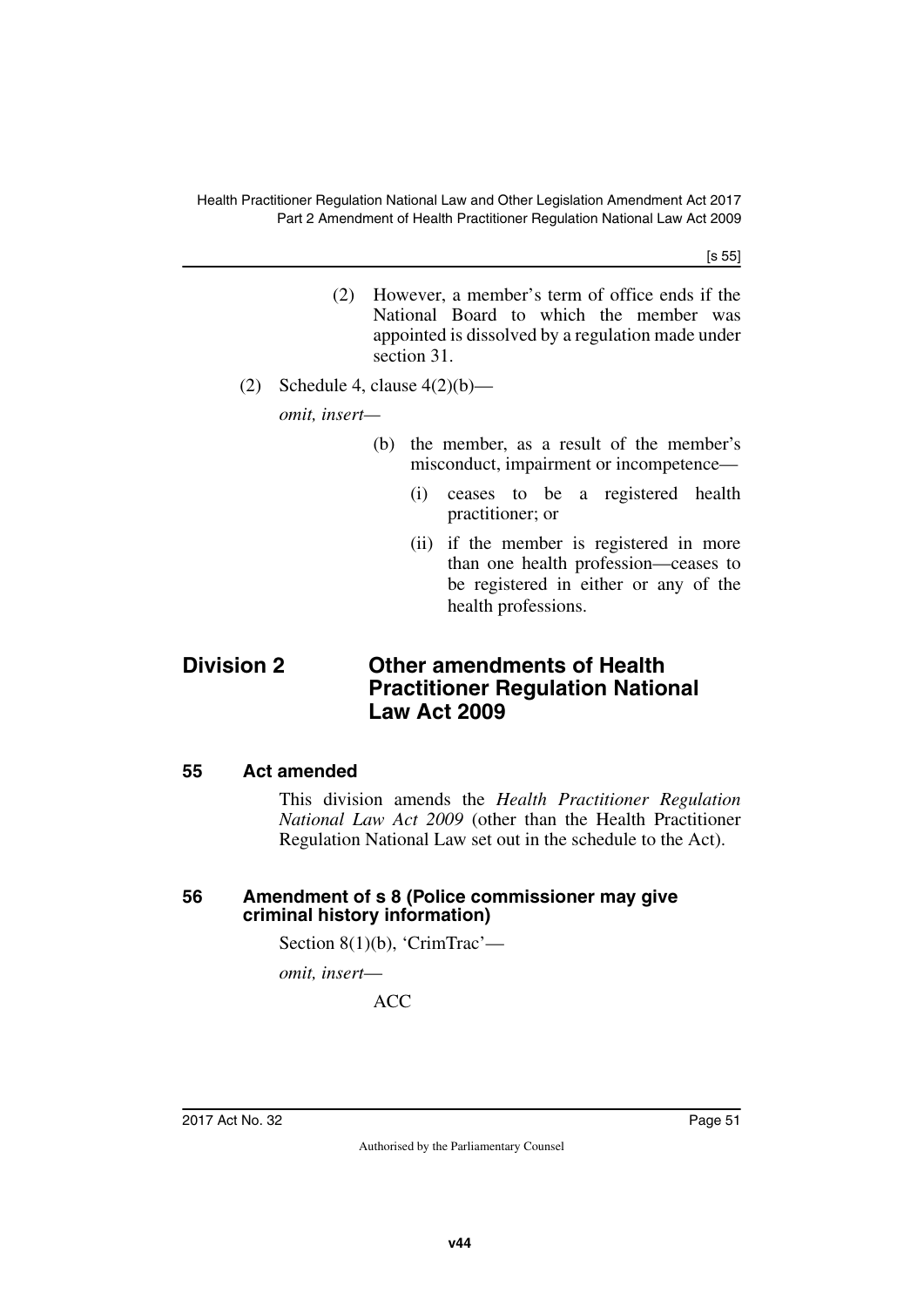(2) However, a member's term of office ends if the National Board to which the member was appointed is dissolved by a regulation made under section 31.

(2) Schedule 4, clause 4(2)(b)—

*omit, insert*—

(b) the member, as a result of the member's misconduct, impairment or incompetence—

(i) ceases to be a registered health practitioner; or

(ii) if the member is registered in more than one health profession—ceases to be registered in either or any of the health professions.

## Division 2 Other amendments of Health Practitioner Regulation National Law Act 2009

### 55 Act amended

This division amends the *Health Practitioner Regulation National Law Act 2009* (other than the Health Practitioner Regulation National Law set out in the schedule to the Act).

### 56 Amendment of s 8 (Police commissioner may give criminal history information)

Section 8(1)(b), 'CrimTrac'—

*omit, insert*—

ACC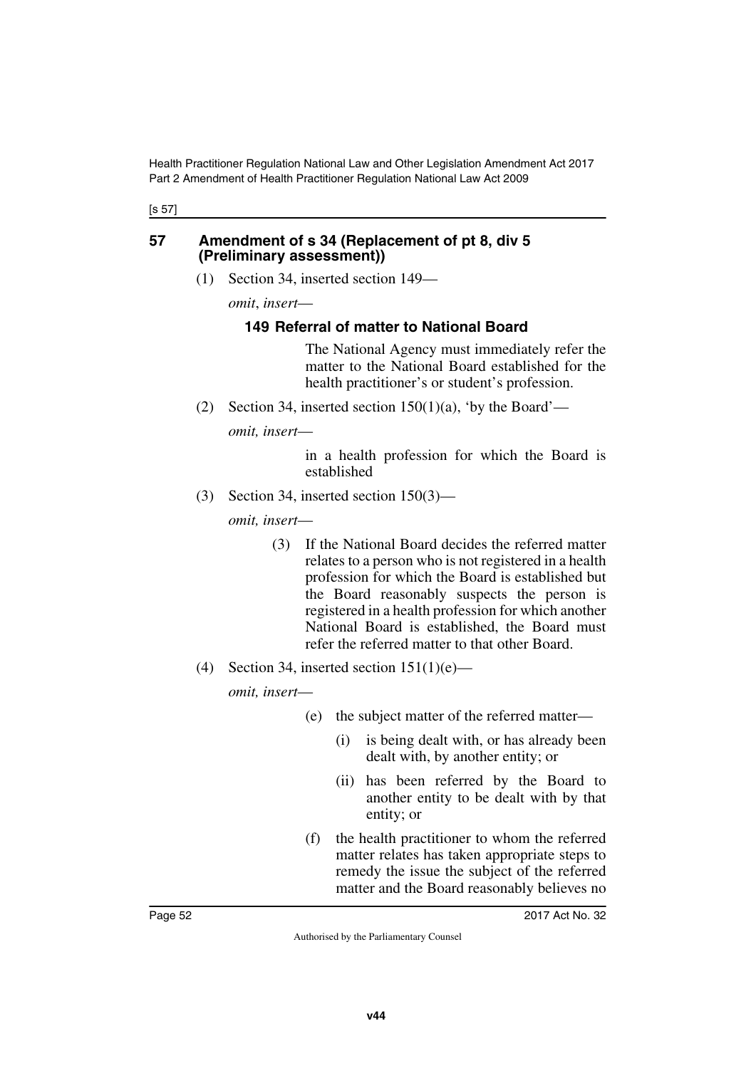[s 57]

## 57 Amendment of s 34 (Replacement of pt 8, div 5 (Preliminary assessment))

(1) Section 34, inserted section 149—

*omit*, *insert*—

### 149 Referral of matter to National Board

The National Agency must immediately refer the matter to the National Board established for the health practitioner's or student's profession.

(2) Section 34, inserted section 150(1)(a), 'by the Board'—

*omit, insert*—

in a health profession for which the Board is established

(3) Section 34, inserted section 150(3)—

*omit, insert*—

(3) If the National Board decides the referred matter relates to a person who is not registered in a health profession for which the Board is established but the Board reasonably suspects the person is registered in a health profession for which another National Board is established, the Board must refer the referred matter to that other Board.

(4) Section 34, inserted section 151(1)(e)—

*omit, insert*—

(e) the subject matter of the referred matter—

(i) is being dealt with, or has already been dealt with, by another entity; or

(ii) has been referred by the Board to another entity to be dealt with by that entity; or

(f) the health practitioner to whom the referred matter relates has taken appropriate steps to remedy the issue the subject of the referred matter and the Board reasonably believes no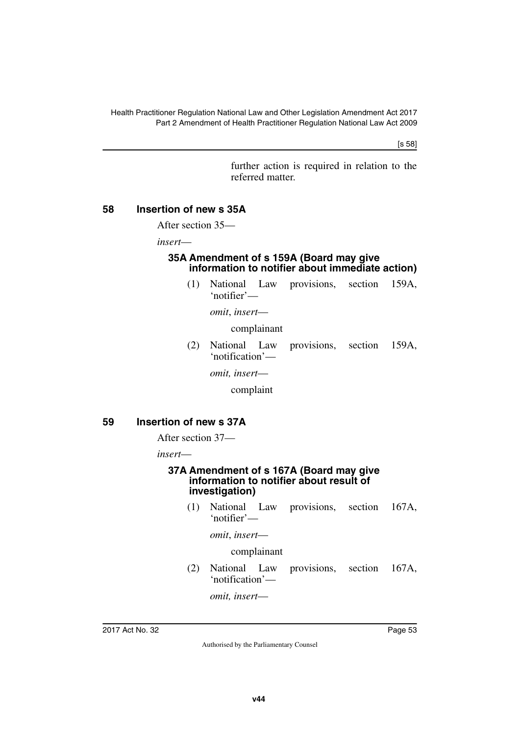further action is required in relation to the referred matter.

## 58 Insertion of new s 35A

After section 35—

*insert*—

### 35A Amendment of s 159A (Board may give information to notifier about immediate action)

(1) National Law provisions, section 159A, 'notifier'—

*omit*, *insert*—

complainant

(2) National Law provisions, section 159A, 'notification'—

*omit, insert*—

complaint

## 59 Insertion of new s 37A

After section 37—

*insert*—

### 37A Amendment of s 167A (Board may give information to notifier about result of investigation)

(1) National Law provisions, section 167A, 'notifier'—

*omit*, *insert*—

complainant

(2) National Law provisions, section 167A, 'notification'—

*omit, insert*—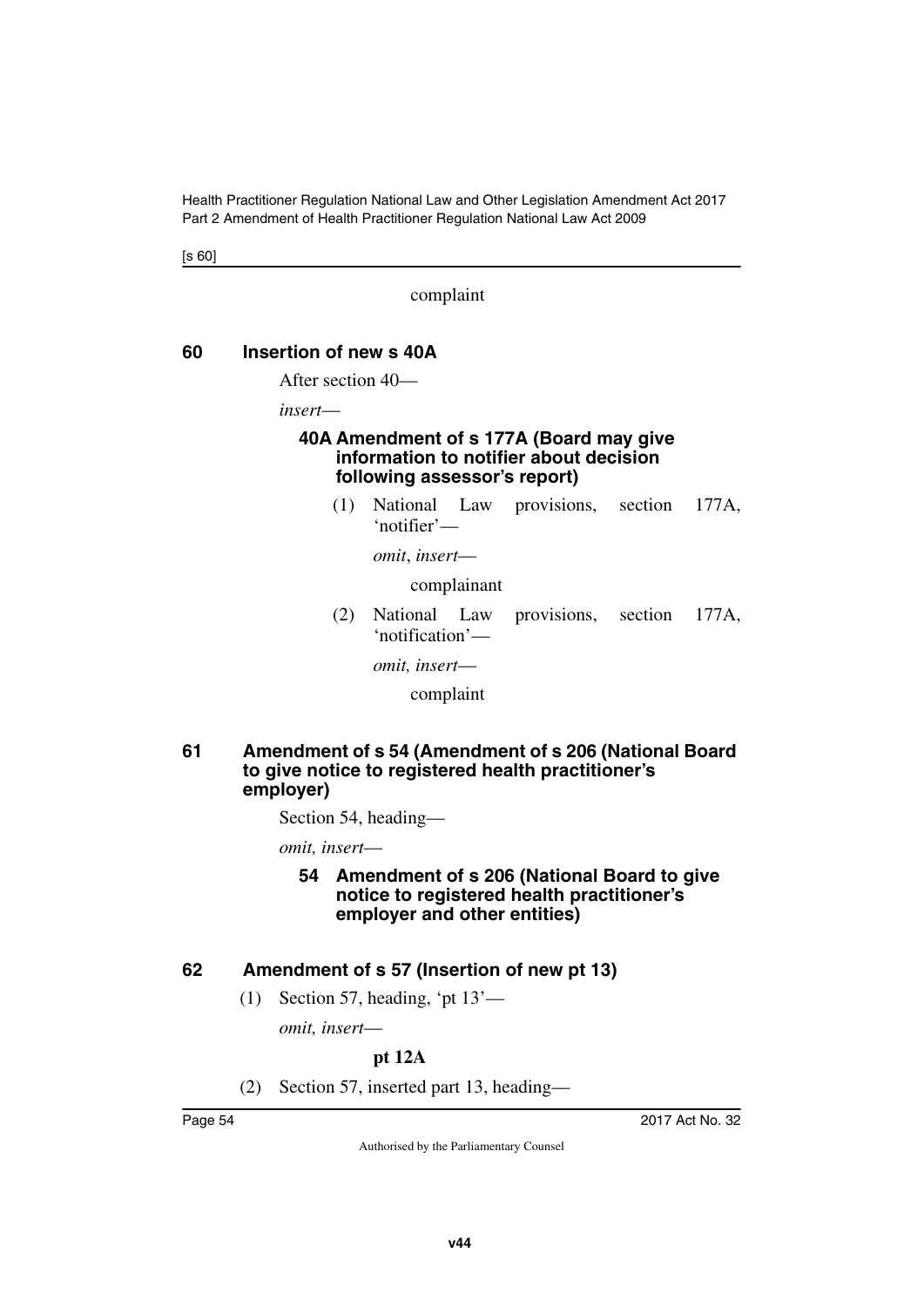complaint

### 60 Insertion of new s 40A

After section 40—

*insert*—

#### 40A Amendment of s 177A (Board may give information to notifier about decision following assessor's report)

(1) National Law provisions, section 177A, 'notifier'—

*omit*, *insert*—

complainant

(2) National Law provisions, section 177A, 'notification'—

*omit, insert*—

complaint

### 61 Amendment of s 54 (Amendment of s 206 (National Board to give notice to registered health practitioner's employer)

Section 54, heading—

*omit, insert*—

#### 54 Amendment of s 206 (National Board to give notice to registered health practitioner's employer and other entities)

### 62 Amendment of s 57 (Insertion of new pt 13)

(1) Section 57, heading, 'pt 13'—

*omit, insert*—

**pt 12A**

(2) Section 57, inserted part 13, heading—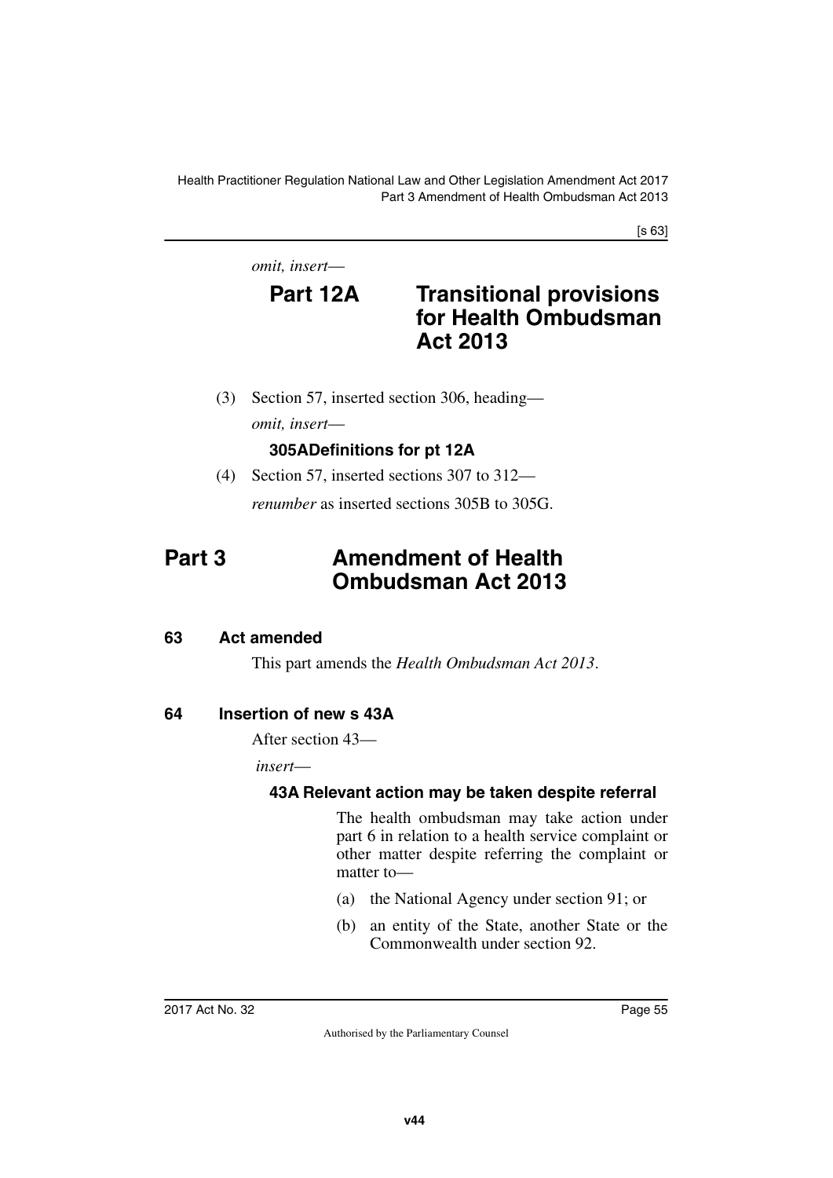*omit, insert*—

## Part 12A Transitional provisions for Health Ombudsman Act 2013

(3) Section 57, inserted section 306, heading—

*omit, insert*—

**305A Definitions for pt 12A**

(4) Section 57, inserted sections 307 to 312—

*renumber* as inserted sections 305B to 305G.

# Part 3 Amendment of Health Ombudsman Act 2013

### 63 Act amended

This part amends the *Health Ombudsman Act 2013*.

### 64 Insertion of new s 43A

After section 43—

*insert*—

**43A Relevant action may be taken despite referral**

The health ombudsman may take action under part 6 in relation to a health service complaint or other matter despite referring the complaint or matter to—

(a) the National Agency under section 91; or

(b) an entity of the State, another State or the Commonwealth under section 92.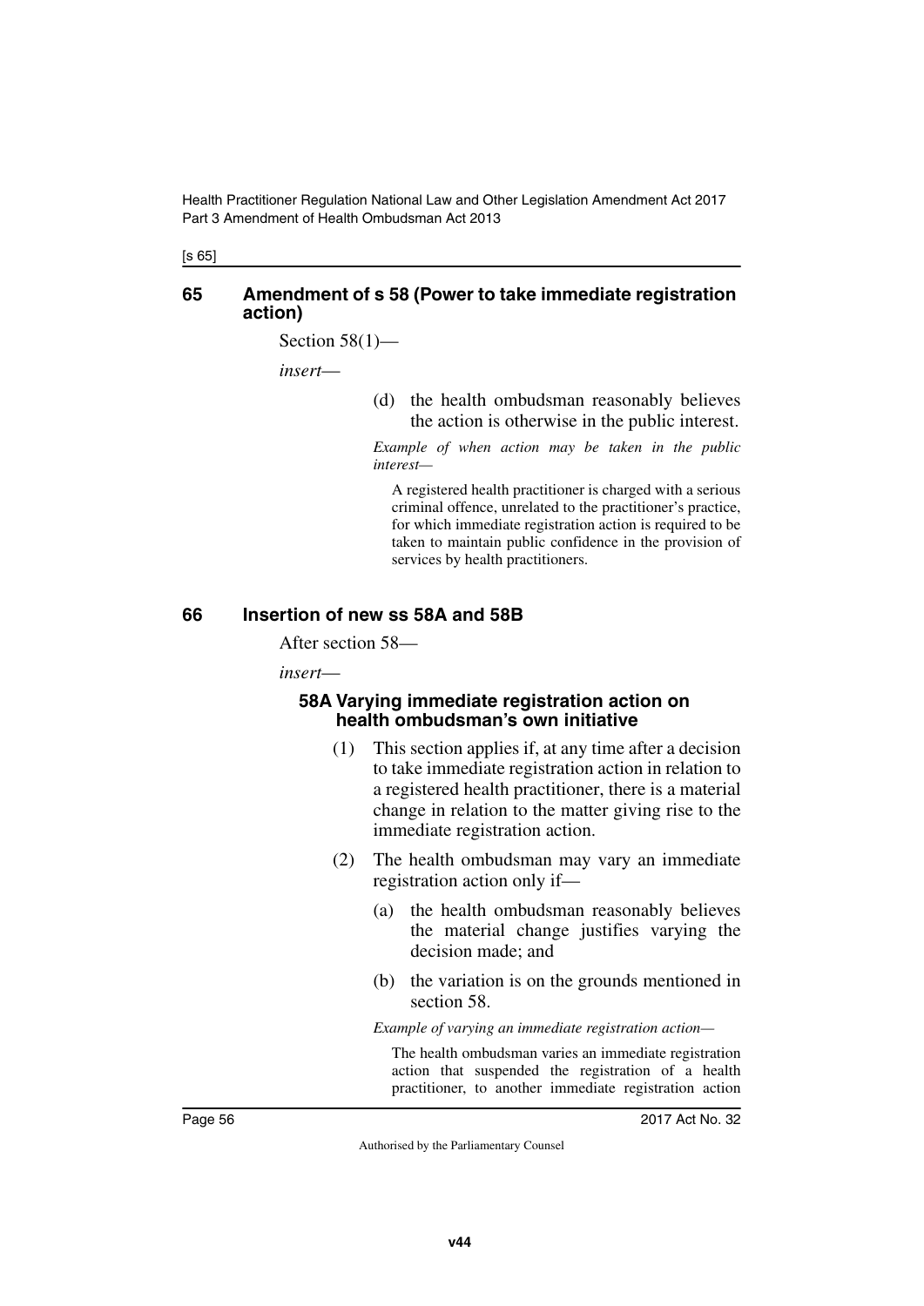## 65 Amendment of s 58 (Power to take immediate registration action)

Section 58(1)—

*insert*—

(d) the health ombudsman reasonably believes the action is otherwise in the public interest.

*Example of when action may be taken in the public interest—*

A registered health practitioner is charged with a serious criminal offence, unrelated to the practitioner's practice, for which immediate registration action is required to be taken to maintain public confidence in the provision of services by health practitioners.

## 66 Insertion of new ss 58A and 58B

After section 58—

*insert*—

### 58A Varying immediate registration action on health ombudsman's own initiative

(1) This section applies if, at any time after a decision to take immediate registration action in relation to a registered health practitioner, there is a material change in relation to the matter giving rise to the immediate registration action.

(2) The health ombudsman may vary an immediate registration action only if—

(a) the health ombudsman reasonably believes the material change justifies varying the decision made; and

(b) the variation is on the grounds mentioned in section 58.

*Example of varying an immediate registration action—*

The health ombudsman varies an immediate registration action that suspended the registration of a health practitioner, to another immediate registration action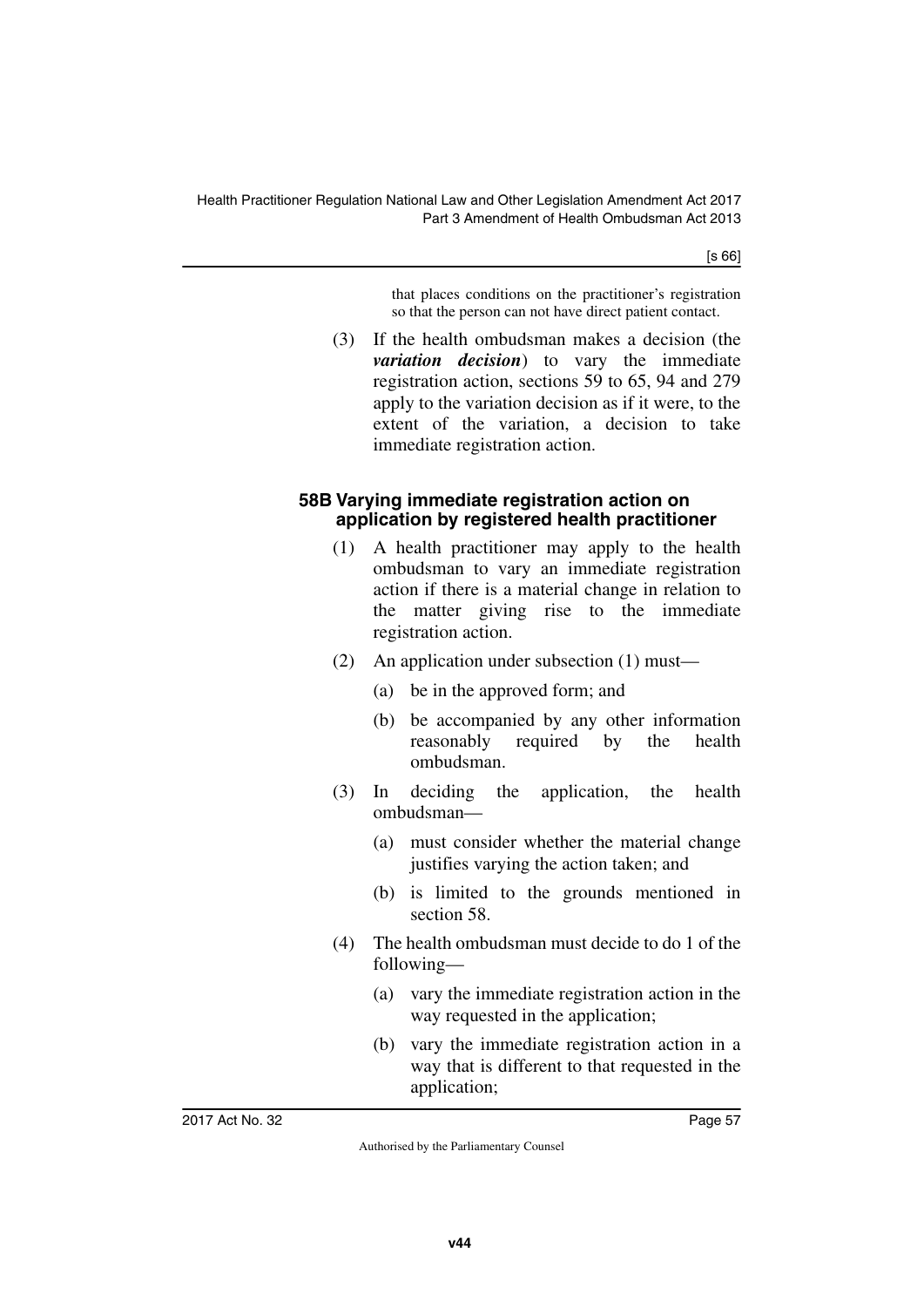that places conditions on the practitioner's registration so that the person can not have direct patient contact.

(3) If the health ombudsman makes a decision (the ***variation decision***) to vary the immediate registration action, sections 59 to 65, 94 and 279 apply to the variation decision as if it were, to the extent of the variation, a decision to take immediate registration action.

### 58B Varying immediate registration action on application by registered health practitioner

(1) A health practitioner may apply to the health ombudsman to vary an immediate registration action if there is a material change in relation to the matter giving rise to the immediate registration action.

(2) An application under subsection (1) must—

(a) be in the approved form; and

(b) be accompanied by any other information reasonably required by the health ombudsman.

(3) In deciding the application, the health ombudsman—

(a) must consider whether the material change justifies varying the action taken; and

(b) is limited to the grounds mentioned in section 58.

(4) The health ombudsman must decide to do 1 of the following—

(a) vary the immediate registration action in the way requested in the application;

(b) vary the immediate registration action in a way that is different to that requested in the application;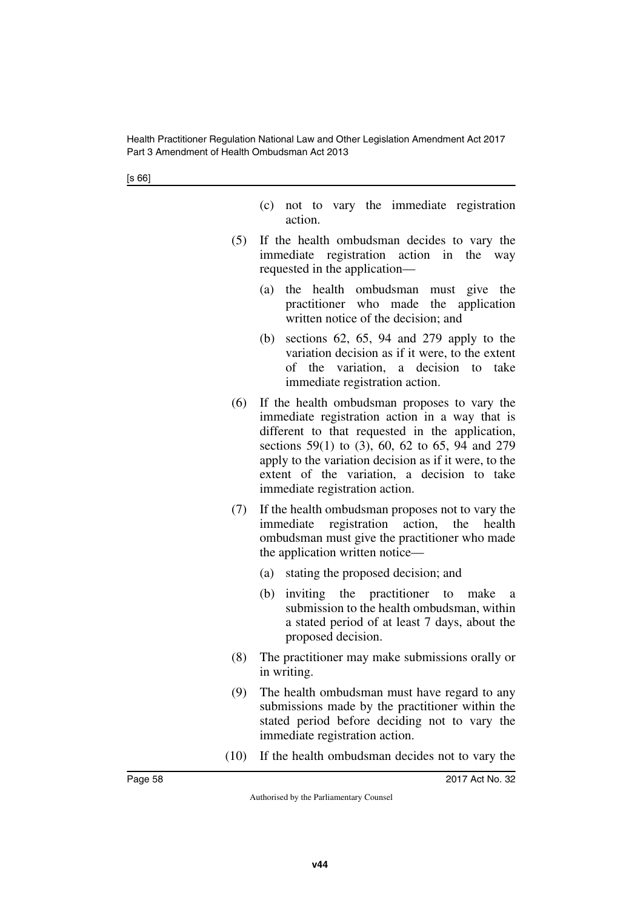(c) not to vary the immediate registration action.

(5) If the health ombudsman decides to vary the immediate registration action in the way requested in the application—

(a) the health ombudsman must give the practitioner who made the application written notice of the decision; and

(b) sections 62, 65, 94 and 279 apply to the variation decision as if it were, to the extent of the variation, a decision to take immediate registration action.

(6) If the health ombudsman proposes to vary the immediate registration action in a way that is different to that requested in the application, sections 59(1) to (3), 60, 62 to 65, 94 and 279 apply to the variation decision as if it were, to the extent of the variation, a decision to take immediate registration action.

(7) If the health ombudsman proposes not to vary the immediate registration action, the health ombudsman must give the practitioner who made the application written notice—

(a) stating the proposed decision; and

(b) inviting the practitioner to make a submission to the health ombudsman, within a stated period of at least 7 days, about the proposed decision.

(8) The practitioner may make submissions orally or in writing.

(9) The health ombudsman must have regard to any submissions made by the practitioner within the stated period before deciding not to vary the immediate registration action.

(10) If the health ombudsman decides not to vary the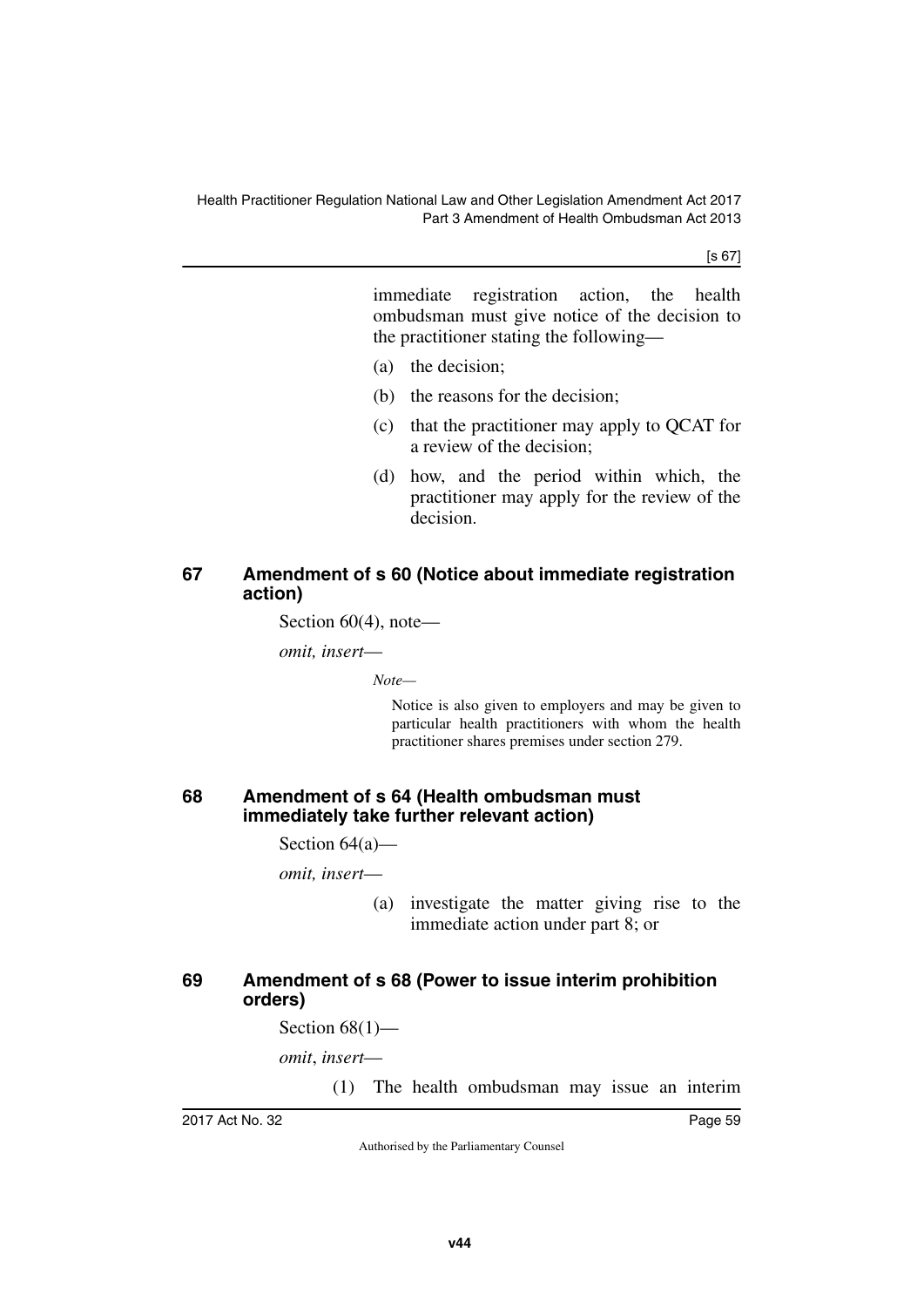immediate registration action, the health ombudsman must give notice of the decision to the practitioner stating the following—

(a) the decision;

(b) the reasons for the decision;

(c) that the practitioner may apply to QCAT for a review of the decision;

(d) how, and the period within which, the practitioner may apply for the review of the decision.

### 67 Amendment of s 60 (Notice about immediate registration action)

Section 60(4), note—

*omit, insert—*

*Note—*

Notice is also given to employers and may be given to particular health practitioners with whom the health practitioner shares premises under section 279.

### 68 Amendment of s 64 (Health ombudsman must immediately take further relevant action)

Section 64(a)—

*omit, insert—*

(a) investigate the matter giving rise to the immediate action under part 8; or

### 69 Amendment of s 68 (Power to issue interim prohibition orders)

Section 68(1)—

*omit*, *insert*—

(1) The health ombudsman may issue an interim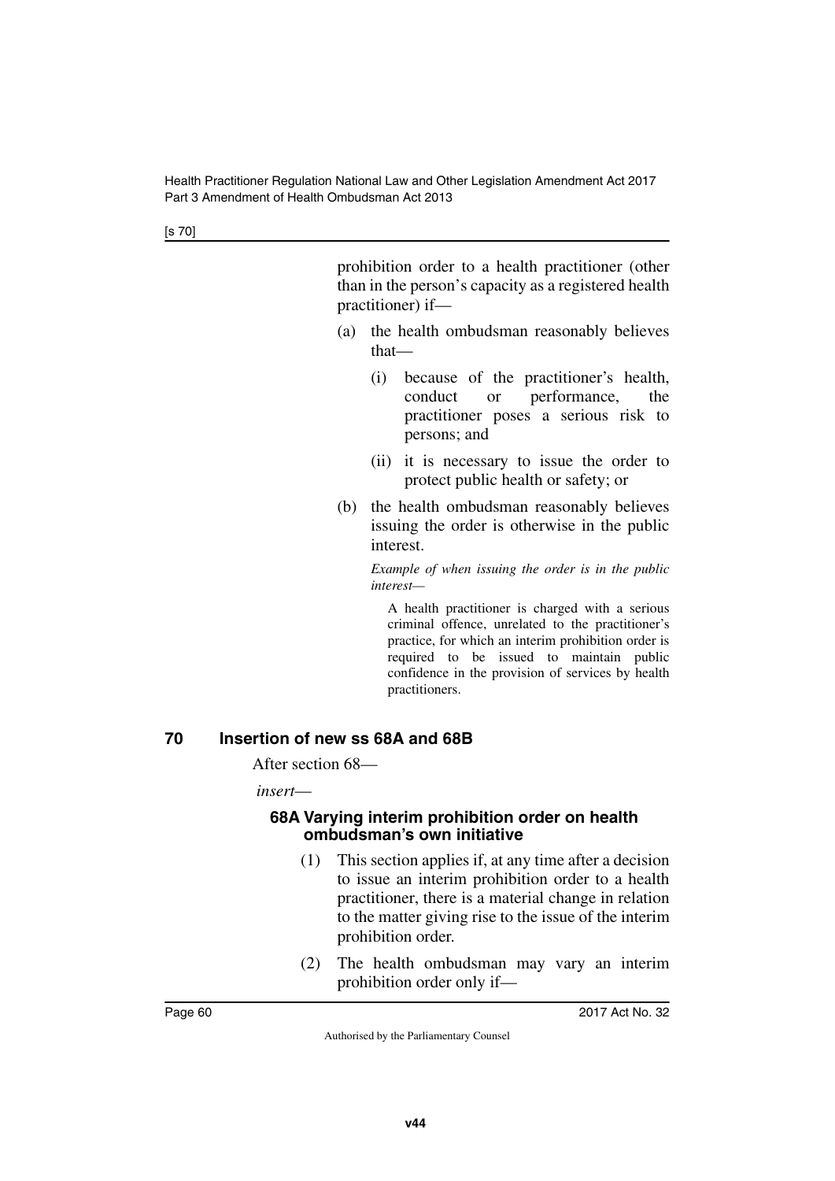prohibition order to a health practitioner (other than in the person's capacity as a registered health practitioner) if—

(a) the health ombudsman reasonably believes that—

(i) because of the practitioner's health, conduct or performance, the practitioner poses a serious risk to persons; and

(ii) it is necessary to issue the order to protect public health or safety; or

(b) the health ombudsman reasonably believes issuing the order is otherwise in the public interest.

*Example of when issuing the order is in the public interest—*

A health practitioner is charged with a serious criminal offence, unrelated to the practitioner's practice, for which an interim prohibition order is required to be issued to maintain public confidence in the provision of services by health practitioners.

## 70 Insertion of new ss 68A and 68B

After section 68—

*insert*—

### 68A Varying interim prohibition order on health ombudsman's own initiative

(1) This section applies if, at any time after a decision to issue an interim prohibition order to a health practitioner, there is a material change in relation to the matter giving rise to the issue of the interim prohibition order.

(2) The health ombudsman may vary an interim prohibition order only if—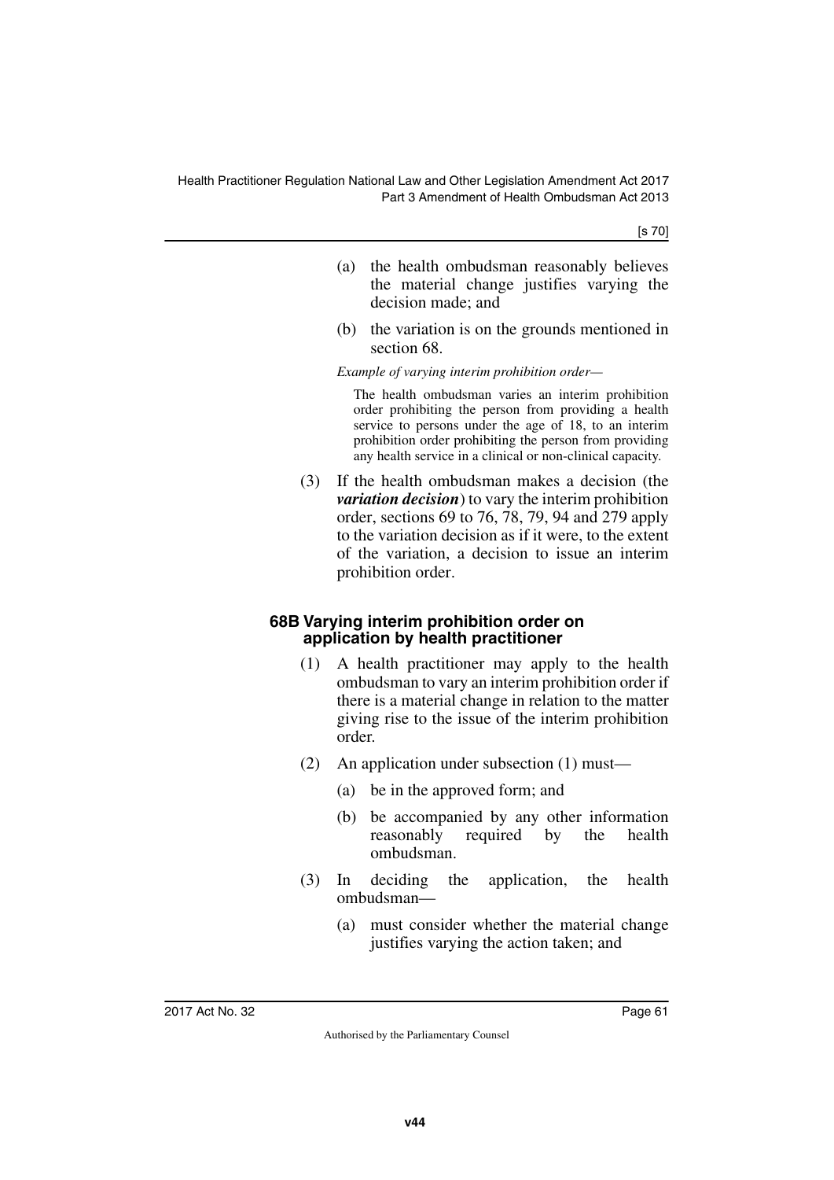(a) the health ombudsman reasonably believes the material change justifies varying the decision made; and

(b) the variation is on the grounds mentioned in section 68.

*Example of varying interim prohibition order—*

The health ombudsman varies an interim prohibition order prohibiting the person from providing a health service to persons under the age of 18, to an interim prohibition order prohibiting the person from providing any health service in a clinical or non-clinical capacity.

(3) If the health ombudsman makes a decision (the ***variation decision***) to vary the interim prohibition order, sections 69 to 76, 78, 79, 94 and 279 apply to the variation decision as if it were, to the extent of the variation, a decision to issue an interim prohibition order.

### 68B Varying interim prohibition order on application by health practitioner

(1) A health practitioner may apply to the health ombudsman to vary an interim prohibition order if there is a material change in relation to the matter giving rise to the issue of the interim prohibition order.

(2) An application under subsection (1) must—

(a) be in the approved form; and

(b) be accompanied by any other information reasonably required by the health ombudsman.

(3) In deciding the application, the health ombudsman—

(a) must consider whether the material change justifies varying the action taken; and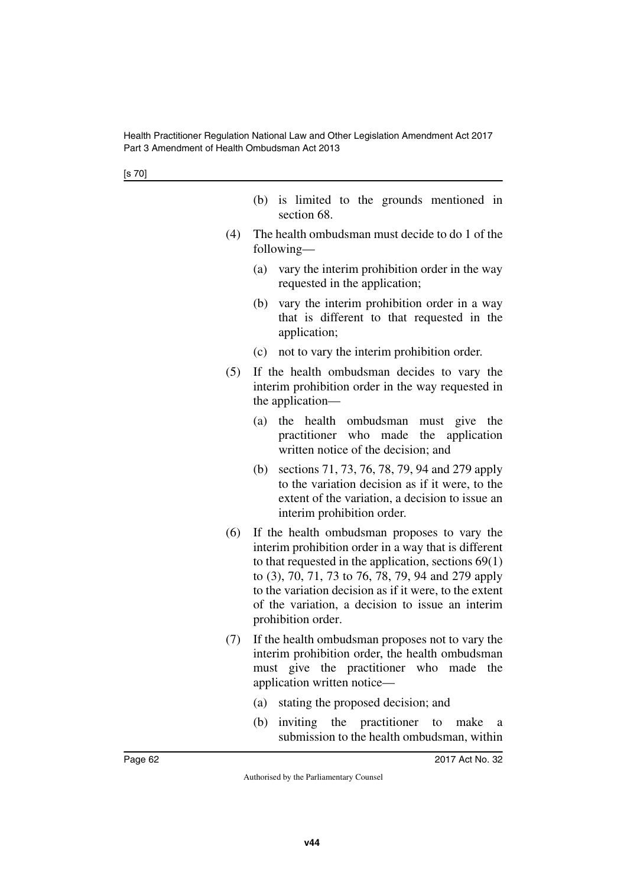(b) is limited to the grounds mentioned in section 68.

(4) The health ombudsman must decide to do 1 of the following—

(a) vary the interim prohibition order in the way requested in the application;

(b) vary the interim prohibition order in a way that is different to that requested in the application;

(c) not to vary the interim prohibition order.

(5) If the health ombudsman decides to vary the interim prohibition order in the way requested in the application—

(a) the health ombudsman must give the practitioner who made the application written notice of the decision; and

(b) sections 71, 73, 76, 78, 79, 94 and 279 apply to the variation decision as if it were, to the extent of the variation, a decision to issue an interim prohibition order.

(6) If the health ombudsman proposes to vary the interim prohibition order in a way that is different to that requested in the application, sections 69(1) to (3), 70, 71, 73 to 76, 78, 79, 94 and 279 apply to the variation decision as if it were, to the extent of the variation, a decision to issue an interim prohibition order.

(7) If the health ombudsman proposes not to vary the interim prohibition order, the health ombudsman must give the practitioner who made the application written notice—

(a) stating the proposed decision; and

(b) inviting the practitioner to make a submission to the health ombudsman, within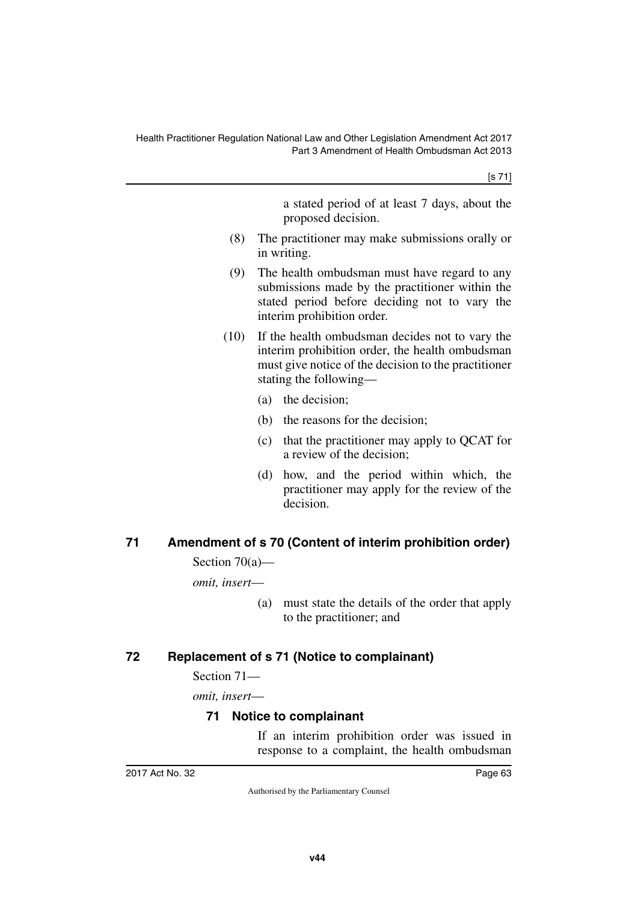a stated period of at least 7 days, about the proposed decision.

(8) The practitioner may make submissions orally or in writing.

(9) The health ombudsman must have regard to any submissions made by the practitioner within the stated period before deciding not to vary the interim prohibition order.

(10) If the health ombudsman decides not to vary the interim prohibition order, the health ombudsman must give notice of the decision to the practitioner stating the following—

(a) the decision;

(b) the reasons for the decision;

(c) that the practitioner may apply to QCAT for a review of the decision;

(d) how, and the period within which, the practitioner may apply for the review of the decision.

## 71 Amendment of s 70 (Content of interim prohibition order)

Section 70(a)—

*omit, insert*—

(a) must state the details of the order that apply to the practitioner; and

## 72 Replacement of s 71 (Notice to complainant)

Section 71—

*omit, insert*—

### 71 Notice to complainant

If an interim prohibition order was issued in response to a complaint, the health ombudsman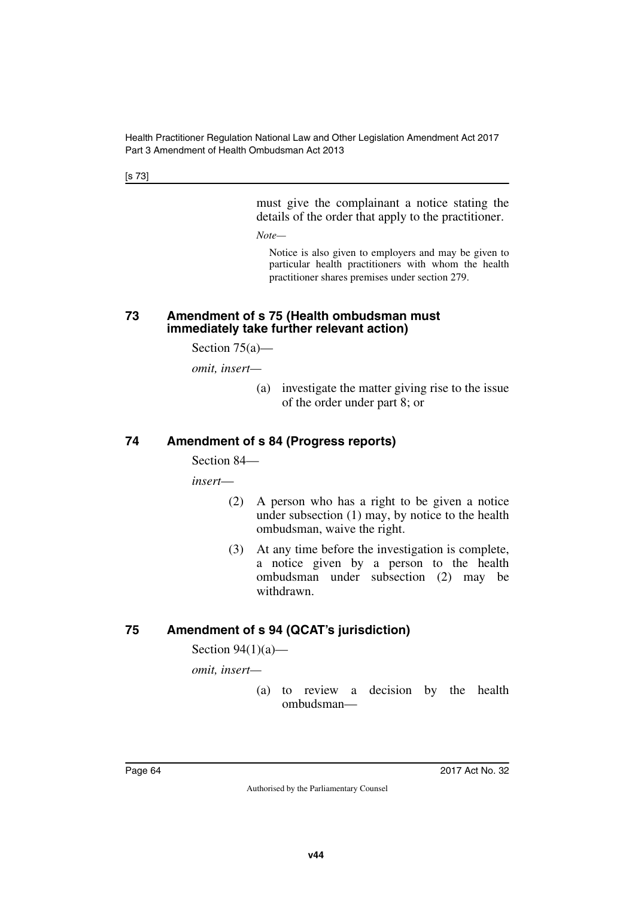must give the complainant a notice stating the details of the order that apply to the practitioner.

*Note—*

Notice is also given to employers and may be given to particular health practitioners with whom the health practitioner shares premises under section 279.

## 73 Amendment of s 75 (Health ombudsman must immediately take further relevant action)

Section 75(a)—

*omit, insert—*

(a) investigate the matter giving rise to the issue of the order under part 8; or

## 74 Amendment of s 84 (Progress reports)

Section 84—

*insert—*

(2) A person who has a right to be given a notice under subsection (1) may, by notice to the health ombudsman, waive the right.

(3) At any time before the investigation is complete, a notice given by a person to the health ombudsman under subsection (2) may be withdrawn.

## 75 Amendment of s 94 (QCAT's jurisdiction)

Section 94(1)(a)—

*omit, insert—*

(a) to review a decision by the health ombudsman—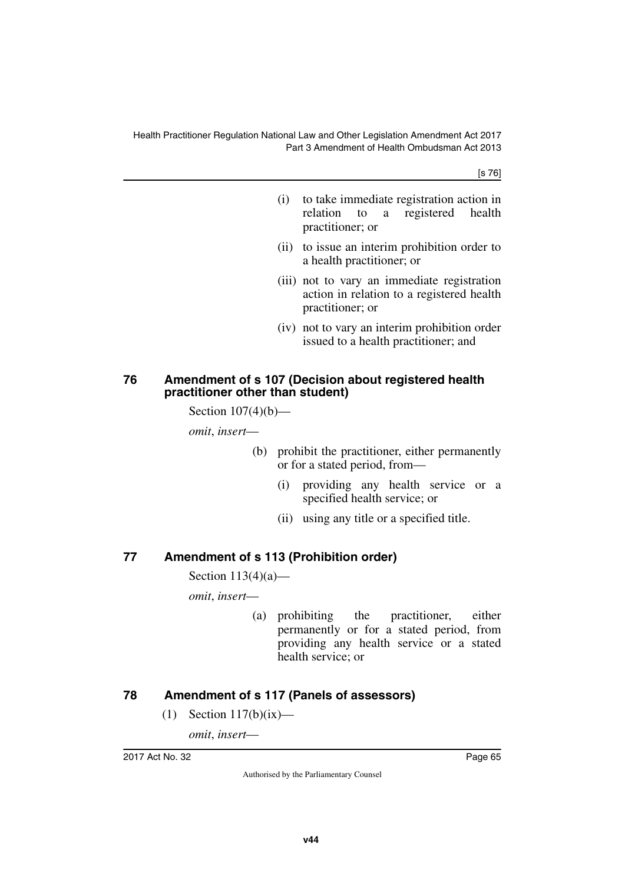(i) to take immediate registration action in relation to a registered health practitioner; or

(ii) to issue an interim prohibition order to a health practitioner; or

(iii) not to vary an immediate registration action in relation to a registered health practitioner; or

(iv) not to vary an interim prohibition order issued to a health practitioner; and

## 76 Amendment of s 107 (Decision about registered health practitioner other than student)

Section 107(4)(b)—

*omit*, *insert*—

(b) prohibit the practitioner, either permanently or for a stated period, from—

(i) providing any health service or a specified health service; or

(ii) using any title or a specified title.

## 77 Amendment of s 113 (Prohibition order)

Section 113(4)(a)—

*omit*, *insert*—

(a) prohibiting the practitioner, either permanently or for a stated period, from providing any health service or a stated health service; or

## 78 Amendment of s 117 (Panels of assessors)

(1) Section 117(b)(ix)—

*omit*, *insert*—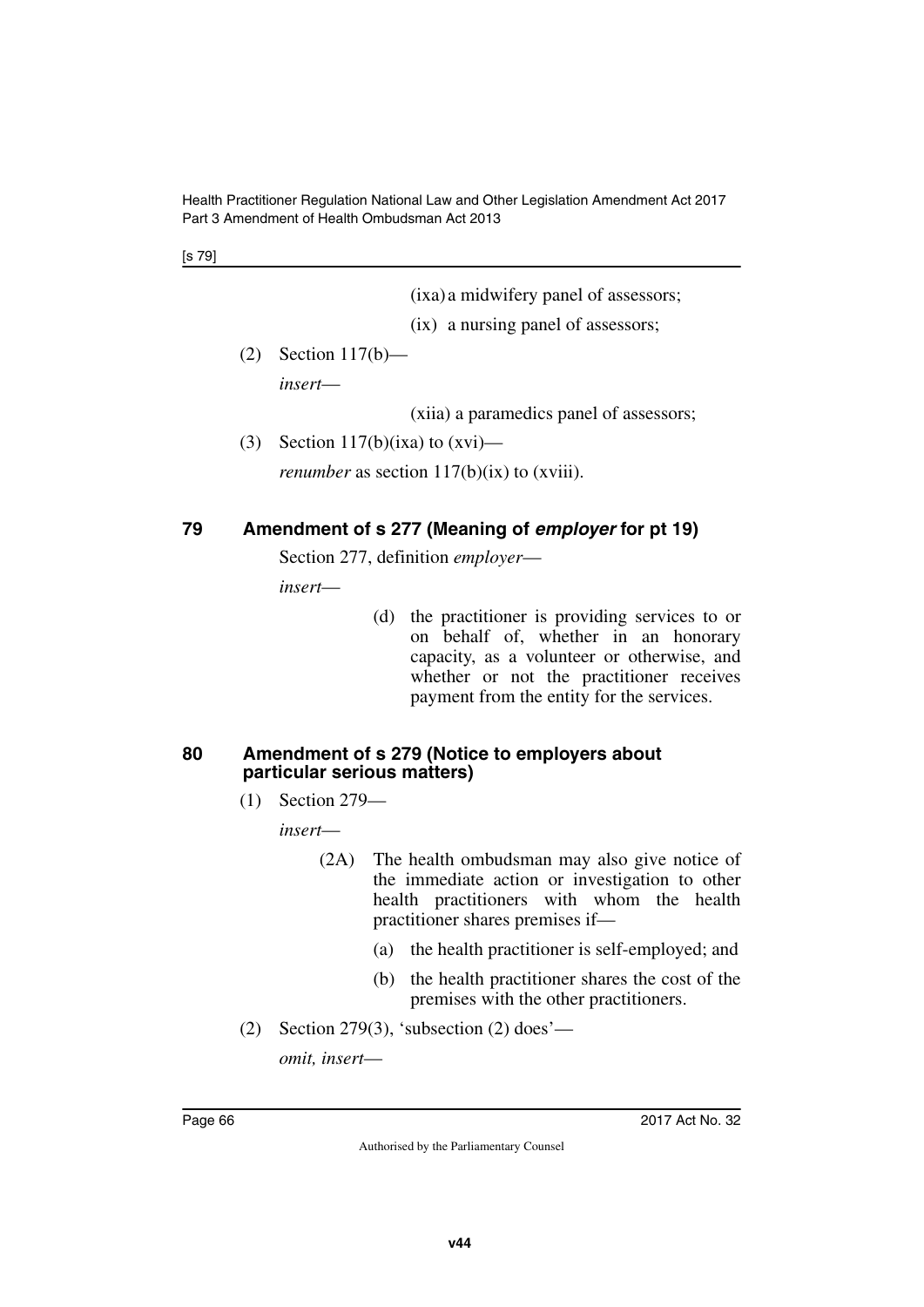(ixa) a midwifery panel of assessors;

(ix) a nursing panel of assessors;

(2) Section 117(b)—

*insert*—

(xiia) a paramedics panel of assessors;

(3) Section 117(b)(ixa) to (xvi)—

*renumber* as section 117(b)(ix) to (xviii).

## 79 Amendment of s 277 (Meaning of *employer* for pt 19)

Section 277, definition *employer*—

*insert*—

(d) the practitioner is providing services to or on behalf of, whether in an honorary capacity, as a volunteer or otherwise, and whether or not the practitioner receives payment from the entity for the services.

## 80 Amendment of s 279 (Notice to employers about particular serious matters)

(1) Section 279—

*insert*—

(2A) The health ombudsman may also give notice of the immediate action or investigation to other health practitioners with whom the health practitioner shares premises if—

(a) the health practitioner is self-employed; and

(b) the health practitioner shares the cost of the premises with the other practitioners.

(2) Section 279(3), 'subsection (2) does'—

*omit, insert*—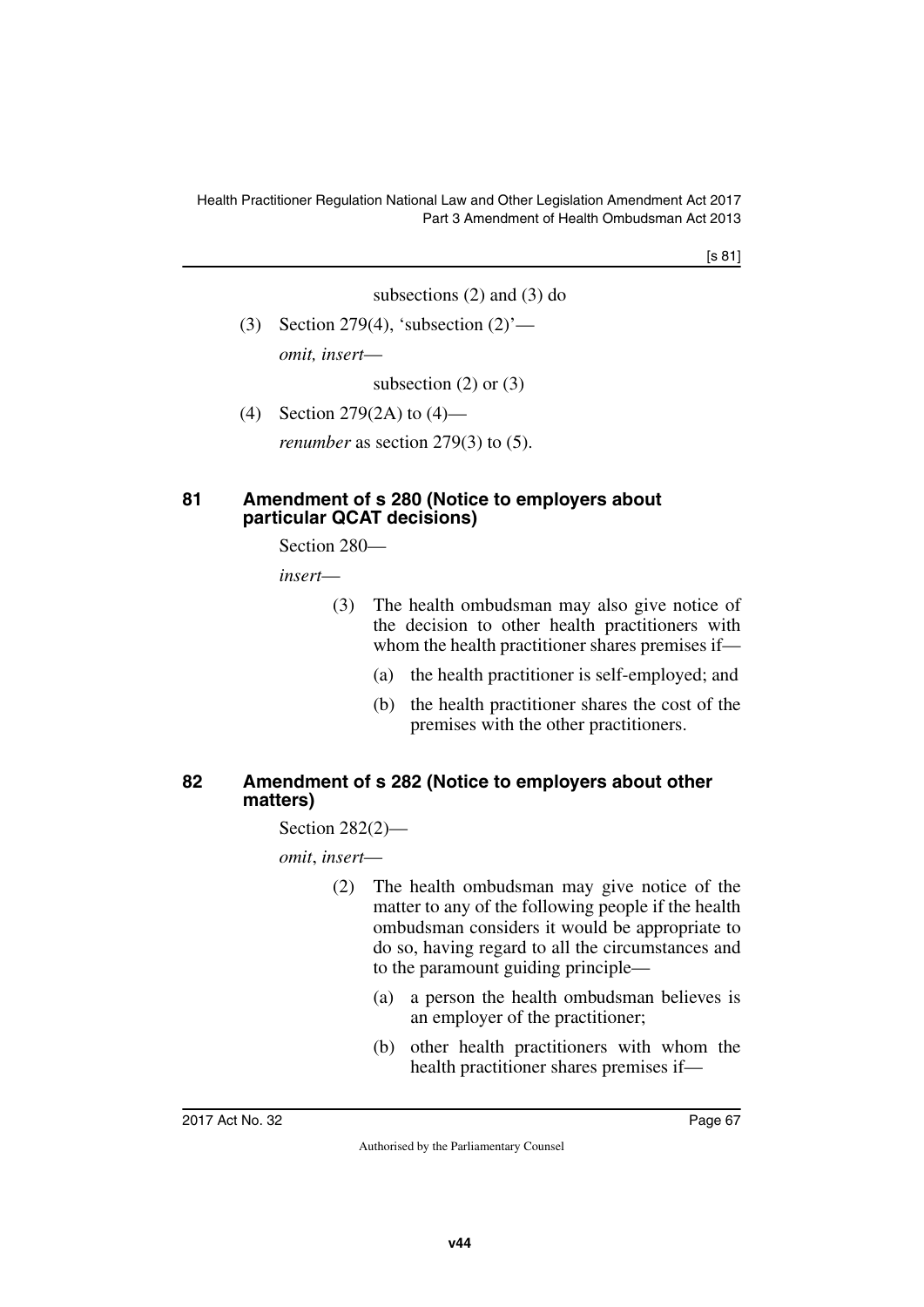subsections (2) and (3) do

(3) Section 279(4), 'subsection (2)'—

*omit, insert*—

subsection (2) or (3)

(4) Section 279(2A) to (4)—

*renumber* as section 279(3) to (5).

### 81 Amendment of s 280 (Notice to employers about particular QCAT decisions)

Section 280—

*insert*—

(3) The health ombudsman may also give notice of the decision to other health practitioners with whom the health practitioner shares premises if—

(a) the health practitioner is self-employed; and

(b) the health practitioner shares the cost of the premises with the other practitioners.

### 82 Amendment of s 282 (Notice to employers about other matters)

Section 282(2)—

*omit*, *insert*—

(2) The health ombudsman may give notice of the matter to any of the following people if the health ombudsman considers it would be appropriate to do so, having regard to all the circumstances and to the paramount guiding principle—

(a) a person the health ombudsman believes is an employer of the practitioner;

(b) other health practitioners with whom the health practitioner shares premises if—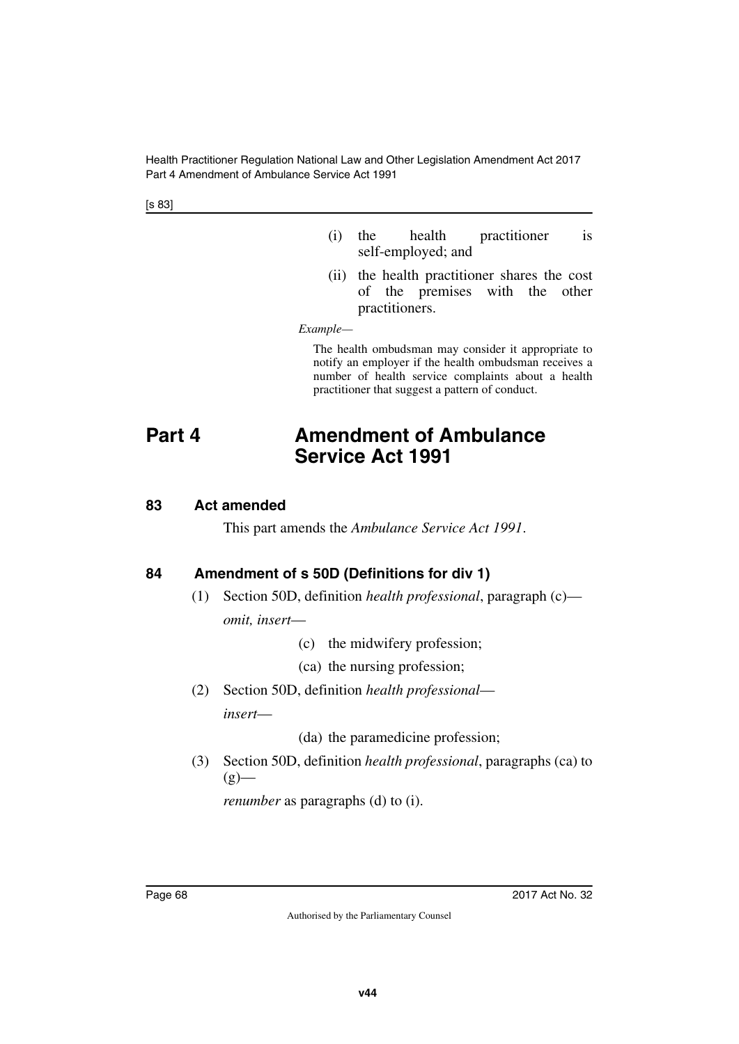(i) the health practitioner is self-employed; and

(ii) the health practitioner shares the cost of the premises with the other practitioners.

*Example—*

The health ombudsman may consider it appropriate to notify an employer if the health ombudsman receives a number of health service complaints about a health practitioner that suggest a pattern of conduct.

# Part 4 Amendment of Ambulance Service Act 1991

## 83 Act amended

This part amends the *Ambulance Service Act 1991*.

## 84 Amendment of s 50D (Definitions for div 1)

(1) Section 50D, definition *health professional*, paragraph (c)—

*omit, insert*—

(c) the midwifery profession;

(ca) the nursing profession;

(2) Section 50D, definition *health professional*—

*insert*—

(da) the paramedicine profession;

(3) Section 50D, definition *health professional*, paragraphs (ca) to (g)—

*renumber* as paragraphs (d) to (i).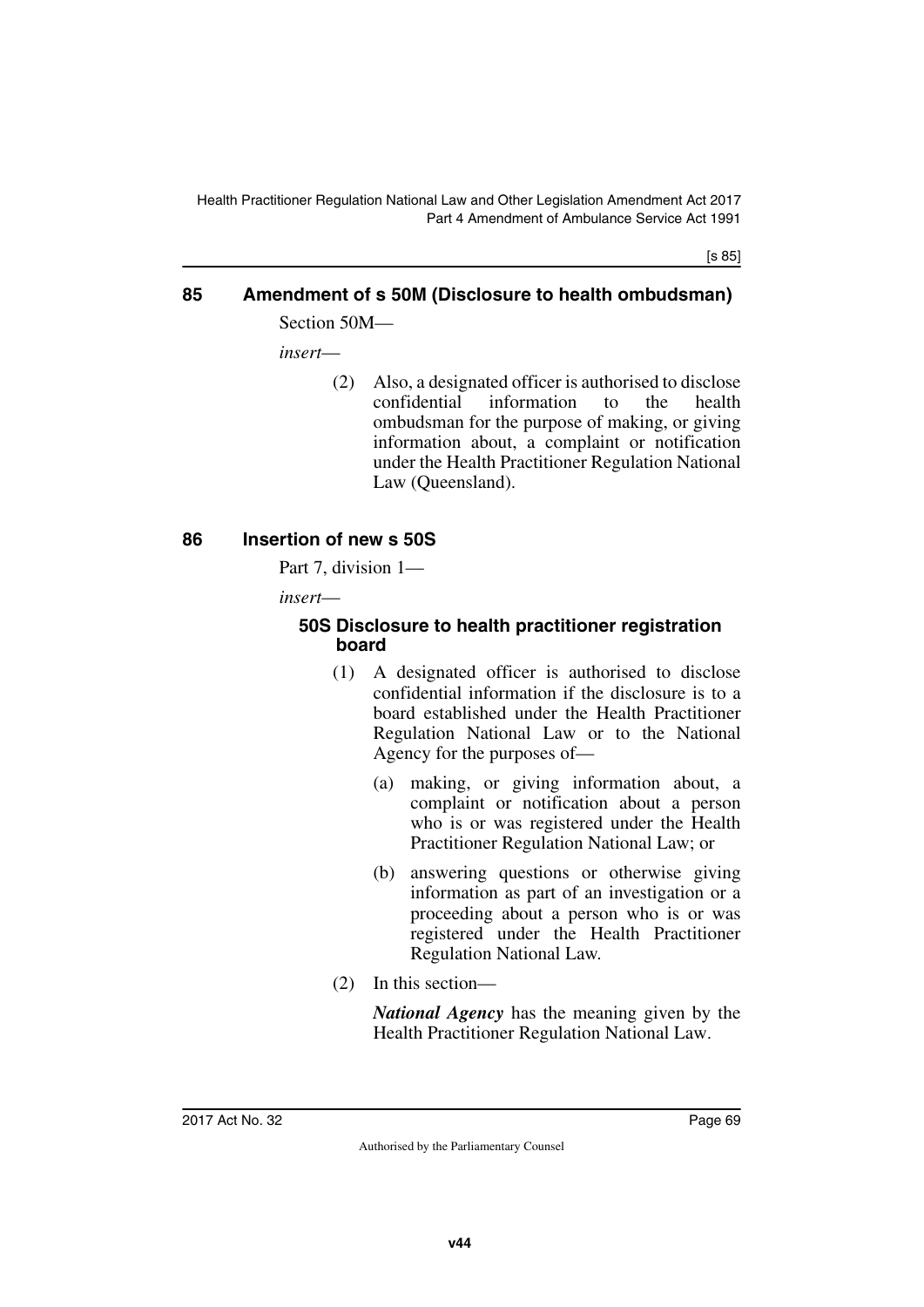## 85 Amendment of s 50M (Disclosure to health ombudsman)

Section 50M—

*insert*—

(2) Also, a designated officer is authorised to disclose confidential information to the health ombudsman for the purpose of making, or giving information about, a complaint or notification under the Health Practitioner Regulation National Law (Queensland).

## 86 Insertion of new s 50S

Part 7, division 1—

*insert*—

### 50S Disclosure to health practitioner registration board

(1) A designated officer is authorised to disclose confidential information if the disclosure is to a board established under the Health Practitioner Regulation National Law or to the National Agency for the purposes of—

(a) making, or giving information about, a complaint or notification about a person who is or was registered under the Health Practitioner Regulation National Law; or

(b) answering questions or otherwise giving information as part of an investigation or a proceeding about a person who is or was registered under the Health Practitioner Regulation National Law.

(2) In this section—

***National Agency*** has the meaning given by the Health Practitioner Regulation National Law.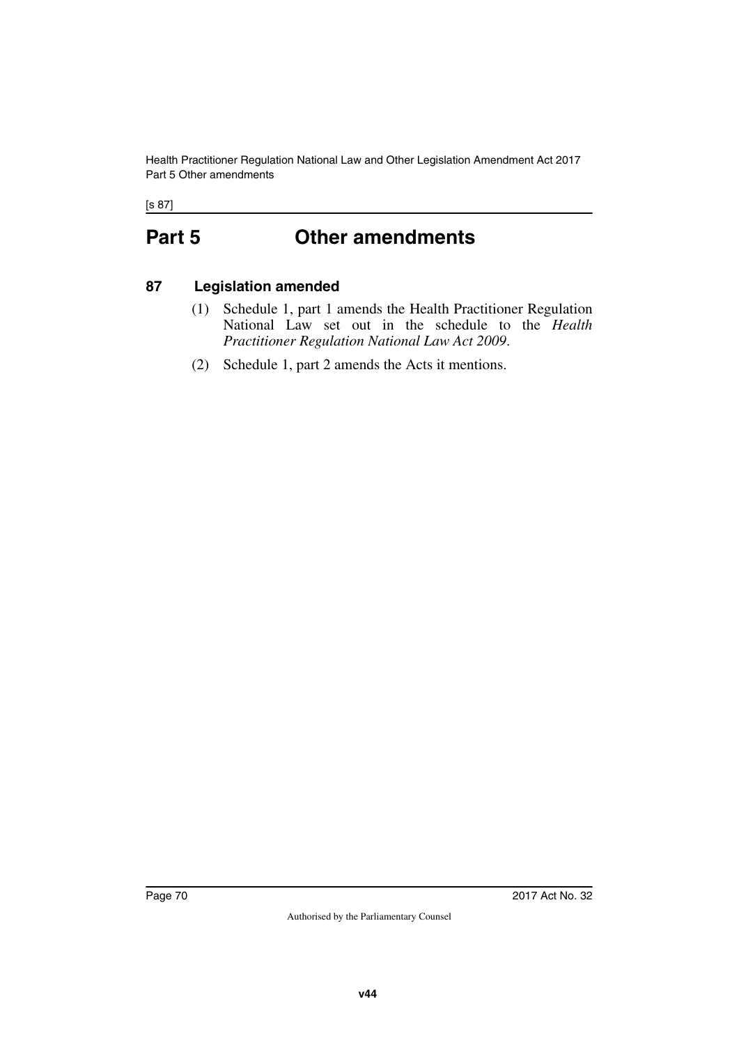# Part 5 Other amendments

## 87 Legislation amended

(1) Schedule 1, part 1 amends the Health Practitioner Regulation National Law set out in the schedule to the *Health Practitioner Regulation National Law Act 2009*.

(2) Schedule 1, part 2 amends the Acts it mentions.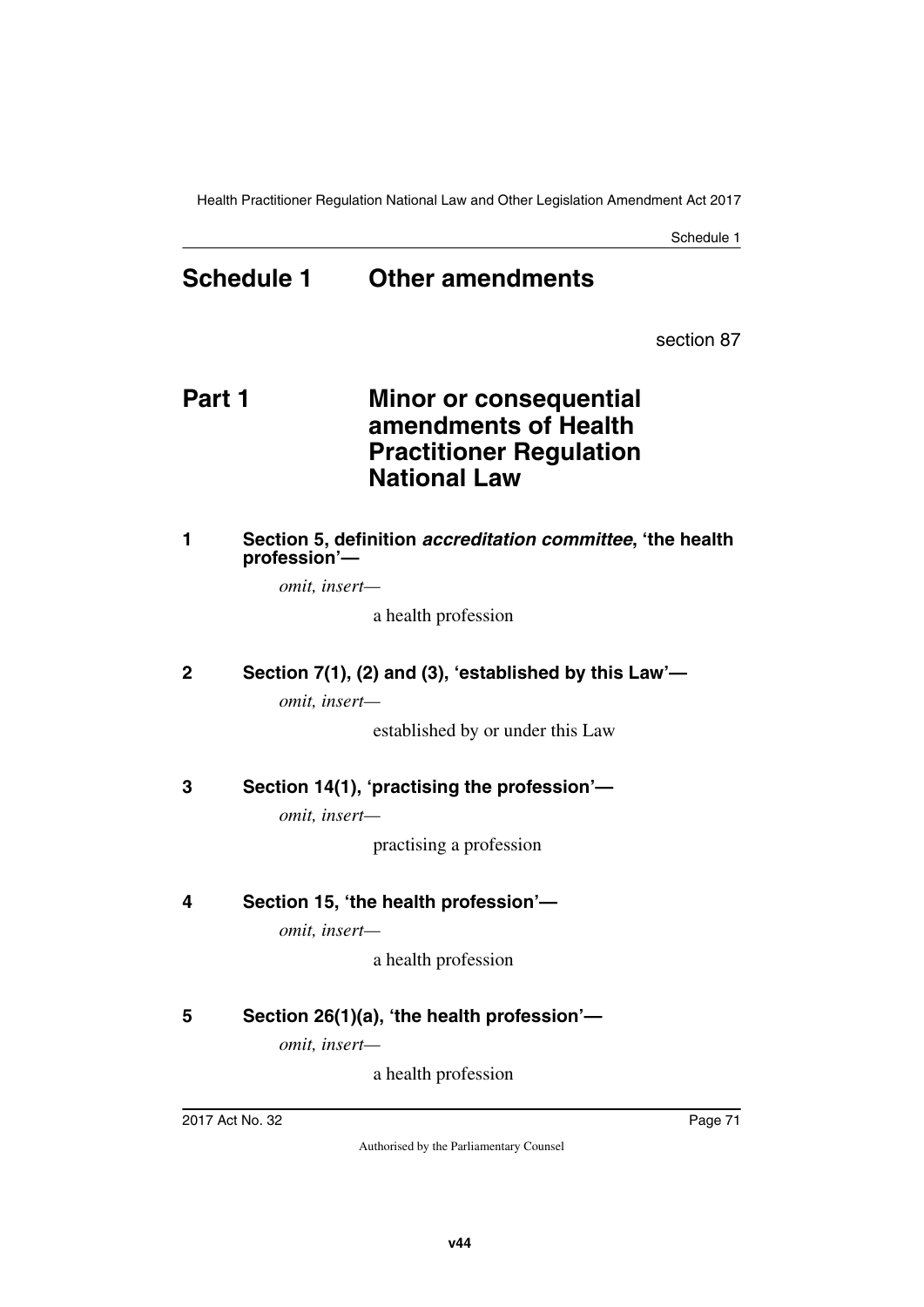# Schedule 1 Other amendments

section 87

## Part 1 Minor or consequential amendments of Health Practitioner Regulation National Law

### 1 Section 5, definition ***accreditation committee***, 'the health profession'—

*omit, insert—*

a health profession

### 2 Section 7(1), (2) and (3), 'established by this Law'—

*omit, insert—*

established by or under this Law

### 3 Section 14(1), 'practising the profession'—

*omit, insert—*

practising a profession

### 4 Section 15, 'the health profession'—

*omit, insert—*

a health profession

### 5 Section 26(1)(a), 'the health profession'—

*omit, insert—*

a health profession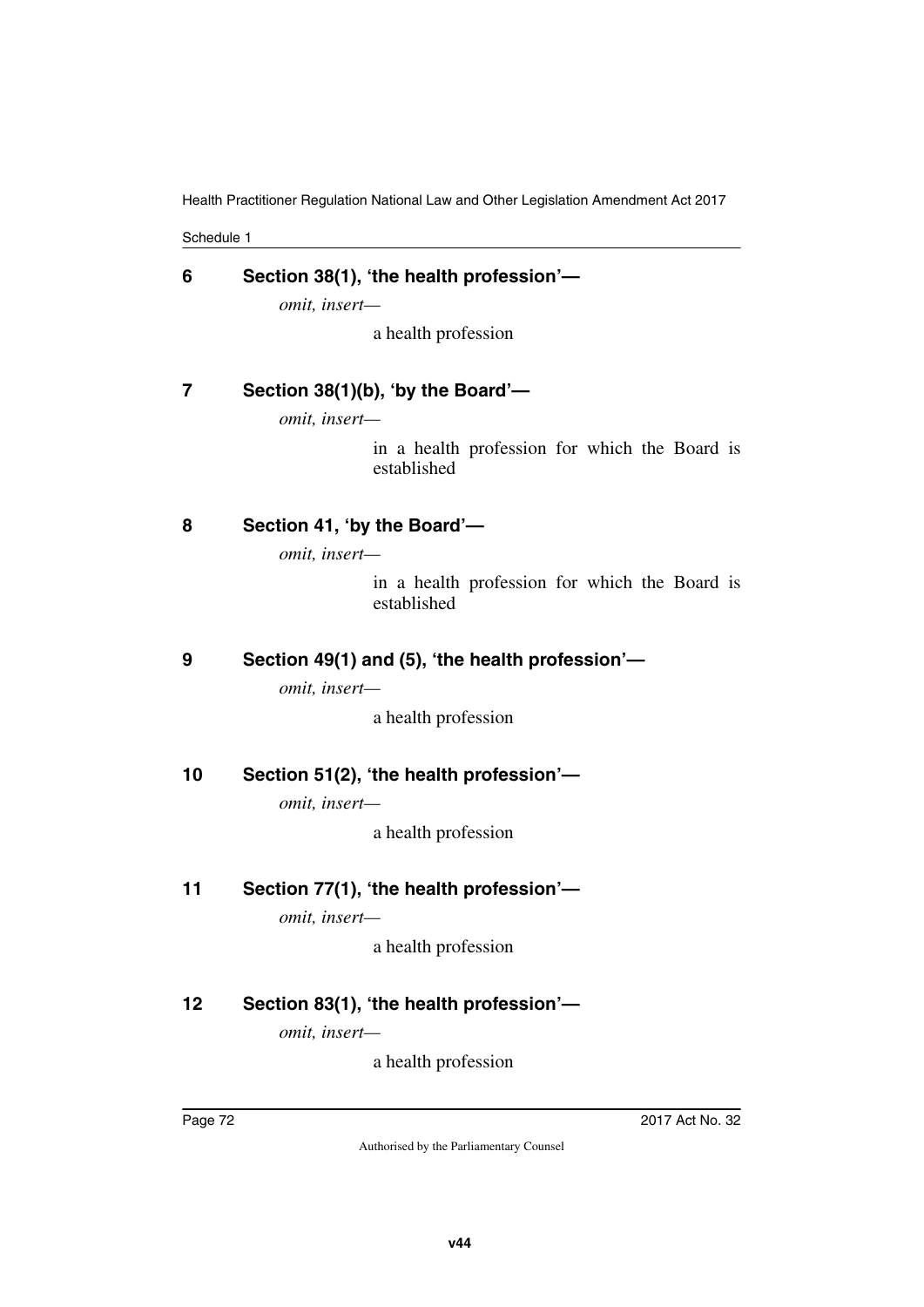**6 Section 38(1), 'the health profession'—**

*omit, insert—*

a health profession

**7 Section 38(1)(b), 'by the Board'—**

*omit, insert—*

in a health profession for which the Board is established

**8 Section 41, 'by the Board'—**

*omit, insert—*

in a health profession for which the Board is established

**9 Section 49(1) and (5), 'the health profession'—**

*omit, insert—*

a health profession

**10 Section 51(2), 'the health profession'—**

*omit, insert—*

a health profession

**11 Section 77(1), 'the health profession'—**

*omit, insert—*

a health profession

**12 Section 83(1), 'the health profession'—**

*omit, insert—*

a health profession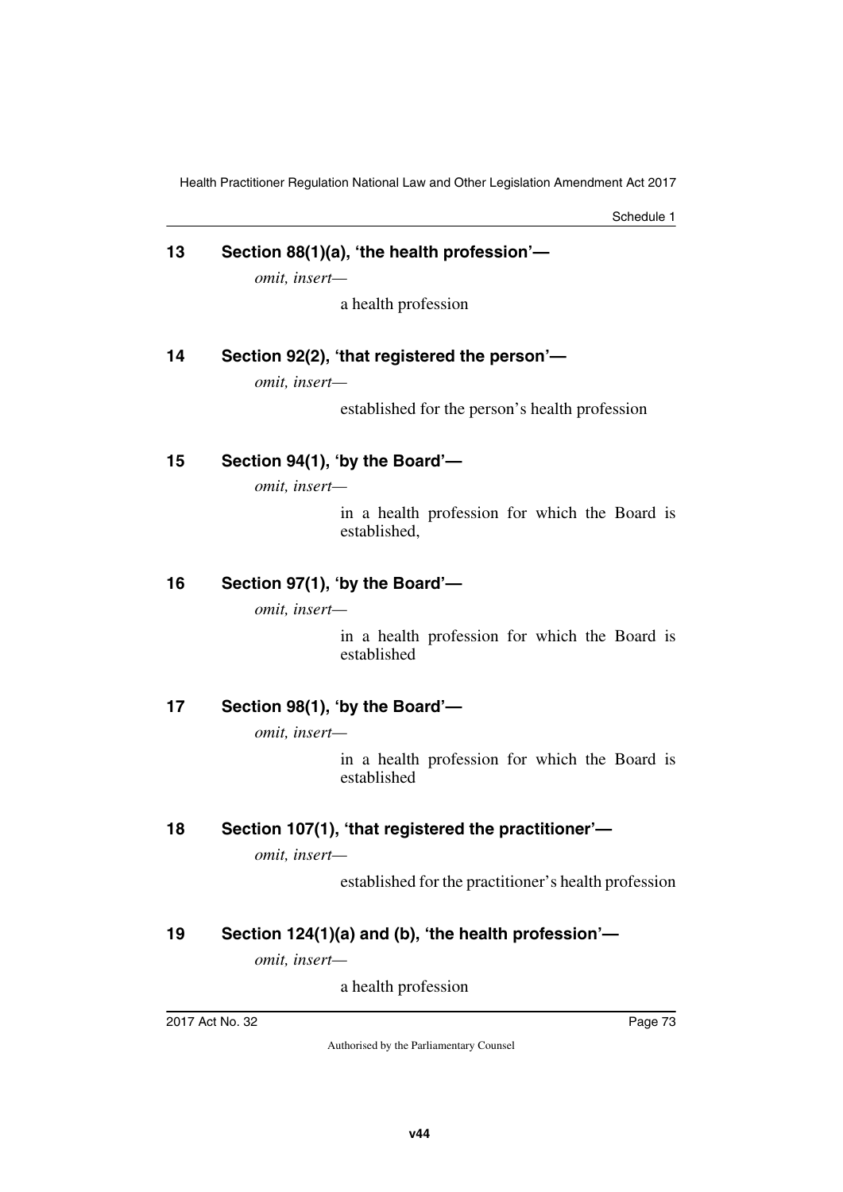## 13 Section 88(1)(a), 'the health profession'—

*omit, insert—*

a health profession

## 14 Section 92(2), 'that registered the person'—

*omit, insert—*

established for the person's health profession

## 15 Section 94(1), 'by the Board'—

*omit, insert—*

in a health profession for which the Board is established,

## 16 Section 97(1), 'by the Board'—

*omit, insert—*

in a health profession for which the Board is established

## 17 Section 98(1), 'by the Board'—

*omit, insert—*

in a health profession for which the Board is established

## 18 Section 107(1), 'that registered the practitioner'—

*omit, insert—*

established for the practitioner's health profession

## 19 Section 124(1)(a) and (b), 'the health profession'—

*omit, insert—*

a health profession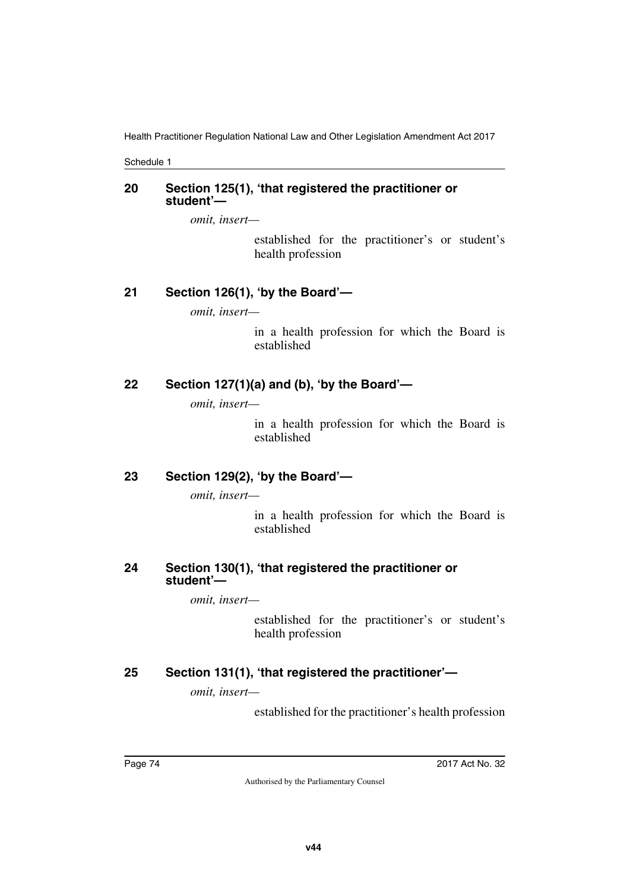### 20 Section 125(1), 'that registered the practitioner or student'—

*omit, insert—*

> established for the practitioner's or student's health profession

### 21 Section 126(1), 'by the Board'—

*omit, insert—*

> in a health profession for which the Board is established

### 22 Section 127(1)(a) and (b), 'by the Board'—

*omit, insert—*

> in a health profession for which the Board is established

### 23 Section 129(2), 'by the Board'—

*omit, insert—*

> in a health profession for which the Board is established

### 24 Section 130(1), 'that registered the practitioner or student'—

*omit, insert—*

> established for the practitioner's or student's health profession

### 25 Section 131(1), 'that registered the practitioner'—

*omit, insert—*

> established for the practitioner's health profession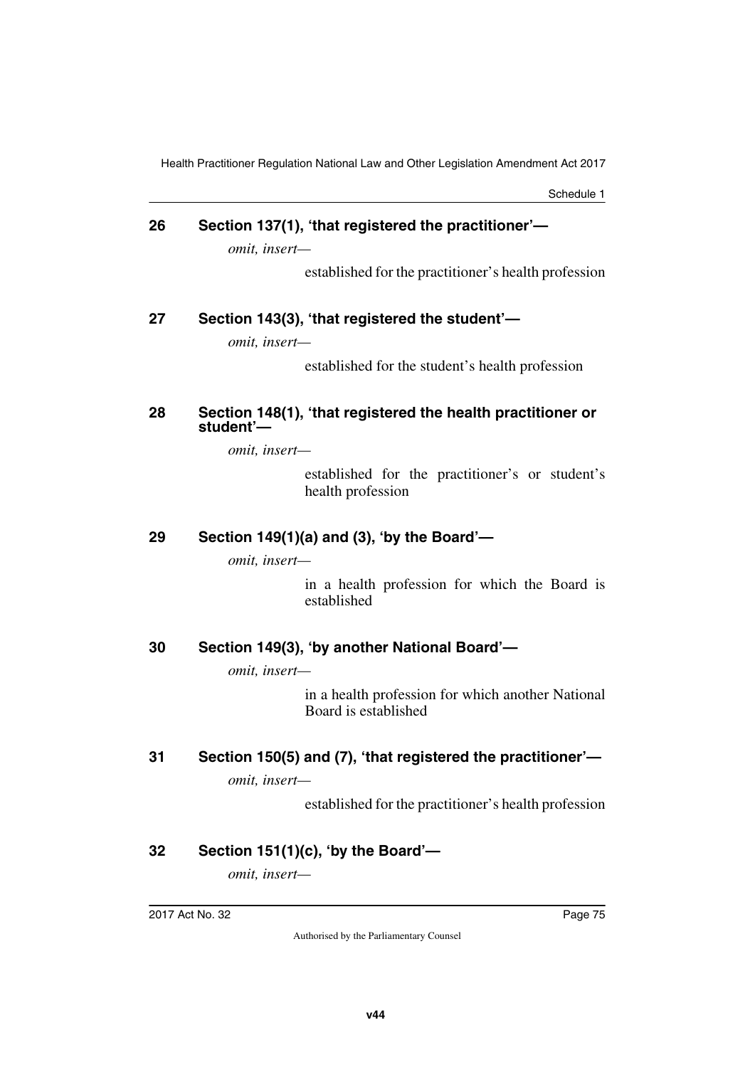### 26 Section 137(1), 'that registered the practitioner'—

*omit, insert—*

> established for the practitioner's health profession

### 27 Section 143(3), 'that registered the student'—

*omit, insert—*

> established for the student's health profession

### 28 Section 148(1), 'that registered the health practitioner or student'—

*omit, insert—*

> established for the practitioner's or student's health profession

### 29 Section 149(1)(a) and (3), 'by the Board'—

*omit, insert—*

> in a health profession for which the Board is established

### 30 Section 149(3), 'by another National Board'—

*omit, insert—*

> in a health profession for which another National Board is established

### 31 Section 150(5) and (7), 'that registered the practitioner'—

*omit, insert—*

> established for the practitioner's health profession

### 32 Section 151(1)(c), 'by the Board'—

*omit, insert—*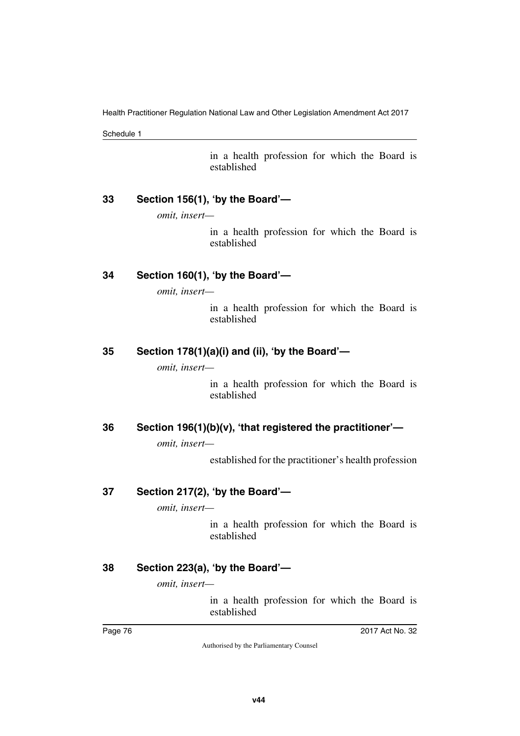in a health profession for which the Board is established

### 33 Section 156(1), 'by the Board'—

*omit, insert—*

in a health profession for which the Board is established

### 34 Section 160(1), 'by the Board'—

*omit, insert—*

in a health profession for which the Board is established

### 35 Section 178(1)(a)(i) and (ii), 'by the Board'—

*omit, insert—*

in a health profession for which the Board is established

### 36 Section 196(1)(b)(v), 'that registered the practitioner'—

*omit, insert—*

established for the practitioner's health profession

### 37 Section 217(2), 'by the Board'—

*omit, insert—*

in a health profession for which the Board is established

### 38 Section 223(a), 'by the Board'—

*omit, insert—*

in a health profession for which the Board is established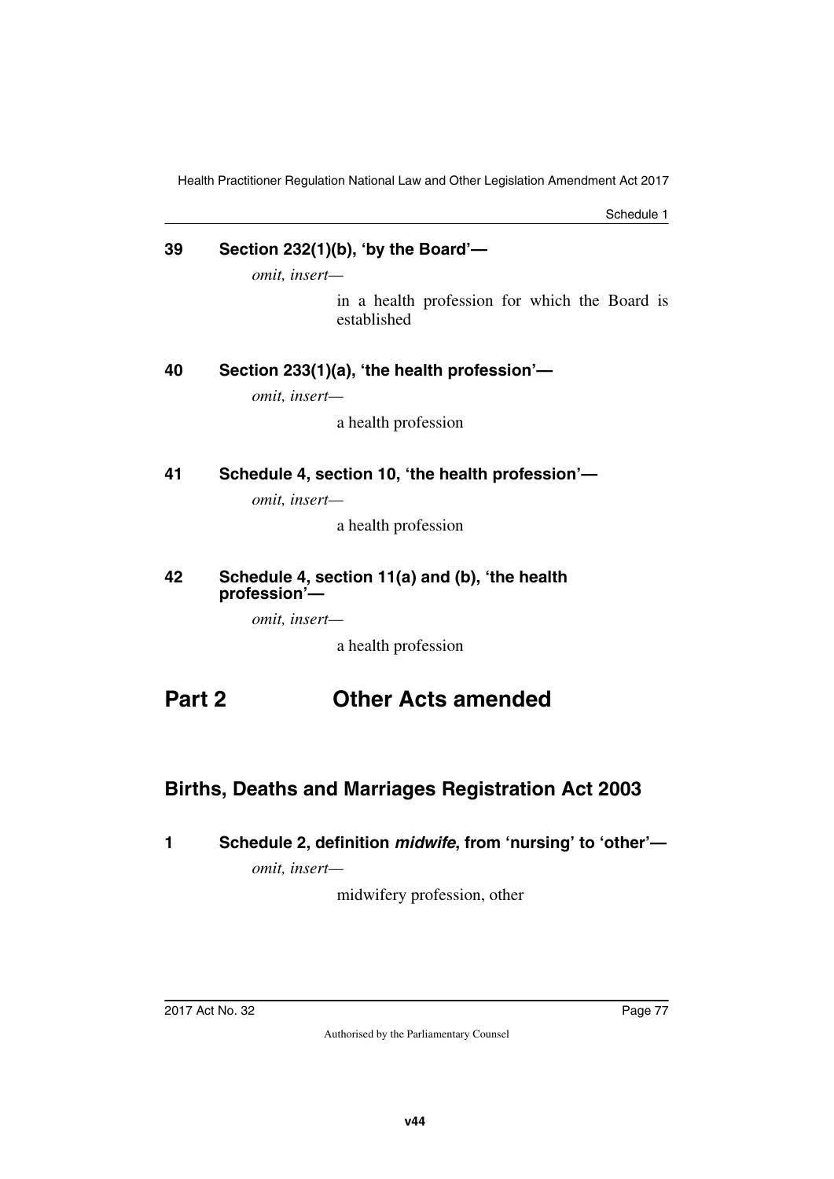**39 Section 232(1)(b), 'by the Board'—**

*omit, insert—*

in a health profession for which the Board is established

**40 Section 233(1)(a), 'the health profession'—**

*omit, insert—*

a health profession

**41 Schedule 4, section 10, 'the health profession'—**

*omit, insert—*

a health profession

**42 Schedule 4, section 11(a) and (b), 'the health profession'—**

*omit, insert—*

a health profession

# Part 2 Other Acts amended

## Births, Deaths and Marriages Registration Act 2003

**1 Schedule 2, definition *midwife*, from 'nursing' to 'other'—**

*omit, insert—*

midwifery profession, other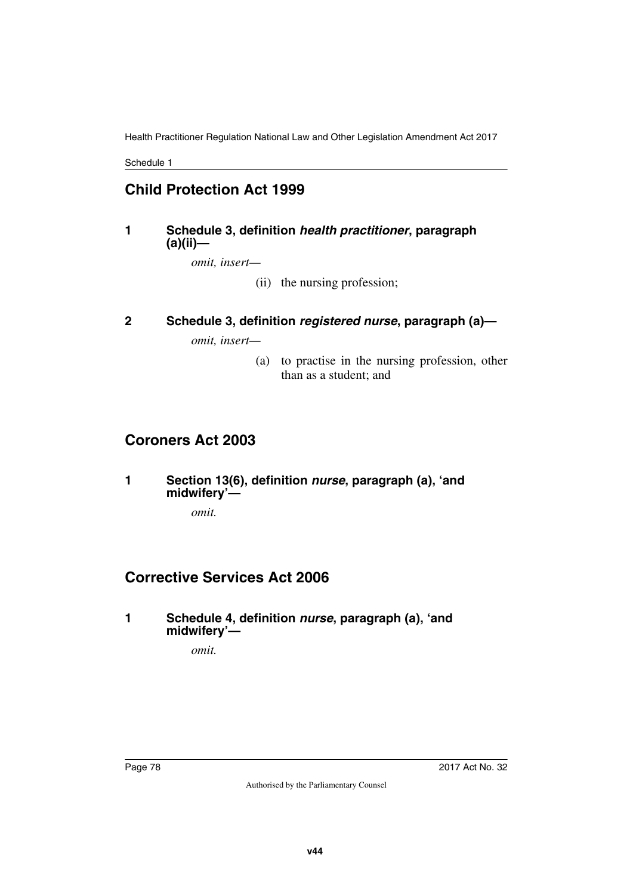## Child Protection Act 1999

### 1 Schedule 3, definition ***health practitioner***, paragraph (a)(ii)—

*omit, insert—*

(ii) the nursing profession;

### 2 Schedule 3, definition ***registered nurse***, paragraph (a)—

*omit, insert—*

(a) to practise in the nursing profession, other than as a student; and

## Coroners Act 2003

### 1 Section 13(6), definition ***nurse***, paragraph (a), 'and midwifery'—

*omit.*

## Corrective Services Act 2006

### 1 Schedule 4, definition ***nurse***, paragraph (a), 'and midwifery'—

*omit.*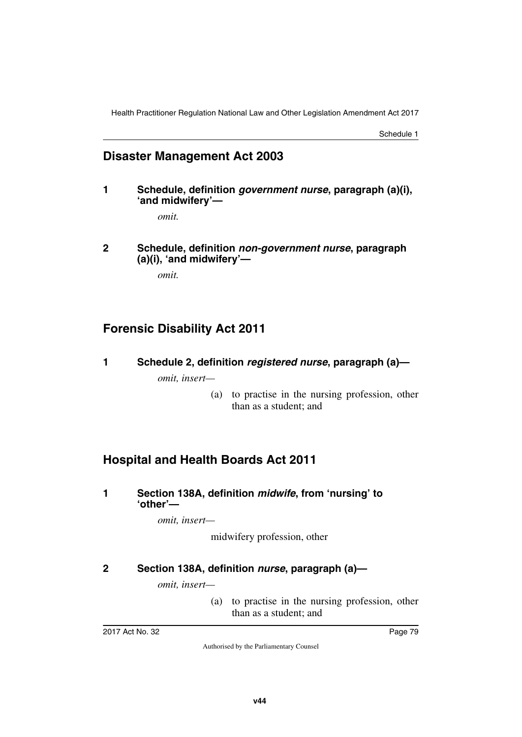## Disaster Management Act 2003

**1 Schedule, definition *government nurse*, paragraph (a)(i), 'and midwifery'—**

*omit.*

**2 Schedule, definition *non-government nurse*, paragraph (a)(i), 'and midwifery'—**

*omit.*

## Forensic Disability Act 2011

**1 Schedule 2, definition *registered nurse*, paragraph (a)—**

*omit, insert—*

(a) to practise in the nursing profession, other than as a student; and

## Hospital and Health Boards Act 2011

**1 Section 138A, definition *midwife*, from 'nursing' to 'other'—**

*omit, insert—*

midwifery profession, other

**2 Section 138A, definition *nurse*, paragraph (a)—**

*omit, insert—*

(a) to practise in the nursing profession, other than as a student; and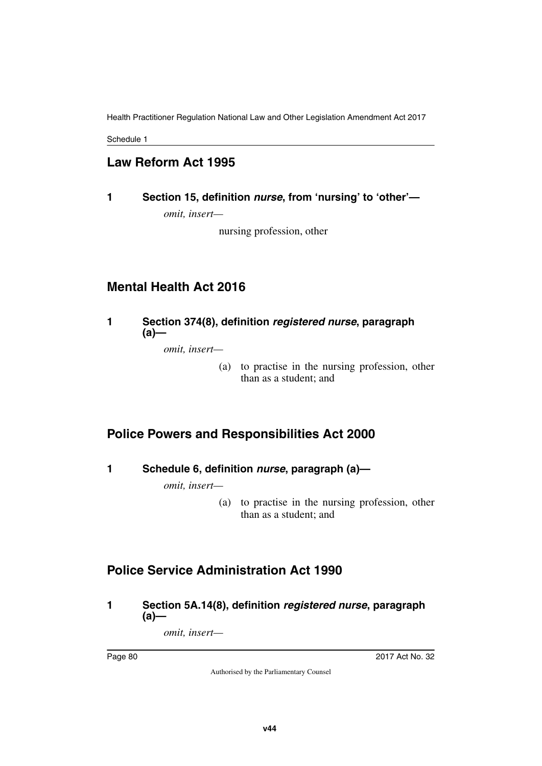## Law Reform Act 1995

**1 Section 15, definition *nurse*, from 'nursing' to 'other'—**

*omit, insert—*

nursing profession, other

## Mental Health Act 2016

**1 Section 374(8), definition *registered nurse*, paragraph (a)—**

*omit, insert—*

(a) to practise in the nursing profession, other than as a student; and

## Police Powers and Responsibilities Act 2000

**1 Schedule 6, definition *nurse*, paragraph (a)—**

*omit, insert—*

(a) to practise in the nursing profession, other than as a student; and

## Police Service Administration Act 1990

**1 Section 5A.14(8), definition *registered nurse*, paragraph (a)—**

*omit, insert—*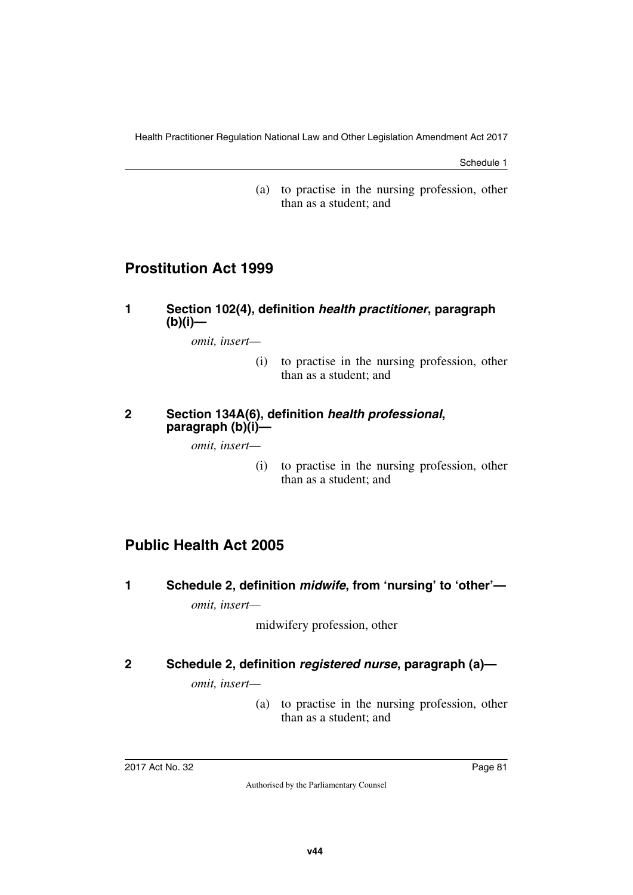(a) to practise in the nursing profession, other than as a student; and

## Prostitution Act 1999

### 1 Section 102(4), definition *health practitioner*, paragraph (b)(i)—

*omit, insert—*

(i) to practise in the nursing profession, other than as a student; and

### 2 Section 134A(6), definition *health professional*, paragraph (b)(i)—

*omit, insert—*

(i) to practise in the nursing profession, other than as a student; and

## Public Health Act 2005

### 1 Schedule 2, definition *midwife*, from 'nursing' to 'other'—

*omit, insert—*

midwifery profession, other

### 2 Schedule 2, definition *registered nurse*, paragraph (a)—

*omit, insert—*

(a) to practise in the nursing profession, other than as a student; and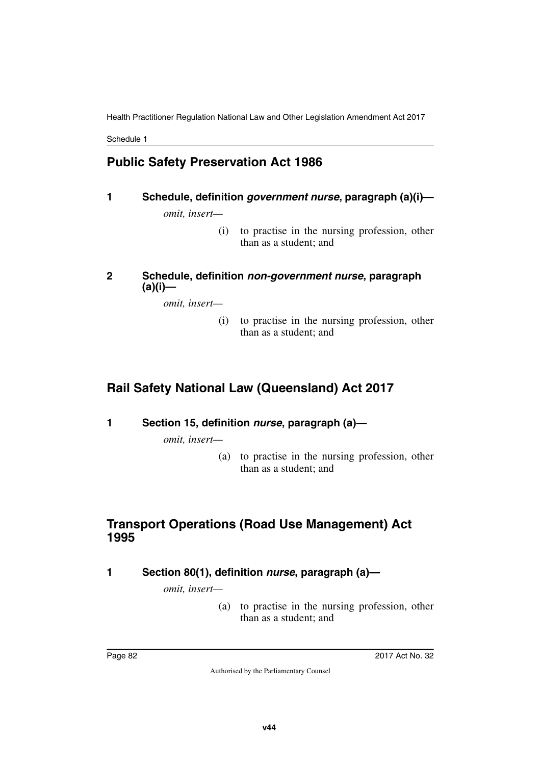## Public Safety Preservation Act 1986

### 1 Schedule, definition *government nurse*, paragraph (a)(i)—

*omit, insert—*

(i) to practise in the nursing profession, other than as a student; and

### 2 Schedule, definition *non-government nurse*, paragraph (a)(i)—

*omit, insert—*

(i) to practise in the nursing profession, other than as a student; and

## Rail Safety National Law (Queensland) Act 2017

### 1 Section 15, definition *nurse*, paragraph (a)—

*omit, insert—*

(a) to practise in the nursing profession, other than as a student; and

## Transport Operations (Road Use Management) Act 1995

### 1 Section 80(1), definition *nurse*, paragraph (a)—

*omit, insert—*

(a) to practise in the nursing profession, other than as a student; and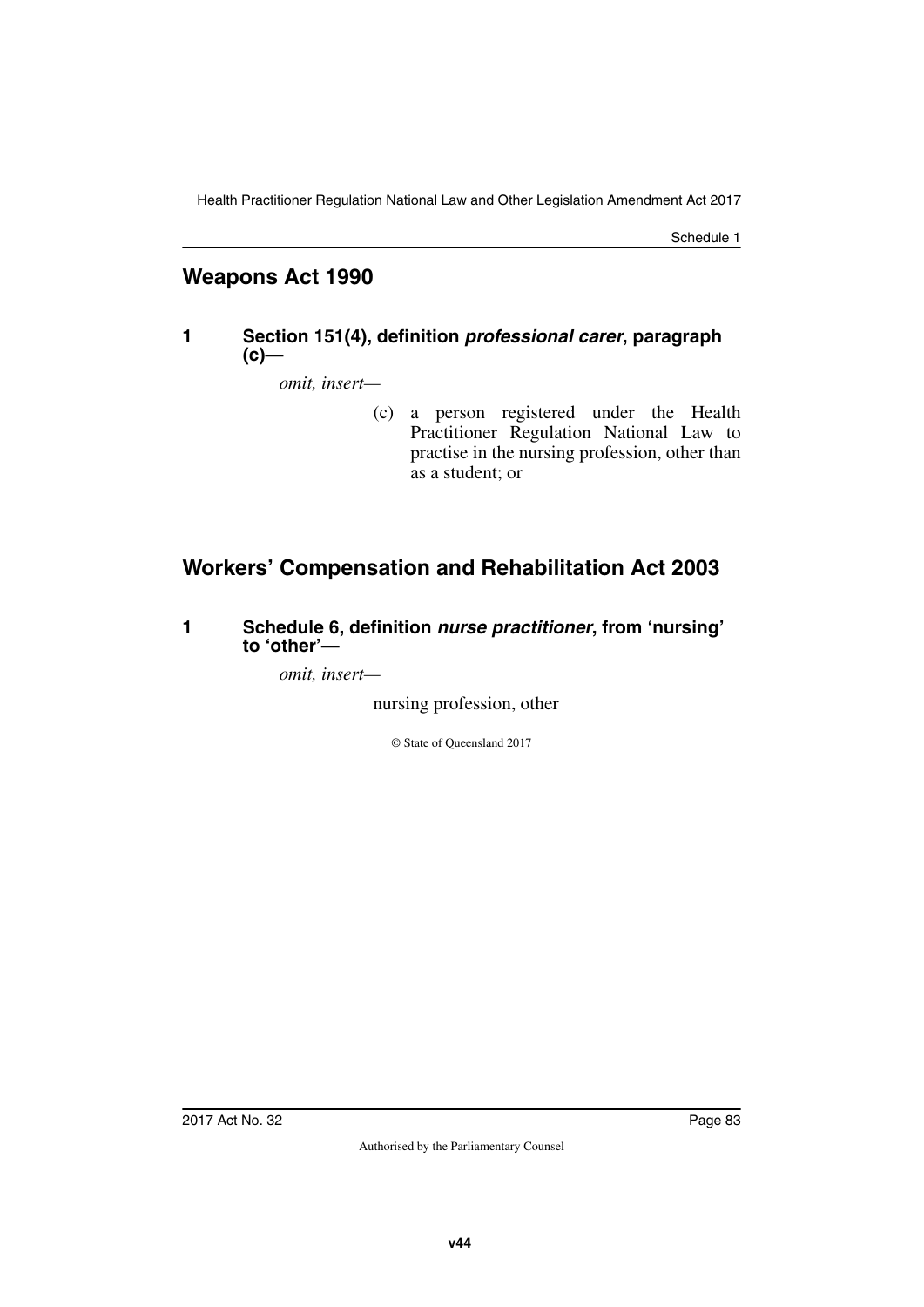## Weapons Act 1990

### 1 Section 151(4), definition *professional carer*, paragraph (c)—

*omit, insert—*

(c) a person registered under the Health Practitioner Regulation National Law to practise in the nursing profession, other than as a student; or

## Workers' Compensation and Rehabilitation Act 2003

### 1 Schedule 6, definition *nurse practitioner*, from 'nursing' to 'other'—

*omit, insert—*

nursing profession, other

© State of Queensland 2017